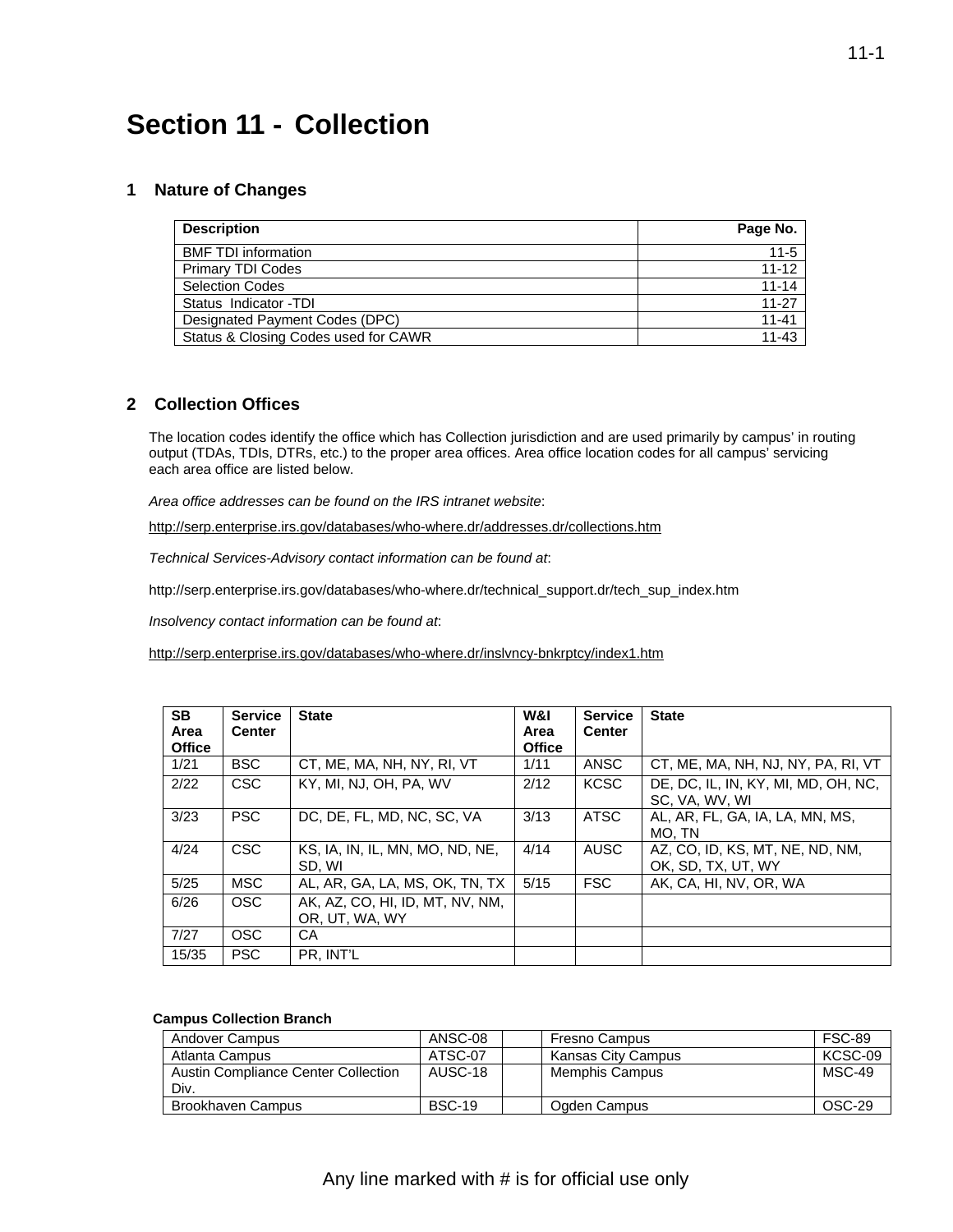# Section 11 - Collection

## 1 Nature of Changes

| Description | Page No. |
|---|---|
| BMF TDI information | 11-5 |
| Primary TDI Codes | 11-12 |
| Selection Codes | 11-14 |
| Status Indicator -TDI | 11-27 |
| Designated Payment Codes (DPC) | 11-41 |
| Status & Closing Codes used for CAWR | 11-43 |

## 2 Collection Offices

The location codes identify the office which has Collection jurisdiction and are used primarily by campus' in routing output (TDAs, TDIs, DTRs, etc.) to the proper area offices. Area office location codes for all campus' servicing each area office are listed below.

*Area office addresses can be found on the IRS intranet website*:

http://serp.enterprise.irs.gov/databases/who-where.dr/addresses.dr/collections.htm

*Technical Services-Advisory contact information can be found at*:

http://serp.enterprise.irs.gov/databases/who-where.dr/technical_support.dr/tech_sup_index.htm

*Insolvency contact information can be found at*:

http://serp.enterprise.irs.gov/databases/who-where.dr/inslvncy-bnkrptcy/index1.htm

| SB Area Office | Service Center | State | W&I Area Office | Service Center | State |
|---|---|---|---|---|---|
| 1/21 | BSC | CT, ME, MA, NH, NY, RI, VT | 1/11 | ANSC | CT, ME, MA, NH, NJ, NY, PA, RI, VT |
| 2/22 | CSC | KY, MI, NJ, OH, PA, WV | 2/12 | KCSC | DE, DC, IL, IN, KY, MI, MD, OH, NC, SC, VA, WV, WI |
| 3/23 | PSC | DC, DE, FL, MD, NC, SC, VA | 3/13 | ATSC | AL, AR, FL, GA, IA, LA, MN, MS, MO, TN |
| 4/24 | CSC | KS, IA, IN, IL, MN, MO, ND, NE, SD, WI | 4/14 | AUSC | AZ, CO, ID, KS, MT, NE, ND, NM, OK, SD, TX, UT, WY |
| 5/25 | MSC | AL, AR, GA, LA, MS, OK, TN, TX | 5/15 | FSC | AK, CA, HI, NV, OR, WA |
| 6/26 | OSC | AK, AZ, CO, HI, ID, MT, NV, NM, OR, UT, WA, WY | | | |
| 7/27 | OSC | CA | | | |
| 15/35 | PSC | PR, INT'L | | | |

**Campus Collection Branch**

| | | | | |
|---|---|---|---|---|
| Andover Campus | ANSC-08 | | Fresno Campus | FSC-89 |
| Atlanta Campus | ATSC-07 | | Kansas City Campus | KCSC-09 |
| Austin Compliance Center Collection Div. | AUSC-18 | | Memphis Campus | MSC-49 |
| Brookhaven Campus | BSC-19 | | Ogden Campus | OSC-29 |

Any line marked with # is for official use only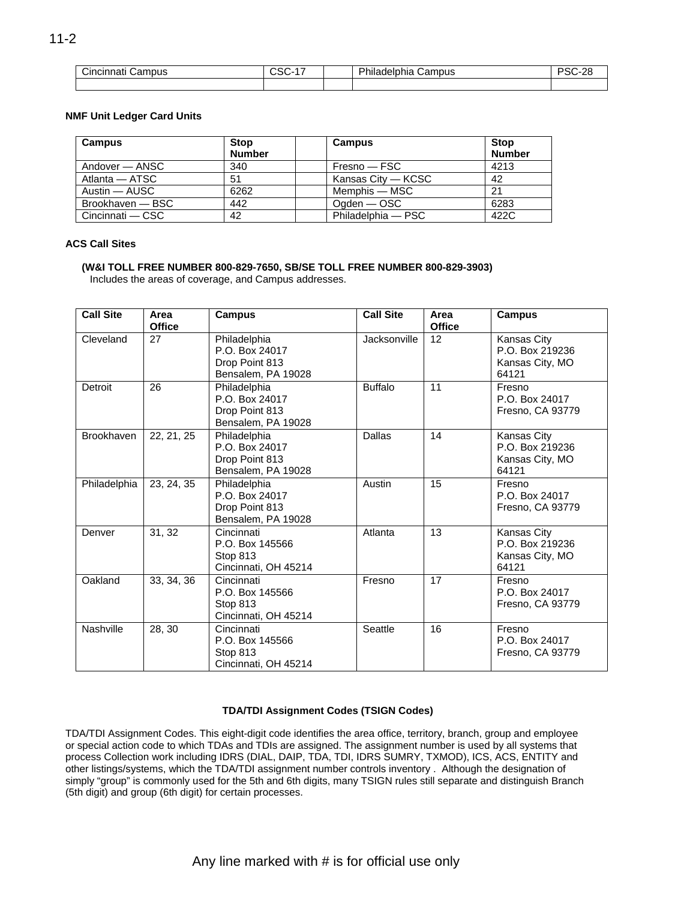| Cincinnati Campus | CSC-17 | | Philadelphia Campus | PSC-28 |
|---|---|---|---|---|
| | | | | |

**NMF Unit Ledger Card Units**

| Campus | Stop Number | | Campus | Stop Number |
|---|---|---|---|---|
| Andover — ANSC | 340 | | Fresno — FSC | 4213 |
| Atlanta — ATSC | 51 | | Kansas City — KCSC | 42 |
| Austin — AUSC | 6262 | | Memphis — MSC | 21 |
| Brookhaven — BSC | 442 | | Ogden — OSC | 6283 |
| Cincinnati — CSC | 42 | | Philadelphia — PSC | 422C |

**ACS Call Sites**

**(W&I TOLL FREE NUMBER 800-829-7650, SB/SE TOLL FREE NUMBER 800-829-3903)**
Includes the areas of coverage, and Campus addresses.

| Call Site | Area Office | Campus | Call Site | Area Office | Campus |
|---|---|---|---|---|---|
| Cleveland | 27 | Philadelphia P.O. Box 24017 Drop Point 813 Bensalem, PA 19028 | Jacksonville | 12 | Kansas City P.O. Box 219236 Kansas City, MO 64121 |
| Detroit | 26 | Philadelphia P.O. Box 24017 Drop Point 813 Bensalem, PA 19028 | Buffalo | 11 | Fresno P.O. Box 24017 Fresno, CA 93779 |
| Brookhaven | 22, 21, 25 | Philadelphia P.O. Box 24017 Drop Point 813 Bensalem, PA 19028 | Dallas | 14 | Kansas City P.O. Box 219236 Kansas City, MO 64121 |
| Philadelphia | 23, 24, 35 | Philadelphia P.O. Box 24017 Drop Point 813 Bensalem, PA 19028 | Austin | 15 | Fresno P.O. Box 24017 Fresno, CA 93779 |
| Denver | 31, 32 | Cincinnati P.O. Box 145566 Stop 813 Cincinnati, OH 45214 | Atlanta | 13 | Kansas City P.O. Box 219236 Kansas City, MO 64121 |
| Oakland | 33, 34, 36 | Cincinnati P.O. Box 145566 Stop 813 Cincinnati, OH 45214 | Fresno | 17 | Fresno P.O. Box 24017 Fresno, CA 93779 |
| Nashville | 28, 30 | Cincinnati P.O. Box 145566 Stop 813 Cincinnati, OH 45214 | Seattle | 16 | Fresno P.O. Box 24017 Fresno, CA 93779 |

**TDA/TDI Assignment Codes (TSIGN Codes)**

TDA/TDI Assignment Codes. This eight-digit code identifies the area office, territory, branch, group and employee or special action code to which TDAs and TDIs are assigned. The assignment number is used by all systems that process Collection work including IDRS (DIAL, DAIP, TDA, TDI, IDRS SUMRY, TXMOD), ICS, ACS, ENTITY and other listings/systems, which the TDA/TDI assignment number controls inventory . Although the designation of simply "group" is commonly used for the 5th and 6th digits, many TSIGN rules still separate and distinguish Branch (5th digit) and group (6th digit) for certain processes.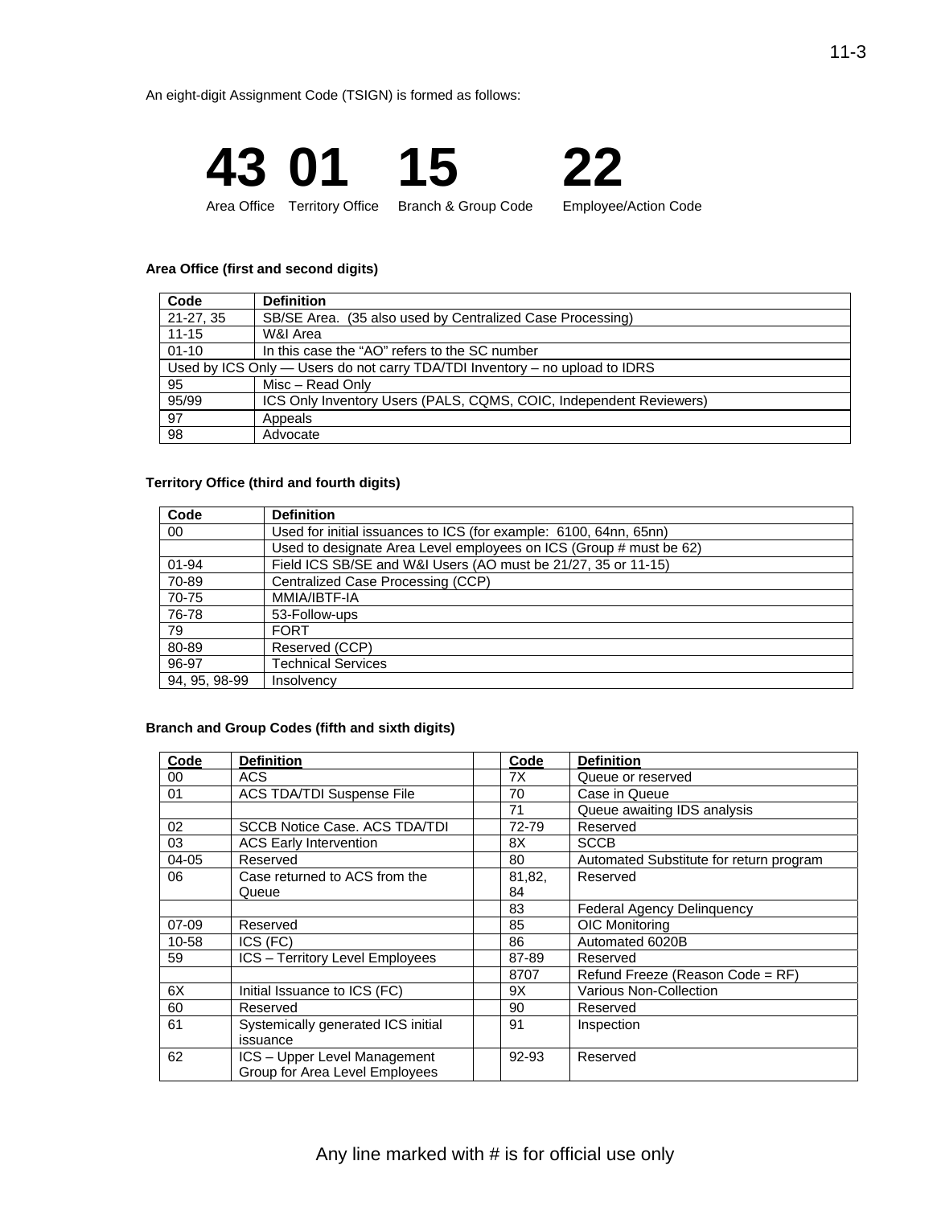An eight-digit Assignment Code (TSIGN) is formed as follows:

| 43 | 01 | 15 | 22 |
|---|---|---|---|
| Area Office | Territory Office | Branch & Group Code | Employee/Action Code |

**Area Office (first and second digits)**

| Code | Definition |
|---|---|
| 21-27, 35 | SB/SE Area. (35 also used by Centralized Case Processing) |
| 11-15 | W&I Area |
| 01-10 | In this case the "AO" refers to the SC number |
| Used by ICS Only — Users do not carry TDA/TDI Inventory – no upload to IDRS | |
| 95 | Misc – Read Only |
| 95/99 | ICS Only Inventory Users (PALS, CQMS, COIC, Independent Reviewers) |
| 97 | Appeals |
| 98 | Advocate |

**Territory Office (third and fourth digits)**

| Code | Definition |
|---|---|
| 00 | Used for initial issuances to ICS (for example: 6100, 64nn, 65nn) |
| | Used to designate Area Level employees on ICS (Group # must be 62) |
| 01-94 | Field ICS SB/SE and W&I Users (AO must be 21/27, 35 or 11-15) |
| 70-89 | Centralized Case Processing (CCP) |
| 70-75 | MMIA/IBTF-IA |
| 76-78 | 53-Follow-ups |
| 79 | FORT |
| 80-89 | Reserved (CCP) |
| 96-97 | Technical Services |
| 94, 95, 98-99 | Insolvency |

**Branch and Group Codes (fifth and sixth digits)**

| Code | Definition | Code | Definition |
|---|---|---|---|
| 00 | ACS | 7X | Queue or reserved |
| 01 | ACS TDA/TDI Suspense File | 70 | Case in Queue |
| | | 71 | Queue awaiting IDS analysis |
| 02 | SCCB Notice Case. ACS TDA/TDI | 72-79 | Reserved |
| 03 | ACS Early Intervention | 8X | SCCB |
| 04-05 | Reserved | 80 | Automated Substitute for return program |
| 06 | Case returned to ACS from the Queue | 81,82, 84 | Reserved |
| | | 83 | Federal Agency Delinquency |
| 07-09 | Reserved | 85 | OIC Monitoring |
| 10-58 | ICS (FC) | 86 | Automated 6020B |
| 59 | ICS – Territory Level Employees | 87-89 | Reserved |
| | | 8707 | Refund Freeze (Reason Code = RF) |
| 6X | Initial Issuance to ICS (FC) | 9X | Various Non-Collection |
| 60 | Reserved | 90 | Reserved |
| 61 | Systemically generated ICS initial issuance | 91 | Inspection |
| 62 | ICS – Upper Level Management Group for Area Level Employees | 92-93 | Reserved |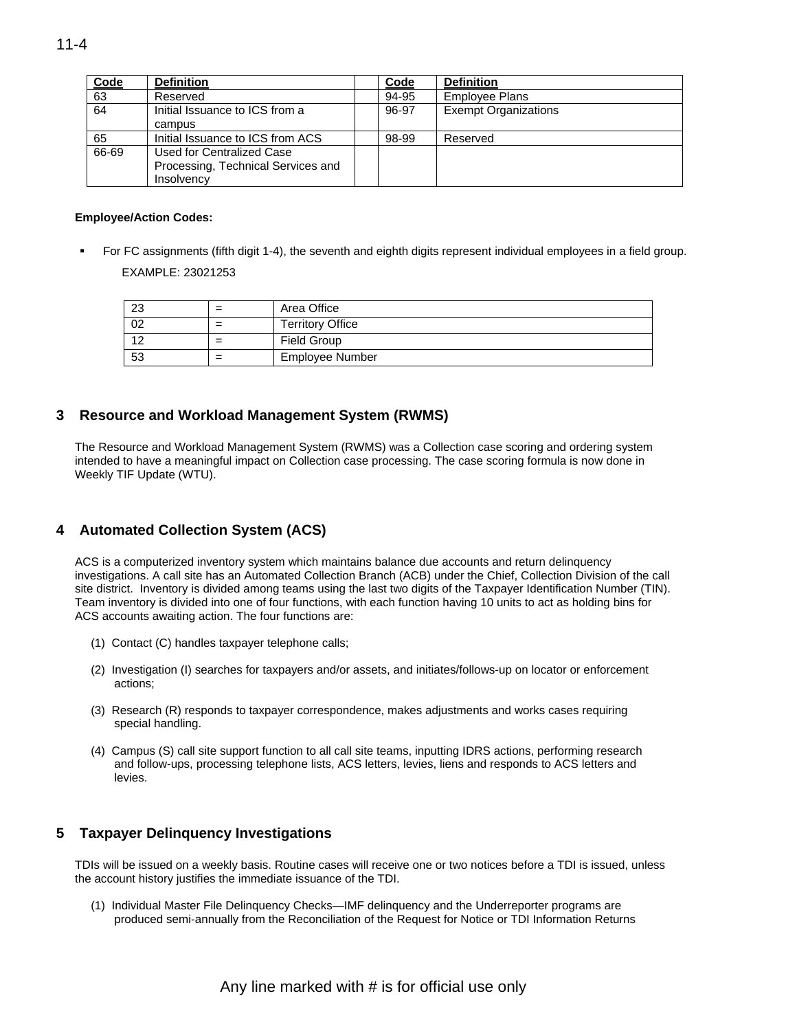| Code | Definition | | Code | Definition |
|---|---|---|---|---|
| 63 | Reserved | | 94-95 | Employee Plans |
| 64 | Initial Issuance to ICS from a campus | | 96-97 | Exempt Organizations |
| 65 | Initial Issuance to ICS from ACS | | 98-99 | Reserved |
| 66-69 | Used for Centralized Case Processing, Technical Services and Insolvency | | | |

**Employee/Action Codes:**

- For FC assignments (fifth digit 1-4), the seventh and eighth digits represent individual employees in a field group.

  EXAMPLE: 23021253

| 23 | = | Area Office |
|---|---|---|
| 02 | = | Territory Office |
| 12 | = | Field Group |
| 53 | = | Employee Number |

## 3 Resource and Workload Management System (RWMS)

The Resource and Workload Management System (RWMS) was a Collection case scoring and ordering system intended to have a meaningful impact on Collection case processing. The case scoring formula is now done in Weekly TIF Update (WTU).

## 4 Automated Collection System (ACS)

ACS is a computerized inventory system which maintains balance due accounts and return delinquency investigations. A call site has an Automated Collection Branch (ACB) under the Chief, Collection Division of the call site district. Inventory is divided among teams using the last two digits of the Taxpayer Identification Number (TIN). Team inventory is divided into one of four functions, with each function having 10 units to act as holding bins for ACS accounts awaiting action. The four functions are:

(1) Contact (C) handles taxpayer telephone calls;

(2) Investigation (I) searches for taxpayers and/or assets, and initiates/follows-up on locator or enforcement actions;

(3) Research (R) responds to taxpayer correspondence, makes adjustments and works cases requiring special handling.

(4) Campus (S) call site support function to all call site teams, inputting IDRS actions, performing research and follow-ups, processing telephone lists, ACS letters, levies, liens and responds to ACS letters and levies.

## 5 Taxpayer Delinquency Investigations

TDIs will be issued on a weekly basis. Routine cases will receive one or two notices before a TDI is issued, unless the account history justifies the immediate issuance of the TDI.

(1) Individual Master File Delinquency Checks—IMF delinquency and the Underreporter programs are produced semi-annually from the Reconciliation of the Request for Notice or TDI Information Returns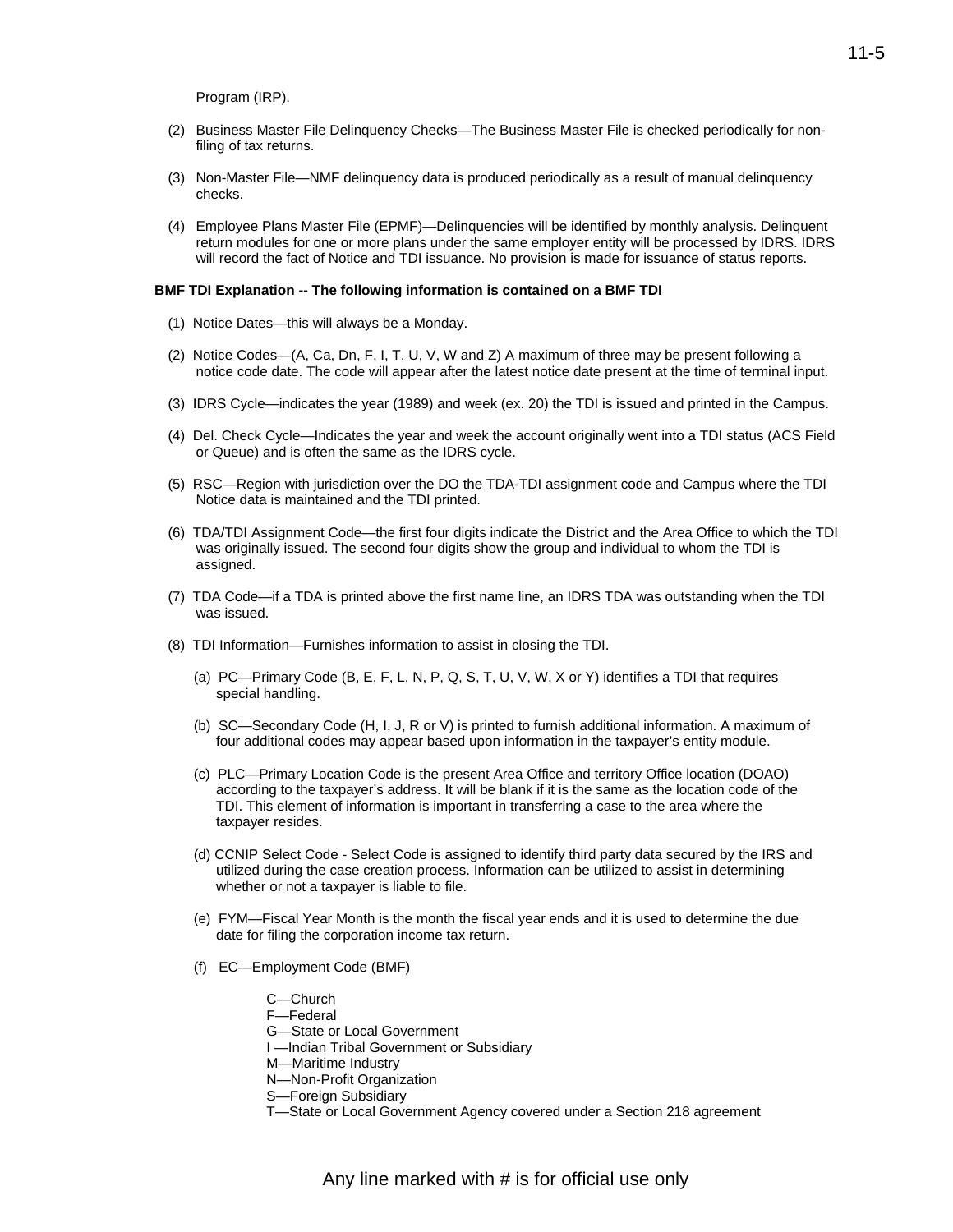Program (IRP).

(2) Business Master File Delinquency Checks—The Business Master File is checked periodically for non-filing of tax returns.

(3) Non-Master File—NMF delinquency data is produced periodically as a result of manual delinquency checks.

(4) Employee Plans Master File (EPMF)—Delinquencies will be identified by monthly analysis. Delinquent return modules for one or more plans under the same employer entity will be processed by IDRS. IDRS will record the fact of Notice and TDI issuance. No provision is made for issuance of status reports.

**BMF TDI Explanation -- The following information is contained on a BMF TDI**

(1) Notice Dates—this will always be a Monday.

(2) Notice Codes—(A, Ca, Dn, F, I, T, U, V, W and Z) A maximum of three may be present following a notice code date. The code will appear after the latest notice date present at the time of terminal input.

(3) IDRS Cycle—indicates the year (1989) and week (ex. 20) the TDI is issued and printed in the Campus.

(4) Del. Check Cycle—Indicates the year and week the account originally went into a TDI status (ACS Field or Queue) and is often the same as the IDRS cycle.

(5) RSC—Region with jurisdiction over the DO the TDA-TDI assignment code and Campus where the TDI Notice data is maintained and the TDI printed.

(6) TDA/TDI Assignment Code—the first four digits indicate the District and the Area Office to which the TDI was originally issued. The second four digits show the group and individual to whom the TDI is assigned.

(7) TDA Code—if a TDA is printed above the first name line, an IDRS TDA was outstanding when the TDI was issued.

(8) TDI Information—Furnishes information to assist in closing the TDI.

(a) PC—Primary Code (B, E, F, L, N, P, Q, S, T, U, V, W, X or Y) identifies a TDI that requires special handling.

(b) SC—Secondary Code (H, I, J, R or V) is printed to furnish additional information. A maximum of four additional codes may appear based upon information in the taxpayer's entity module.

(c) PLC—Primary Location Code is the present Area Office and territory Office location (DOAO) according to the taxpayer's address. It will be blank if it is the same as the location code of the TDI. This element of information is important in transferring a case to the area where the taxpayer resides.

(d) CCNIP Select Code - Select Code is assigned to identify third party data secured by the IRS and utilized during the case creation process. Information can be utilized to assist in determining whether or not a taxpayer is liable to file.

(e) FYM—Fiscal Year Month is the month the fiscal year ends and it is used to determine the due date for filing the corporation income tax return.

(f) EC—Employment Code (BMF)

C—Church
F—Federal
G—State or Local Government
I —Indian Tribal Government or Subsidiary
M—Maritime Industry
N—Non-Profit Organization
S—Foreign Subsidiary
T—State or Local Government Agency covered under a Section 218 agreement

Any line marked with # is for official use only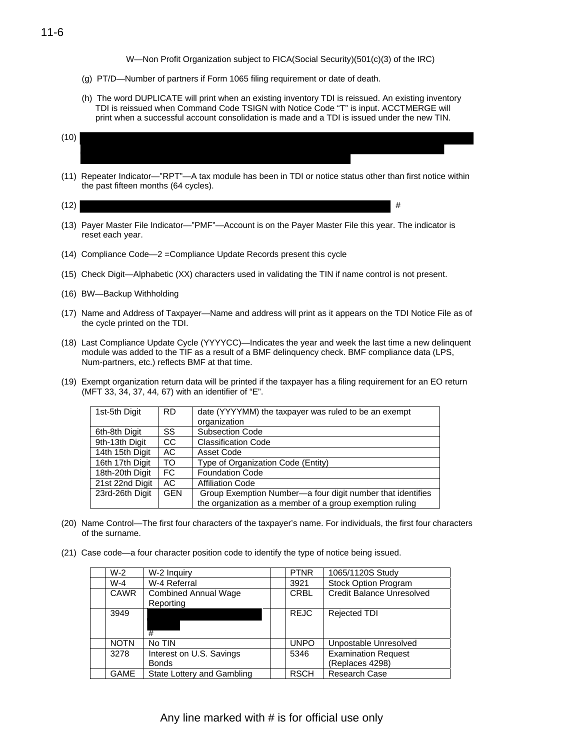W—Non Profit Organization subject to FICA(Social Security)(501(c)(3) of the IRC)

(g) PT/D—Number of partners if Form 1065 filing requirement or date of death.

(h) The word DUPLICATE will print when an existing inventory TDI is reissued. An existing inventory TDI is reissued when Command Code TSIGN with Notice Code "T" is input. ACCTMERGE will print when a successful account consolidation is made and a TDI is issued under the new TIN.

(10)

(11) Repeater Indicator—"RPT"—A tax module has been in TDI or notice status other than first notice within the past fifteen months (64 cycles).

(12) #

(13) Payer Master File Indicator—"PMF"—Account is on the Payer Master File this year. The indicator is reset each year.

(14) Compliance Code—2 =Compliance Update Records present this cycle

(15) Check Digit—Alphabetic (XX) characters used in validating the TIN if name control is not present.

(16) BW—Backup Withholding

(17) Name and Address of Taxpayer—Name and address will print as it appears on the TDI Notice File as of the cycle printed on the TDI.

(18) Last Compliance Update Cycle (YYYYCC)—Indicates the year and week the last time a new delinquent module was added to the TIF as a result of a BMF delinquency check. BMF compliance data (LPS, Num-partners, etc.) reflects BMF at that time.

(19) Exempt organization return data will be printed if the taxpayer has a filing requirement for an EO return (MFT 33, 34, 37, 44, 67) with an identifier of "E".

| | | |
|---|---|---|
| 1st-5th Digit | RD | date (YYYYMM) the taxpayer was ruled to be an exempt organization |
| 6th-8th Digit | SS | Subsection Code |
| 9th-13th Digit | CC | Classification Code |
| 14th 15th Digit | AC | Asset Code |
| 16th 17th Digit | TO | Type of Organization Code (Entity) |
| 18th-20th Digit | FC | Foundation Code |
| 21st 22nd Digit | AC | Affiliation Code |
| 23rd-26th Digit | GEN | Group Exemption Number—a four digit number that identifies the organization as a member of a group exemption ruling |

(20) Name Control—The first four characters of the taxpayer's name. For individuals, the first four characters of the surname.

(21) Case code—a four character position code to identify the type of notice being issued.

| | | | | | |
|---|---|---|---|---|---|
| | W-2 | W-2 Inquiry | | PTNR | 1065/1120S Study |
| | W-4 | W-4 Referral | | 3921 | Stock Option Program |
| | CAWR | Combined Annual Wage Reporting | | CRBL | Credit Balance Unresolved |
| | 3949 | # | | REJC | Rejected TDI |
| | NOTN | No TIN | | UNPO | Unpostable Unresolved |
| | 3278 | Interest on U.S. Savings Bonds | | 5346 | Examination Request (Replaces 4298) |
| | GAME | State Lottery and Gambling | | RSCH | Research Case |

Any line marked with # is for official use only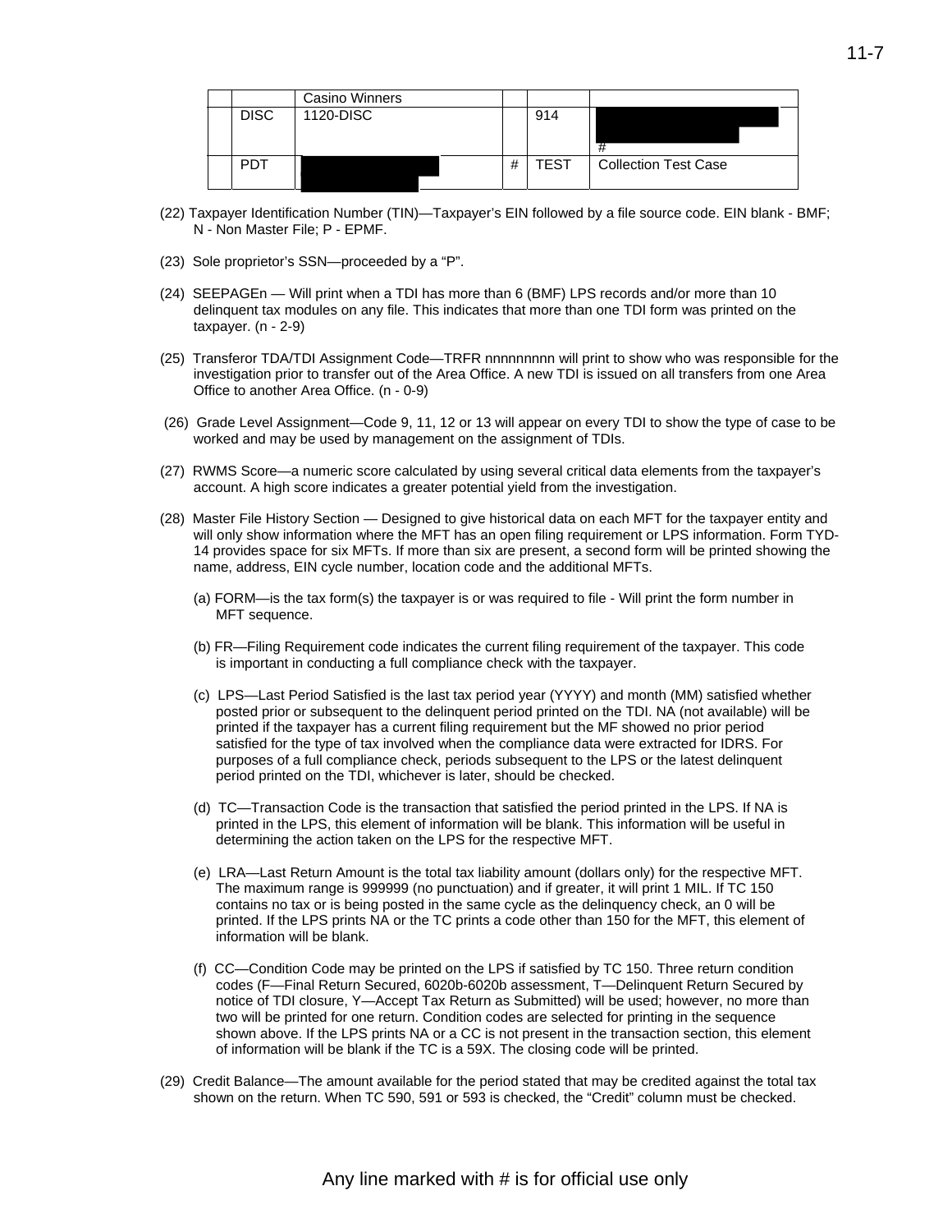| | | | | | |
|---|---|---|---|---|---|
| | | Casino Winners | | | |
| | DISC | 1120-DISC | | 914 | # |
| | PDT | | # | TEST | Collection Test Case |

(22) Taxpayer Identification Number (TIN)—Taxpayer's EIN followed by a file source code. EIN blank - BMF; N - Non Master File; P - EPMF.

(23) Sole proprietor's SSN—proceeded by a "P".

(24) SEEPAGEn — Will print when a TDI has more than 6 (BMF) LPS records and/or more than 10 delinquent tax modules on any file. This indicates that more than one TDI form was printed on the taxpayer. (n - 2-9)

(25) Transferor TDA/TDI Assignment Code—TRFR nnnnnnnnn will print to show who was responsible for the investigation prior to transfer out of the Area Office. A new TDI is issued on all transfers from one Area Office to another Area Office. (n - 0-9)

(26) Grade Level Assignment—Code 9, 11, 12 or 13 will appear on every TDI to show the type of case to be worked and may be used by management on the assignment of TDIs.

(27) RWMS Score—a numeric score calculated by using several critical data elements from the taxpayer's account. A high score indicates a greater potential yield from the investigation.

(28) Master File History Section — Designed to give historical data on each MFT for the taxpayer entity and will only show information where the MFT has an open filing requirement or LPS information. Form TYD-14 provides space for six MFTs. If more than six are present, a second form will be printed showing the name, address, EIN cycle number, location code and the additional MFTs.

(a) FORM—is the tax form(s) the taxpayer is or was required to file - Will print the form number in MFT sequence.

(b) FR—Filing Requirement code indicates the current filing requirement of the taxpayer. This code is important in conducting a full compliance check with the taxpayer.

(c) LPS—Last Period Satisfied is the last tax period year (YYYY) and month (MM) satisfied whether posted prior or subsequent to the delinquent period printed on the TDI. NA (not available) will be printed if the taxpayer has a current filing requirement but the MF showed no prior period satisfied for the type of tax involved when the compliance data were extracted for IDRS. For purposes of a full compliance check, periods subsequent to the LPS or the latest delinquent period printed on the TDI, whichever is later, should be checked.

(d) TC—Transaction Code is the transaction that satisfied the period printed in the LPS. If NA is printed in the LPS, this element of information will be blank. This information will be useful in determining the action taken on the LPS for the respective MFT.

(e) LRA—Last Return Amount is the total tax liability amount (dollars only) for the respective MFT. The maximum range is 999999 (no punctuation) and if greater, it will print 1 MIL. If TC 150 contains no tax or is being posted in the same cycle as the delinquency check, an 0 will be printed. If the LPS prints NA or the TC prints a code other than 150 for the MFT, this element of information will be blank.

(f) CC—Condition Code may be printed on the LPS if satisfied by TC 150. Three return condition codes (F—Final Return Secured, 6020b-6020b assessment, T—Delinquent Return Secured by notice of TDI closure, Y—Accept Tax Return as Submitted) will be used; however, no more than two will be printed for one return. Condition codes are selected for printing in the sequence shown above. If the LPS prints NA or a CC is not present in the transaction section, this element of information will be blank if the TC is a 59X. The closing code will be printed.

(29) Credit Balance—The amount available for the period stated that may be credited against the total tax shown on the return. When TC 590, 591 or 593 is checked, the "Credit" column must be checked.

Any line marked with # is for official use only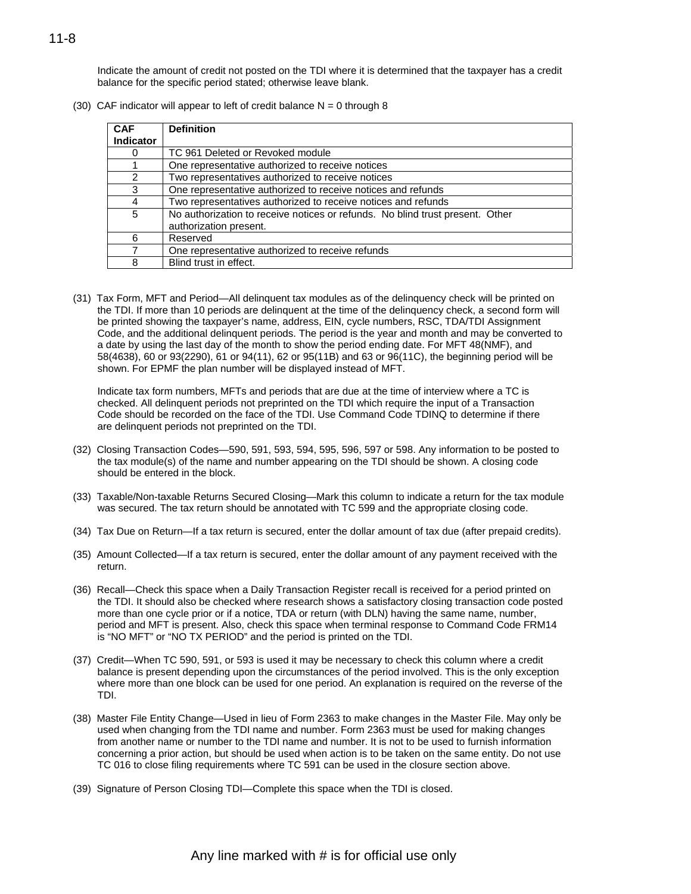Indicate the amount of credit not posted on the TDI where it is determined that the taxpayer has a credit balance for the specific period stated; otherwise leave blank.

(30) CAF indicator will appear to left of credit balance N = 0 through 8

| CAF Indicator | Definition |
|---|---|
| 0 | TC 961 Deleted or Revoked module |
| 1 | One representative authorized to receive notices |
| 2 | Two representatives authorized to receive notices |
| 3 | One representative authorized to receive notices and refunds |
| 4 | Two representatives authorized to receive notices and refunds |
| 5 | No authorization to receive notices or refunds. No blind trust present. Other authorization present. |
| 6 | Reserved |
| 7 | One representative authorized to receive refunds |
| 8 | Blind trust in effect. |

(31) Tax Form, MFT and Period—All delinquent tax modules as of the delinquency check will be printed on the TDI. If more than 10 periods are delinquent at the time of the delinquency check, a second form will be printed showing the taxpayer's name, address, EIN, cycle numbers, RSC, TDA/TDI Assignment Code, and the additional delinquent periods. The period is the year and month and may be converted to a date by using the last day of the month to show the period ending date. For MFT 48(NMF), and 58(4638), 60 or 93(2290), 61 or 94(11), 62 or 95(11B) and 63 or 96(11C), the beginning period will be shown. For EPMF the plan number will be displayed instead of MFT.

Indicate tax form numbers, MFTs and periods that are due at the time of interview where a TC is checked. All delinquent periods not preprinted on the TDI which require the input of a Transaction Code should be recorded on the face of the TDI. Use Command Code TDINQ to determine if there are delinquent periods not preprinted on the TDI.

(32) Closing Transaction Codes—590, 591, 593, 594, 595, 596, 597 or 598. Any information to be posted to the tax module(s) of the name and number appearing on the TDI should be shown. A closing code should be entered in the block.

(33) Taxable/Non-taxable Returns Secured Closing—Mark this column to indicate a return for the tax module was secured. The tax return should be annotated with TC 599 and the appropriate closing code.

(34) Tax Due on Return—If a tax return is secured, enter the dollar amount of tax due (after prepaid credits).

(35) Amount Collected—If a tax return is secured, enter the dollar amount of any payment received with the return.

(36) Recall—Check this space when a Daily Transaction Register recall is received for a period printed on the TDI. It should also be checked where research shows a satisfactory closing transaction code posted more than one cycle prior or if a notice, TDA or return (with DLN) having the same name, number, period and MFT is present. Also, check this space when terminal response to Command Code FRM14 is "NO MFT" or "NO TX PERIOD" and the period is printed on the TDI.

(37) Credit—When TC 590, 591, or 593 is used it may be necessary to check this column where a credit balance is present depending upon the circumstances of the period involved. This is the only exception where more than one block can be used for one period. An explanation is required on the reverse of the TDI.

(38) Master File Entity Change—Used in lieu of Form 2363 to make changes in the Master File. May only be used when changing from the TDI name and number. Form 2363 must be used for making changes from another name or number to the TDI name and number. It is not to be used to furnish information concerning a prior action, but should be used when action is to be taken on the same entity. Do not use TC 016 to close filing requirements where TC 591 can be used in the closure section above.

(39) Signature of Person Closing TDI—Complete this space when the TDI is closed.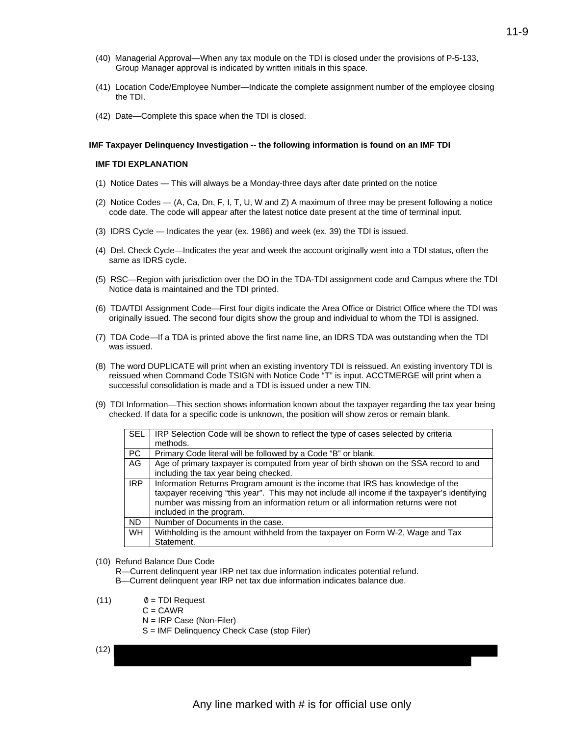(40) Managerial Approval—When any tax module on the TDI is closed under the provisions of P-5-133, Group Manager approval is indicated by written initials in this space.

(41) Location Code/Employee Number—Indicate the complete assignment number of the employee closing the TDI.

(42) Date—Complete this space when the TDI is closed.

**IMF Taxpayer Delinquency Investigation -- the following information is found on an IMF TDI**

**IMF TDI EXPLANATION**

(1) Notice Dates — This will always be a Monday-three days after date printed on the notice

(2) Notice Codes — (A, Ca, Dn, F, I, T, U, W and Z) A maximum of three may be present following a notice code date. The code will appear after the latest notice date present at the time of terminal input.

(3) IDRS Cycle — Indicates the year (ex. 1986) and week (ex. 39) the TDI is issued.

(4) Del. Check Cycle—Indicates the year and week the account originally went into a TDI status, often the same as IDRS cycle.

(5) RSC—Region with jurisdiction over the DO in the TDA-TDI assignment code and Campus where the TDI Notice data is maintained and the TDI printed.

(6) TDA/TDI Assignment Code—First four digits indicate the Area Office or District Office where the TDI was originally issued. The second four digits show the group and individual to whom the TDI is assigned.

(7) TDA Code—If a TDA is printed above the first name line, an IDRS TDA was outstanding when the TDI was issued.

(8) The word DUPLICATE will print when an existing inventory TDI is reissued. An existing inventory TDI is reissued when Command Code TSIGN with Notice Code "T" is input. ACCTMERGE will print when a successful consolidation is made and a TDI is issued under a new TIN.

(9) TDI Information—This section shows information known about the taxpayer regarding the tax year being checked. If data for a specific code is unknown, the position will show zeros or remain blank.

| | |
|---|---|
| SEL | IRP Selection Code will be shown to reflect the type of cases selected by criteria methods. |
| PC | Primary Code literal will be followed by a Code "B" or blank. |
| AG | Age of primary taxpayer is computed from year of birth shown on the SSA record to and including the tax year being checked. |
| IRP | Information Returns Program amount is the income that IRS has knowledge of the taxpayer receiving "this year". This may not include all income if the taxpayer's identifying number was missing from an information return or all information returns were not included in the program. |
| ND | Number of Documents in the case. |
| WH | Withholding is the amount withheld from the taxpayer on Form W-2, Wage and Tax Statement. |

(10) Refund Balance Due Code
R—Current delinquent year IRP net tax due information indicates potential refund.
B—Current delinquent year IRP net tax due information indicates balance due.

(11) Ø = TDI Request
C = CAWR
N = IRP Case (Non-Filer)
S = IMF Delinquency Check Case (stop Filer)

(12)

Any line marked with # is for official use only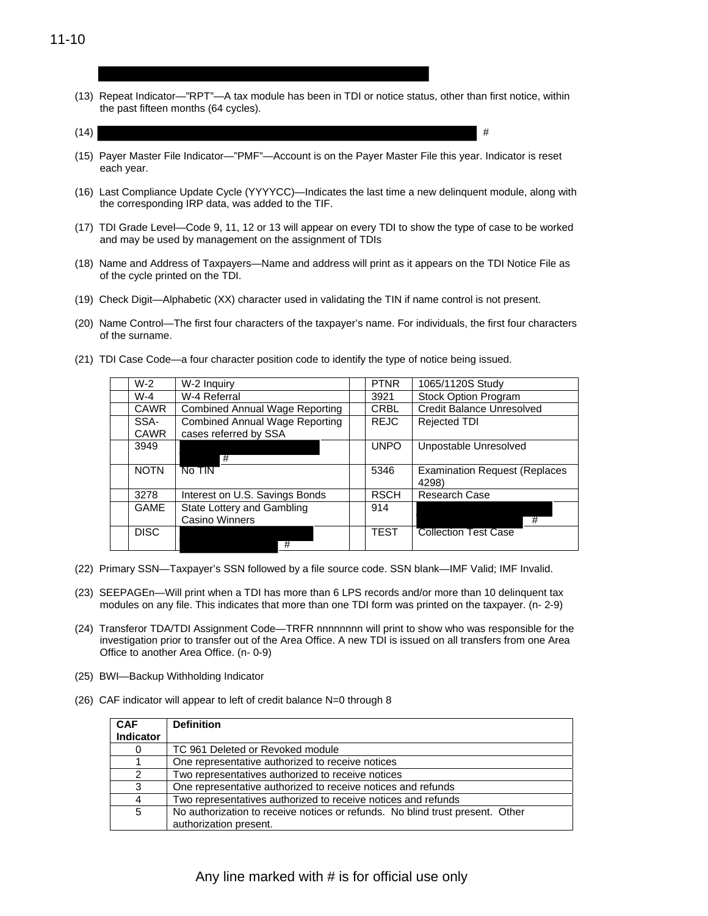(13) Repeat Indicator—"RPT"—A tax module has been in TDI or notice status, other than first notice, within the past fifteen months (64 cycles).

(14) #

(15) Payer Master File Indicator—"PMF"—Account is on the Payer Master File this year. Indicator is reset each year.

(16) Last Compliance Update Cycle (YYYYCC)—Indicates the last time a new delinquent module, along with the corresponding IRP data, was added to the TIF.

(17) TDI Grade Level—Code 9, 11, 12 or 13 will appear on every TDI to show the type of case to be worked and may be used by management on the assignment of TDIs

(18) Name and Address of Taxpayers—Name and address will print as it appears on the TDI Notice File as of the cycle printed on the TDI.

(19) Check Digit—Alphabetic (XX) character used in validating the TIN if name control is not present.

(20) Name Control—The first four characters of the taxpayer's name. For individuals, the first four characters of the surname.

(21) TDI Case Code—a four character position code to identify the type of notice being issued.

| | | | | | |
|---|---|---|---|---|---|
| | W-2 | W-2 Inquiry | | PTNR | 1065/1120S Study |
| | W-4 | W-4 Referral | | 3921 | Stock Option Program |
| | CAWR | Combined Annual Wage Reporting | | CRBL | Credit Balance Unresolved |
| | SSA-CAWR | Combined Annual Wage Reporting cases referred by SSA | | REJC | Rejected TDI |
| | 3949 | # | | UNPO | Unpostable Unresolved |
| | NOTN | No TIN | | 5346 | Examination Request (Replaces 4298) |
| | 3278 | Interest on U.S. Savings Bonds | | RSCH | Research Case |
| | GAME | State Lottery and Gambling Casino Winners | | 914 | # |
| | DISC | # | | TEST | Collection Test Case |

(22) Primary SSN—Taxpayer's SSN followed by a file source code. SSN blank—IMF Valid; IMF Invalid.

(23) SEEPAGEn—Will print when a TDI has more than 6 LPS records and/or more than 10 delinquent tax modules on any file. This indicates that more than one TDI form was printed on the taxpayer. (n- 2-9)

(24) Transferor TDA/TDI Assignment Code—TRFR nnnnnnnn will print to show who was responsible for the investigation prior to transfer out of the Area Office. A new TDI is issued on all transfers from one Area Office to another Area Office. (n- 0-9)

(25) BWI—Backup Withholding Indicator

(26) CAF indicator will appear to left of credit balance N=0 through 8

| CAF Indicator | Definition |
|---|---|
| 0 | TC 961 Deleted or Revoked module |
| 1 | One representative authorized to receive notices |
| 2 | Two representatives authorized to receive notices |
| 3 | One representative authorized to receive notices and refunds |
| 4 | Two representatives authorized to receive notices and refunds |
| 5 | No authorization to receive notices or refunds. No blind trust present. Other authorization present. |

Any line marked with # is for official use only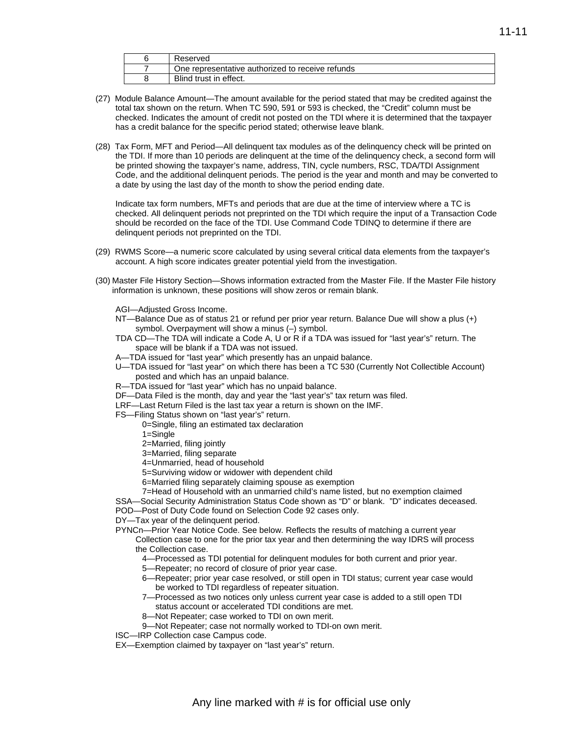| | |
|---|---|
| 6 | Reserved |
| 7 | One representative authorized to receive refunds |
| 8 | Blind trust in effect. |

(27) Module Balance Amount—The amount available for the period stated that may be credited against the total tax shown on the return. When TC 590, 591 or 593 is checked, the “Credit” column must be checked. Indicates the amount of credit not posted on the TDI where it is determined that the taxpayer has a credit balance for the specific period stated; otherwise leave blank.

(28) Tax Form, MFT and Period—All delinquent tax modules as of the delinquency check will be printed on the TDI. If more than 10 periods are delinquent at the time of the delinquency check, a second form will be printed showing the taxpayer’s name, address, TIN, cycle numbers, RSC, TDA/TDI Assignment Code, and the additional delinquent periods. The period is the year and month and may be converted to a date by using the last day of the month to show the period ending date.

Indicate tax form numbers, MFTs and periods that are due at the time of interview where a TC is checked. All delinquent periods not preprinted on the TDI which require the input of a Transaction Code should be recorded on the face of the TDI. Use Command Code TDINQ to determine if there are delinquent periods not preprinted on the TDI.

(29) RWMS Score—a numeric score calculated by using several critical data elements from the taxpayer’s account. A high score indicates greater potential yield from the investigation.

(30) Master File History Section—Shows information extracted from the Master File. If the Master File history information is unknown, these positions will show zeros or remain blank.

AGI—Adjusted Gross Income.

NT—Balance Due as of status 21 or refund per prior year return. Balance Due will show a plus (+) symbol. Overpayment will show a minus (–) symbol.

TDA CD—The TDA will indicate a Code A, U or R if a TDA was issued for “last year’s” return. The space will be blank if a TDA was not issued.

A—TDA issued for “last year” which presently has an unpaid balance.

U—TDA issued for “last year” on which there has been a TC 530 (Currently Not Collectible Account) posted and which has an unpaid balance.

R—TDA issued for “last year” which has no unpaid balance.

DF—Data Filed is the month, day and year the “last year’s” tax return was filed.

LRF—Last Return Filed is the last tax year a return is shown on the IMF.

FS—Filing Status shown on “last year’s” return.

- 0=Single, filing an estimated tax declaration
- 1=Single
- 2=Married, filing jointly
- 3=Married, filing separate
- 4=Unmarried, head of household
- 5=Surviving widow or widower with dependent child
- 6=Married filing separately claiming spouse as exemption
- 7=Head of Household with an unmarried child’s name listed, but no exemption claimed

SSA—Social Security Administration Status Code shown as “D” or blank. ”D” indicates deceased.

POD—Post of Duty Code found on Selection Code 92 cases only.

DY—Tax year of the delinquent period.

PYNCn—Prior Year Notice Code. See below. Reflects the results of matching a current year Collection case to one for the prior tax year and then determining the way IDRS will process the Collection case.

- 4—Processed as TDI potential for delinquent modules for both current and prior year.
- 5—Repeater; no record of closure of prior year case.
- 6—Repeater; prior year case resolved, or still open in TDI status; current year case would be worked to TDI regardless of repeater situation.
- 7—Processed as two notices only unless current year case is added to a still open TDI status account or accelerated TDI conditions are met.
- 8—Not Repeater; case worked to TDI on own merit.
- 9—Not Repeater; case not normally worked to TDI-on own merit.

ISC—IRP Collection case Campus code.

EX—Exemption claimed by taxpayer on “last year’s” return.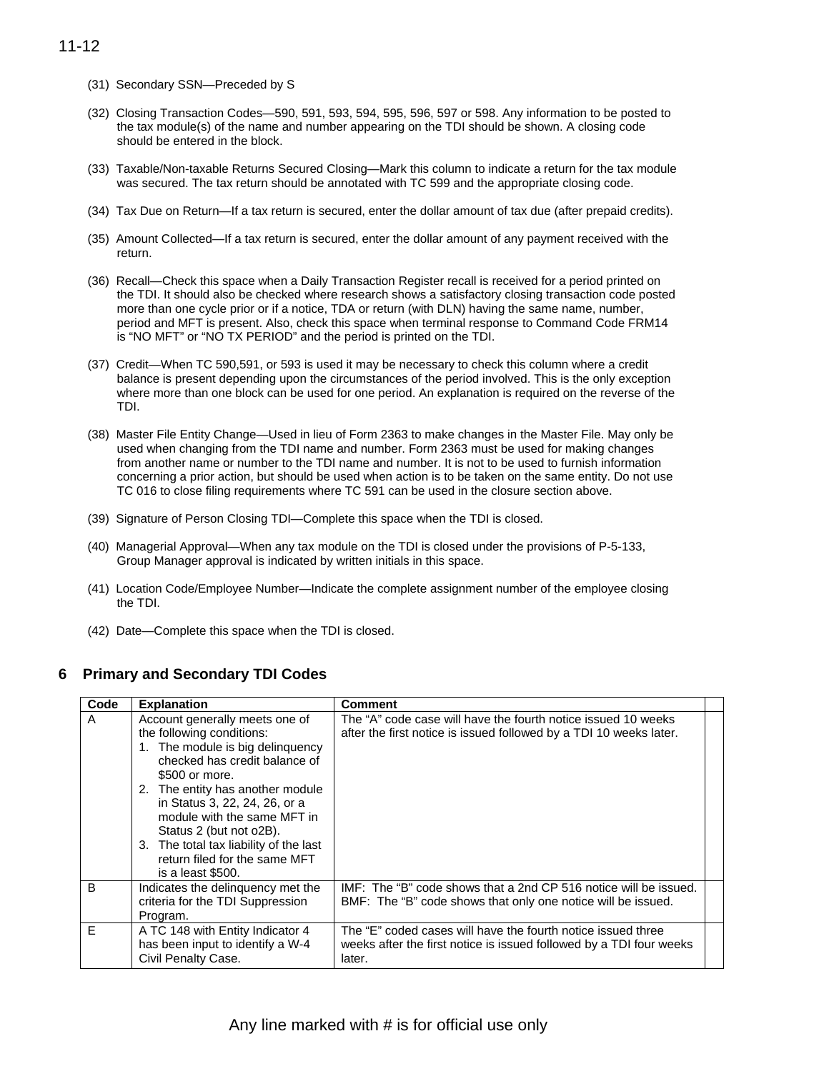(31) Secondary SSN—Preceded by S

(32) Closing Transaction Codes—590, 591, 593, 594, 595, 596, 597 or 598. Any information to be posted to the tax module(s) of the name and number appearing on the TDI should be shown. A closing code should be entered in the block.

(33) Taxable/Non-taxable Returns Secured Closing—Mark this column to indicate a return for the tax module was secured. The tax return should be annotated with TC 599 and the appropriate closing code.

(34) Tax Due on Return—If a tax return is secured, enter the dollar amount of tax due (after prepaid credits).

(35) Amount Collected—If a tax return is secured, enter the dollar amount of any payment received with the return.

(36) Recall—Check this space when a Daily Transaction Register recall is received for a period printed on the TDI. It should also be checked where research shows a satisfactory closing transaction code posted more than one cycle prior or if a notice, TDA or return (with DLN) having the same name, number, period and MFT is present. Also, check this space when terminal response to Command Code FRM14 is "NO MFT" or "NO TX PERIOD" and the period is printed on the TDI.

(37) Credit—When TC 590,591, or 593 is used it may be necessary to check this column where a credit balance is present depending upon the circumstances of the period involved. This is the only exception where more than one block can be used for one period. An explanation is required on the reverse of the TDI.

(38) Master File Entity Change—Used in lieu of Form 2363 to make changes in the Master File. May only be used when changing from the TDI name and number. Form 2363 must be used for making changes from another name or number to the TDI name and number. It is not to be used to furnish information concerning a prior action, but should be used when action is to be taken on the same entity. Do not use TC 016 to close filing requirements where TC 591 can be used in the closure section above.

(39) Signature of Person Closing TDI—Complete this space when the TDI is closed.

(40) Managerial Approval—When any tax module on the TDI is closed under the provisions of P-5-133, Group Manager approval is indicated by written initials in this space.

(41) Location Code/Employee Number—Indicate the complete assignment number of the employee closing the TDI.

(42) Date—Complete this space when the TDI is closed.

## 6 Primary and Secondary TDI Codes

| Code | Explanation | Comment | |
|---|---|---|---|
| A | Account generally meets one of the following conditions:<br>1. The module is big delinquency checked has credit balance of $500 or more.<br>2. The entity has another module in Status 3, 22, 24, 26, or a module with the same MFT in Status 2 (but not o2B).<br>3. The total tax liability of the last return filed for the same MFT is a least $500. | The "A" code case will have the fourth notice issued 10 weeks after the first notice is issued followed by a TDI 10 weeks later. | |
| B | Indicates the delinquency met the criteria for the TDI Suppression Program. | IMF: The "B" code shows that a 2nd CP 516 notice will be issued.<br>BMF: The "B" code shows that only one notice will be issued. | |
| E | A TC 148 with Entity Indicator 4 has been input to identify a W-4 Civil Penalty Case. | The "E" coded cases will have the fourth notice issued three weeks after the first notice is issued followed by a TDI four weeks later. | |

Any line marked with # is for official use only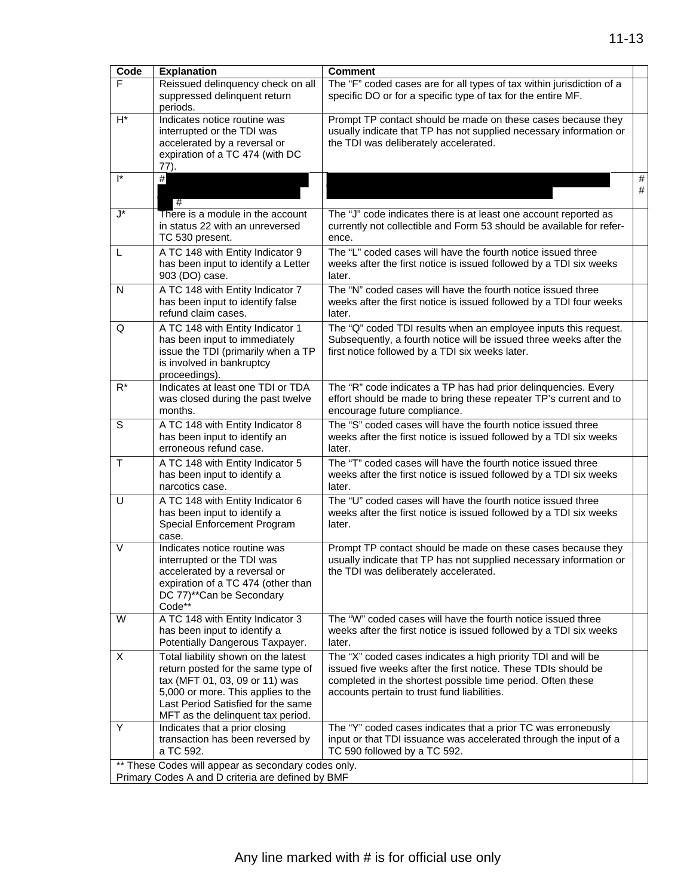| Code | Explanation | Comment | |
|---|---|---|---|
| F | Reissued delinquency check on all suppressed delinquent return periods. | The "F" coded cases are for all types of tax within jurisdiction of a specific DO or for a specific type of tax for the entire MF. | |
| H* | Indicates notice routine was interrupted or the TDI was accelerated by a reversal or expiration of a TC 474 (with DC 77). | Prompt TP contact should be made on these cases because they usually indicate that TP has not supplied necessary information or the TDI was deliberately accelerated. | |
| I* | # # | | # # |
| J* | There is a module in the account in status 22 with an unreversed TC 530 present. | The "J" code indicates there is at least one account reported as currently not collectible and Form 53 should be available for reference. | |
| L | A TC 148 with Entity Indicator 9 has been input to identify a Letter 903 (DO) case. | The "L" coded cases will have the fourth notice issued three weeks after the first notice is issued followed by a TDI six weeks later. | |
| N | A TC 148 with Entity Indicator 7 has been input to identify false refund claim cases. | The "N" coded cases will have the fourth notice issued three weeks after the first notice is issued followed by a TDI four weeks later. | |
| Q | A TC 148 with Entity Indicator 1 has been input to immediately issue the TDI (primarily when a TP is involved in bankruptcy proceedings). | The "Q" coded TDI results when an employee inputs this request. Subsequently, a fourth notice will be issued three weeks after the first notice followed by a TDI six weeks later. | |
| R* | Indicates at least one TDI or TDA was closed during the past twelve months. | The "R" code indicates a TP has had prior delinquencies. Every effort should be made to bring these repeater TP's current and to encourage future compliance. | |
| S | A TC 148 with Entity Indicator 8 has been input to identify an erroneous refund case. | The "S" coded cases will have the fourth notice issued three weeks after the first notice is issued followed by a TDI six weeks later. | |
| T | A TC 148 with Entity Indicator 5 has been input to identify a narcotics case. | The "T" coded cases will have the fourth notice issued three weeks after the first notice is issued followed by a TDI six weeks later. | |
| U | A TC 148 with Entity Indicator 6 has been input to identify a Special Enforcement Program case. | The "U" coded cases will have the fourth notice issued three weeks after the first notice is issued followed by a TDI six weeks later. | |
| V | Indicates notice routine was interrupted or the TDI was accelerated by a reversal or expiration of a TC 474 (other than DC 77)**Can be Secondary Code** | Prompt TP contact should be made on these cases because they usually indicate that TP has not supplied necessary information or the TDI was deliberately accelerated. | |
| W | A TC 148 with Entity Indicator 3 has been input to identify a Potentially Dangerous Taxpayer. | The "W" coded cases will have the fourth notice issued three weeks after the first notice is issued followed by a TDI six weeks later. | |
| X | Total liability shown on the latest return posted for the same type of tax (MFT 01, 03, 09 or 11) was 5,000 or more. This applies to the Last Period Satisfied for the same MFT as the delinquent tax period. | The "X" coded cases indicates a high priority TDI and will be issued five weeks after the first notice. These TDIs should be completed in the shortest possible time period. Often these accounts pertain to trust fund liabilities. | |
| Y | Indicates that a prior closing transaction has been reversed by a TC 592. | The "Y" coded cases indicates that a prior TC was erroneously input or that TDI issuance was accelerated through the input of a TC 590 followed by a TC 592. | |
| ** These Codes will appear as secondary codes only. Primary Codes A and D criteria are defined by BMF | | | |

Any line marked with # is for official use only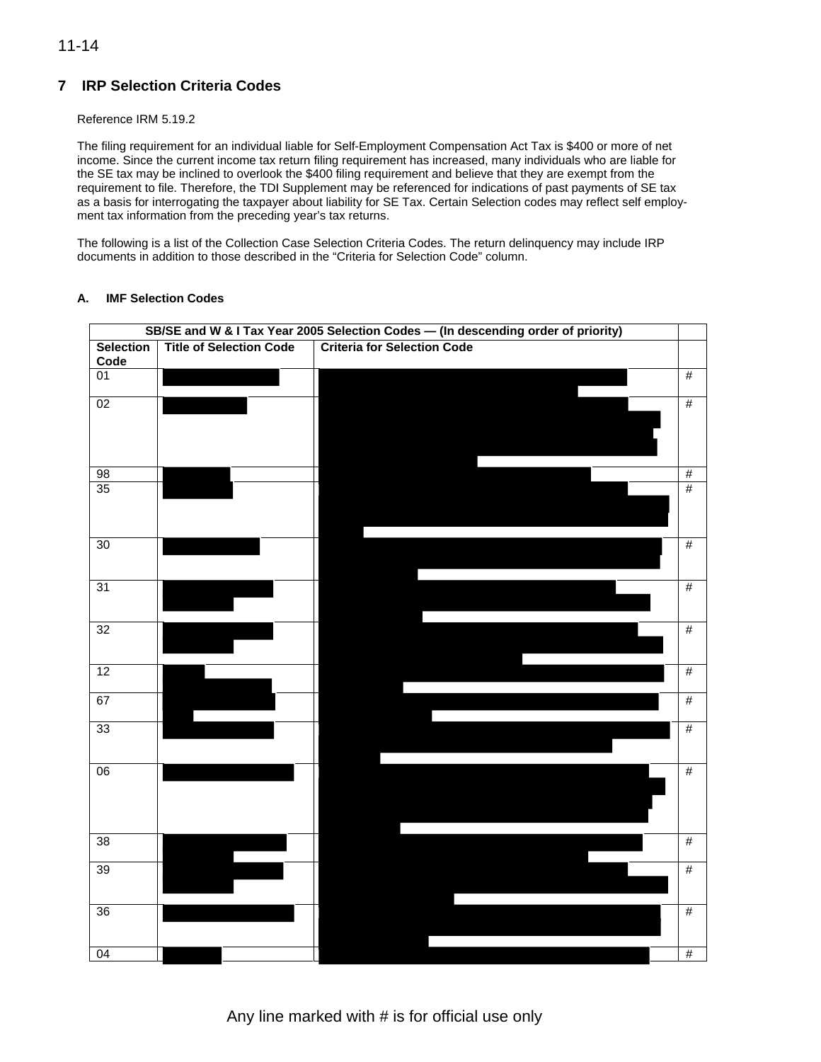## 7 IRP Selection Criteria Codes

Reference IRM 5.19.2

The filing requirement for an individual liable for Self-Employment Compensation Act Tax is $400 or more of net income. Since the current income tax return filing requirement has increased, many individuals who are liable for the SE tax may be inclined to overlook the $400 filing requirement and believe that they are exempt from the requirement to file. Therefore, the TDI Supplement may be referenced for indications of past payments of SE tax as a basis for interrogating the taxpayer about liability for SE Tax. Certain Selection codes may reflect self employment tax information from the preceding year's tax returns.

The following is a list of the Collection Case Selection Criteria Codes. The return delinquency may include IRP documents in addition to those described in the "Criteria for Selection Code" column.

### A. IMF Selection Codes

| SB/SE and W & I Tax Year 2005 Selection Codes — (In descending order of priority) | | | |
|---|---|---|---|
| **Selection Code** | **Title of Selection Code** | **Criteria for Selection Code** | |
| 01 | | | # |
| 02 | | | # |
| 98 | | | # |
| 35 | | | # |
| 30 | | | # |
| 31 | | | # |
| 32 | | | # |
| 12 | | | # |
| 67 | | | # |
| 33 | | | # |
| 06 | | | # |
| 38 | | | # |
| 39 | | | # |
| 36 | | | # |
| 04 | | | # |

Any line marked with # is for official use only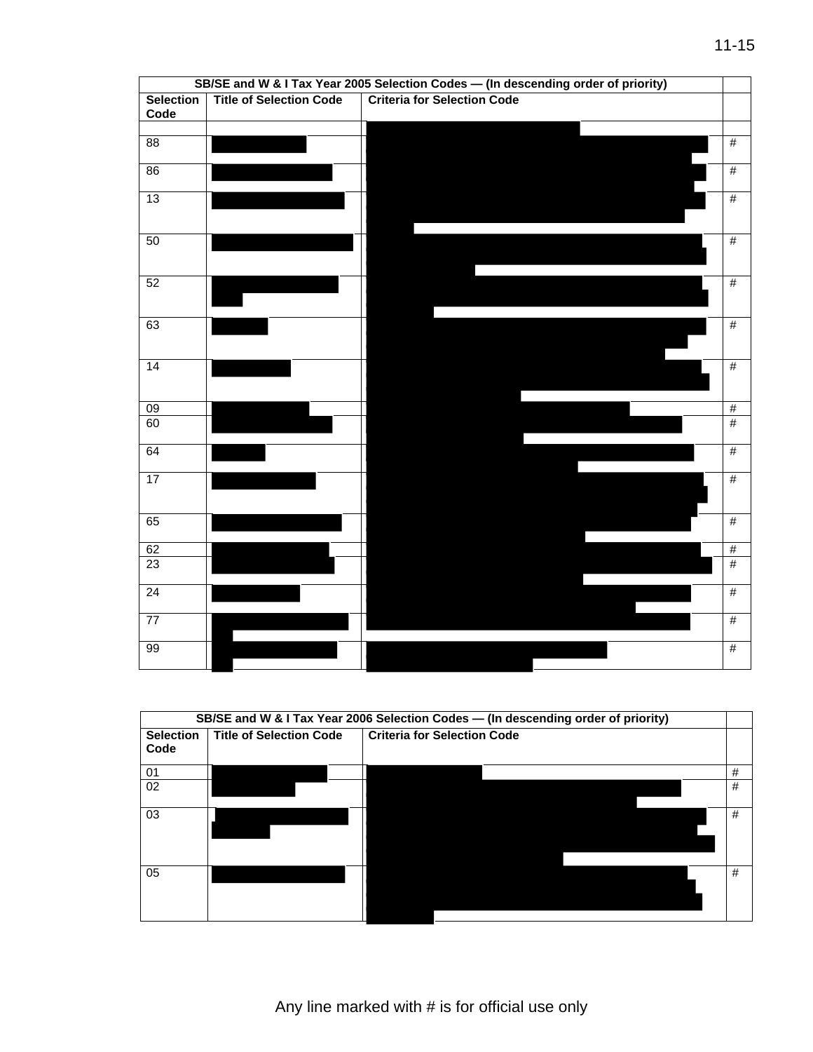| SB/SE and W & I Tax Year 2005 Selection Codes — (In descending order of priority) | | | |
|---|---|---|---|
| **Selection Code** | **Title of Selection Code** | **Criteria for Selection Code** | |
| | | | |
| 88 | | | # |
| 86 | | | # |
| 13 | | | # |
| 50 | | | # |
| 52 | | | # |
| 63 | | | # |
| 14 | | | # |
| 09 | | | # |
| 60 | | | # |
| 64 | | | # |
| 17 | | | # |
| 65 | | | # |
| 62 | | | # |
| 23 | | | # |
| 24 | | | # |
| 77 | | | # |
| 99 | | | # |

| SB/SE and W & I Tax Year 2006 Selection Codes — (In descending order of priority) | | | |
|---|---|---|---|
| **Selection Code** | **Title of Selection Code** | **Criteria for Selection Code** | |
| 01 | | | # |
| 02 | | | # |
| 03 | | | # |
| 05 | | | # |

Any line marked with # is for official use only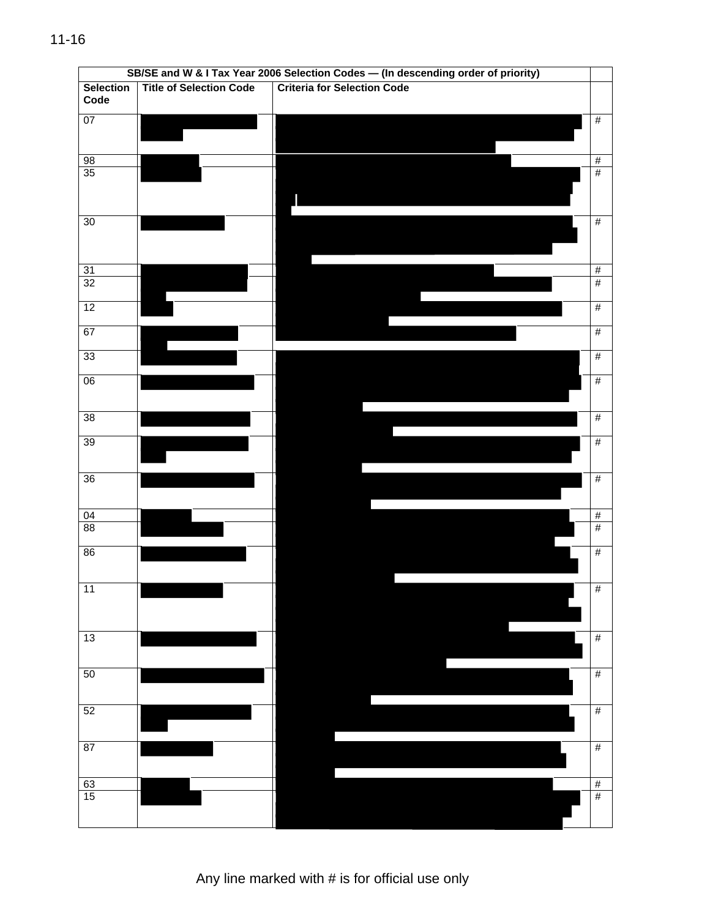11-16

| SB/SE and W & I Tax Year 2006 Selection Codes — (In descending order of priority) | | | |
|---|---|---|---|
| **Selection Code** | **Title of Selection Code** | **Criteria for Selection Code** | |
| 07 | | | # |
| 98 | | | # |
| 35 | | | # |
| 30 | | | # |
| 31 | | | # |
| 32 | | | # |
| 12 | | | # |
| 67 | | | # |
| 33 | | | # |
| 06 | | | # |
| 38 | | | # |
| 39 | | | # |
| 36 | | | # |
| 04 | | | # |
| 88 | | | # |
| 86 | | | # |
| 11 | | | # |
| 13 | | | # |
| 50 | | | # |
| 52 | | | # |
| 87 | | | # |
| 63 | | | # |
| 15 | | | # |

Any line marked with # is for official use only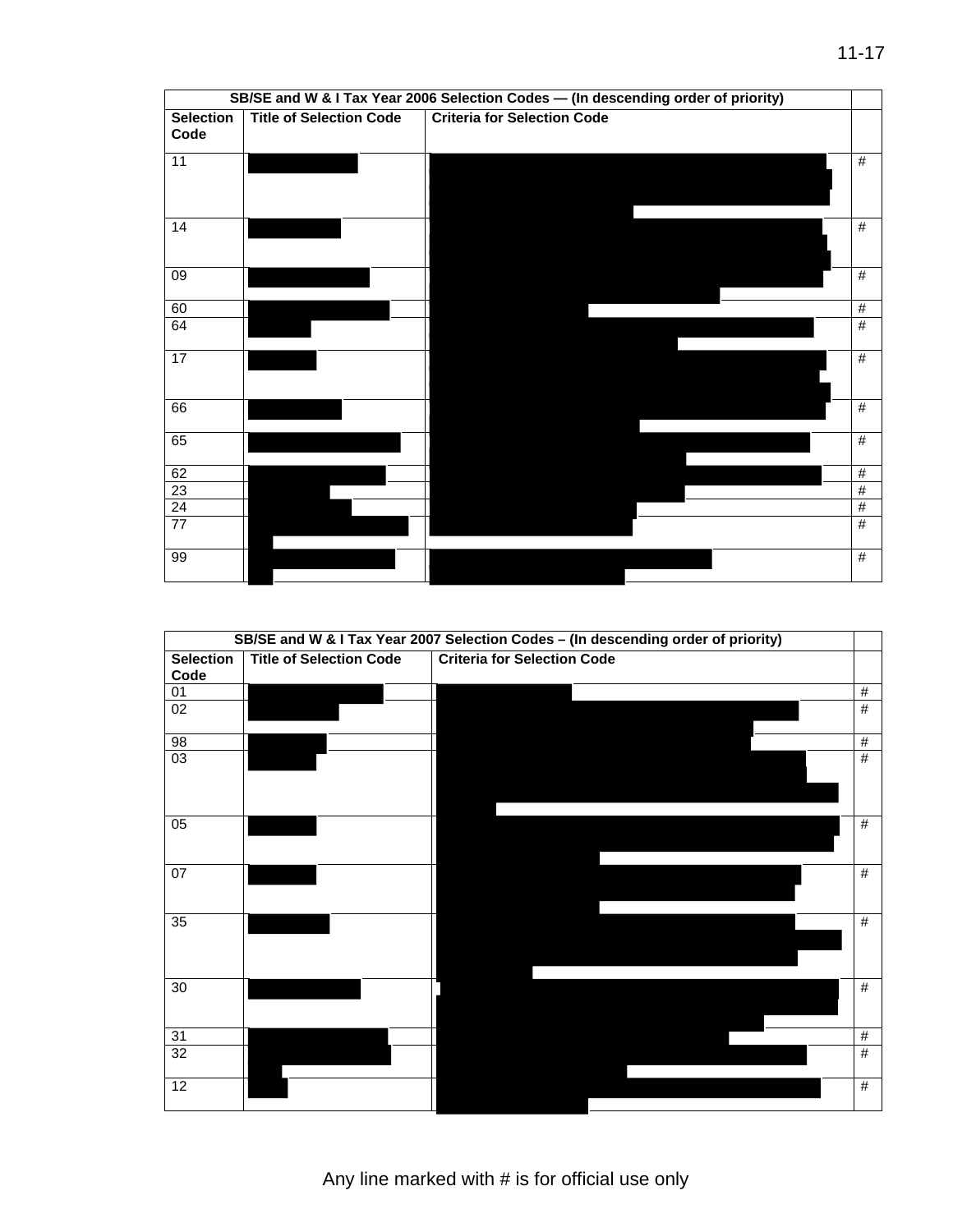| SB/SE and W & I Tax Year 2006 Selection Codes — (In descending order of priority) | | | |
|---|---|---|---|
| **Selection Code** | **Title of Selection Code** | **Criteria for Selection Code** | |
| 11 | | | # |
| 14 | | | # |
| 09 | | | # |
| 60 | | | # |
| 64 | | | # |
| 17 | | | # |
| 66 | | | # |
| 65 | | | # |
| 62 | | | # |
| 23 | | | # |
| 24 | | | # |
| 77 | | | # |
| 99 | | | # |

| SB/SE and W & I Tax Year 2007 Selection Codes – (In descending order of priority) | | | |
|---|---|---|---|
| **Selection Code** | **Title of Selection Code** | **Criteria for Selection Code** | |
| 01 | | | # |
| 02 | | | # |
| 98 | | | # |
| 03 | | | # |
| 05 | | | # |
| 07 | | | # |
| 35 | | | # |
| 30 | | | # |
| 31 | | | # |
| 32 | | | # |
| 12 | | | # |

Any line marked with # is for official use only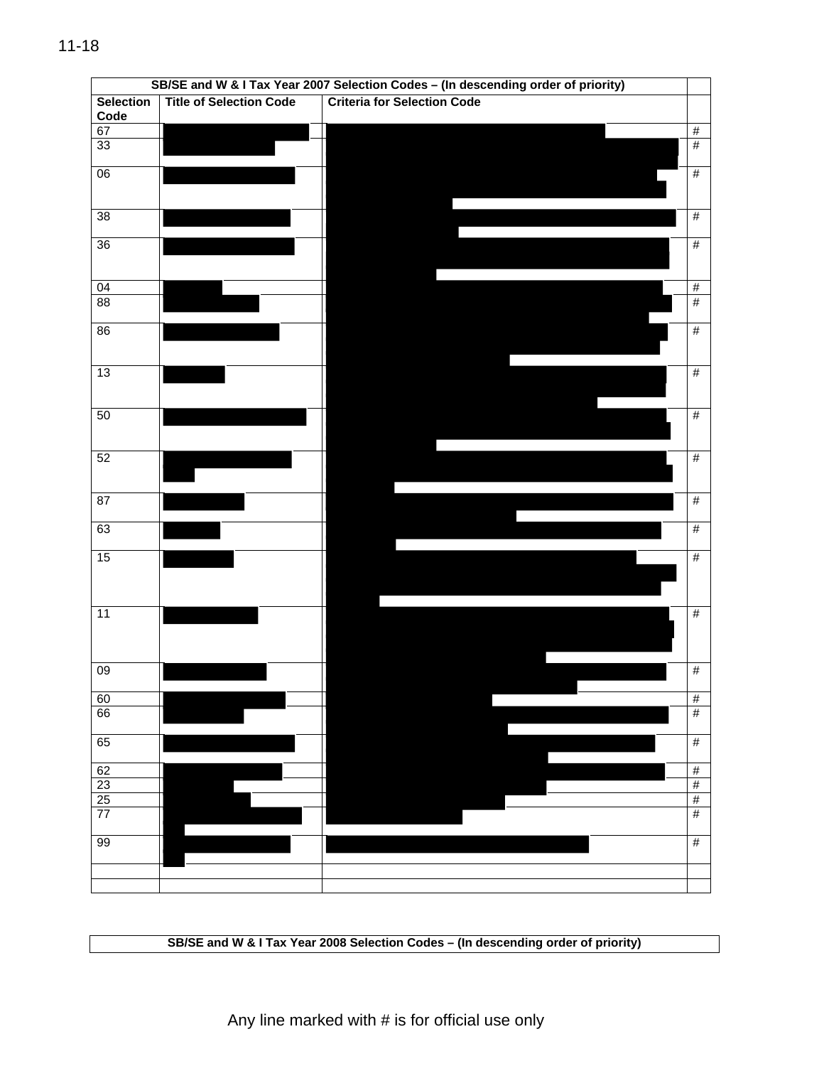| SB/SE and W & I Tax Year 2007 Selection Codes – (In descending order of priority) | | | |
|---|---|---|---|
| **Selection Code** | **Title of Selection Code** | **Criteria for Selection Code** | |
| 67 | | | # |
| 33 | | | # |
| 06 | | | # |
| 38 | | | # |
| 36 | | | # |
| 04 | | | # |
| 88 | | | # |
| 86 | | | # |
| 13 | | | # |
| 50 | | | # |
| 52 | | | # |
| 87 | | | # |
| 63 | | | # |
| 15 | | | # |
| 11 | | | # |
| 09 | | | # |
| 60 | | | # |
| 66 | | | # |
| 65 | | | # |
| 62 | | | # |
| 23 | | | # |
| 25 | | | # |
| 77 | | | # |
| 99 | | | # |
| | | | |
| | | | |

| SB/SE and W & I Tax Year 2008 Selection Codes – (In descending order of priority) |
|---|

Any line marked with # is for official use only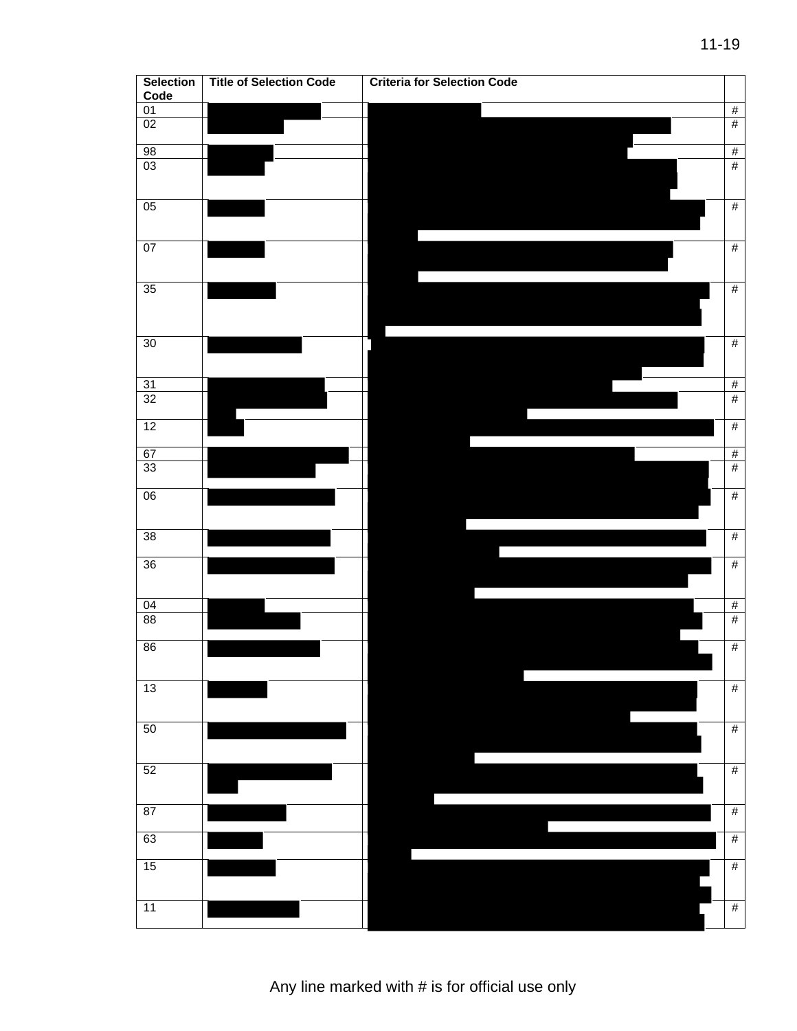| Selection Code | Title of Selection Code | Criteria for Selection Code | |
|---|---|---|---|
| 01 | | | # |
| 02 | | | # |
| 98 | | | # |
| 03 | | | # |
| 05 | | | # |
| 07 | | | # |
| 35 | | | # |
| 30 | | | # |
| 31 | | | # |
| 32 | | | # |
| 12 | | | # |
| 67 | | | # |
| 33 | | | # |
| 06 | | | # |
| 38 | | | # |
| 36 | | | # |
| 04 | | | # |
| 88 | | | # |
| 86 | | | # |
| 13 | | | # |
| 50 | | | # |
| 52 | | | # |
| 87 | | | # |
| 63 | | | # |
| 15 | | | # |
| 11 | | | # |

Any line marked with # is for official use only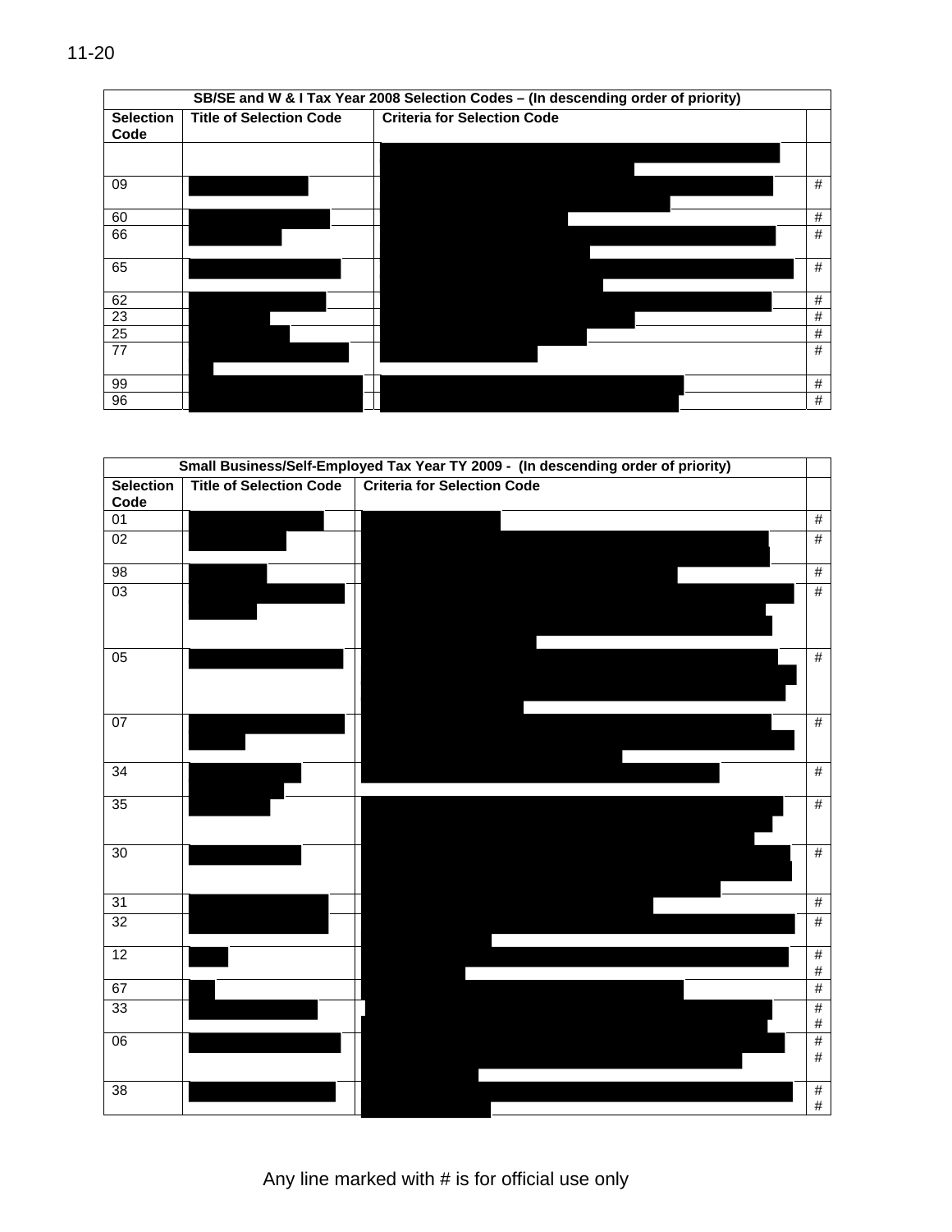| SB/SE and W & I Tax Year 2008 Selection Codes – (In descending order of priority) | | | |
|---|---|---|---|
| **Selection Code** | **Title of Selection Code** | **Criteria for Selection Code** | |
| | | | |
| 09 | | | # |
| 60 | | | # |
| 66 | | | # |
| 65 | | | # |
| 62 | | | # |
| 23 | | | # |
| 25 | | | # |
| 77 | | | # |
| 99 | | | # |
| 96 | | | # |

| Small Business/Self-Employed Tax Year TY 2009 - (In descending order of priority) | | | |
|---|---|---|---|
| **Selection Code** | **Title of Selection Code** | **Criteria for Selection Code** | |
| 01 | | | # |
| 02 | | | # |
| 98 | | | # |
| 03 | | | # |
| 05 | | | # |
| 07 | | | # |
| 34 | | | # |
| 35 | | | # |
| 30 | | | # |
| 31 | | | # |
| 32 | | | # |
| 12 | | | # # |
| 67 | | | # |
| 33 | | | # # |
| 06 | | | # # |
| 38 | | | # # |

Any line marked with # is for official use only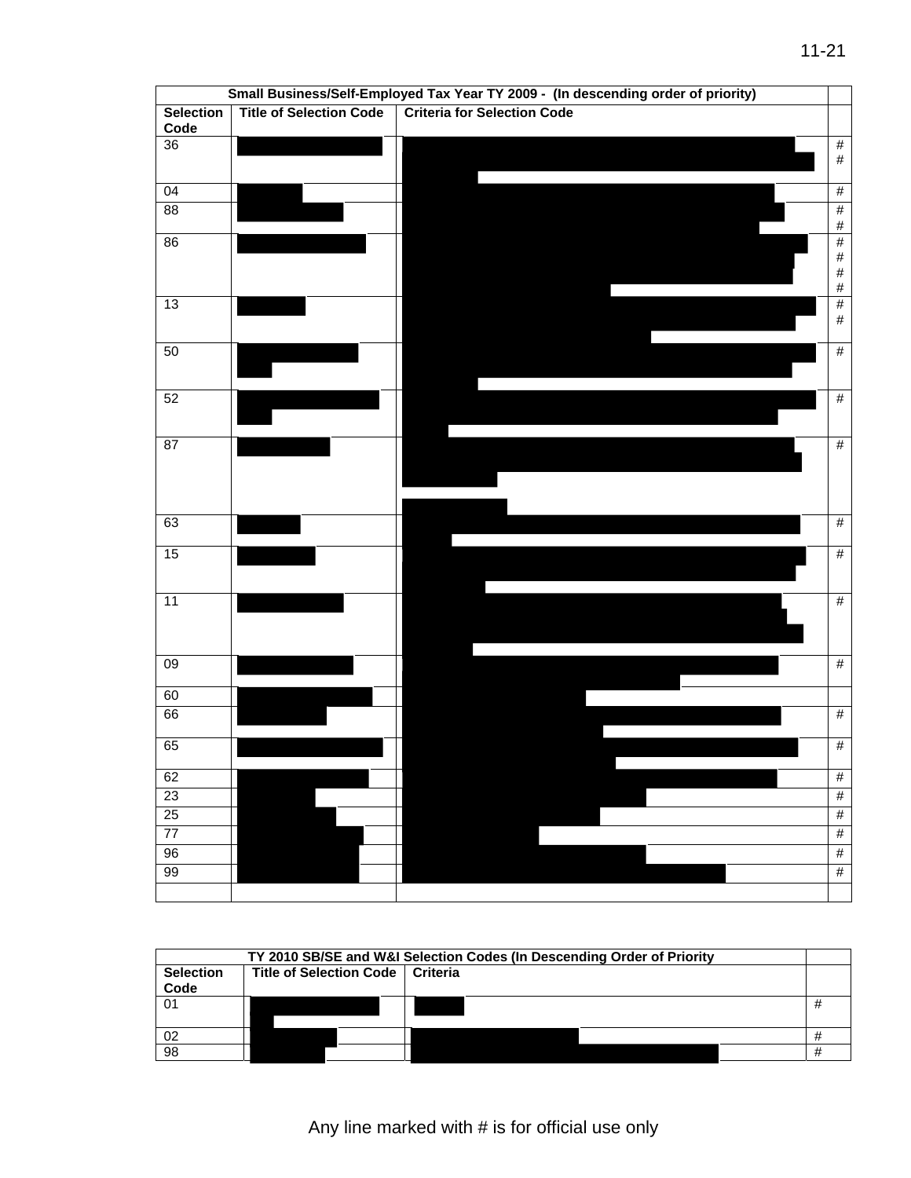| Small Business/Self-Employed Tax Year TY 2009 - (In descending order of priority) | | | |
|---|---|---|---|
| **Selection Code** | **Title of Selection Code** | **Criteria for Selection Code** | |
| 36 | | | # # |
| 04 | | | # |
| 88 | | | # # |
| 86 | | | # # # # |
| 13 | | | # # |
| 50 | | | # |
| 52 | | | # |
| 87 | | | # |
| 63 | | | # |
| 15 | | | # |
| 11 | | | # |
| 09 | | | # |
| 60 | | | |
| 66 | | | # |
| 65 | | | # |
| 62 | | | # |
| 23 | | | # |
| 25 | | | # |
| 77 | | | # |
| 96 | | | # |
| 99 | | | # |
| | | | |

| TY 2010 SB/SE and W&I Selection Codes (In Descending Order of Priority | | | |
|---|---|---|---|
| **Selection Code** | **Title of Selection Code** | **Criteria** | |
| 01 | | | # |
| 02 | | | # |
| 98 | | | # |

Any line marked with # is for official use only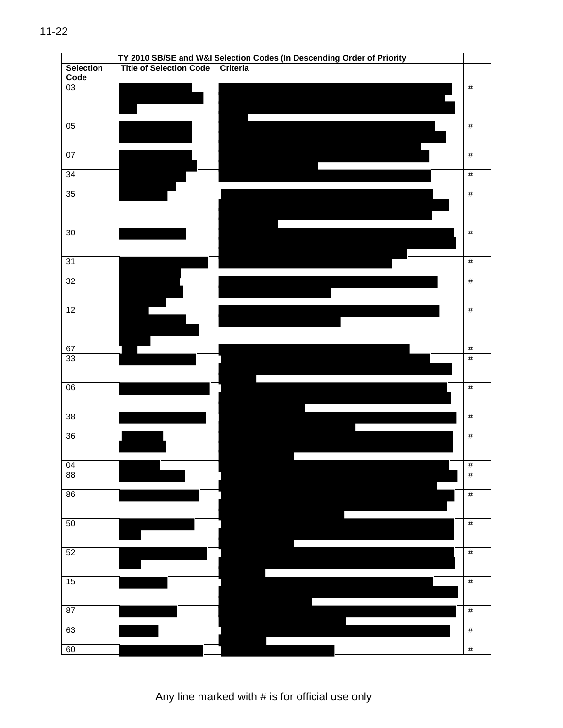| TY 2010 SB/SE and W&I Selection Codes (In Descending Order of Priority | | | |
|---|---|---|---|
| Selection Code | Title of Selection Code | Criteria | |
| 03 | | | # |
| 05 | | | # |
| 07 | | | # |
| 34 | | | # |
| 35 | | | # |
| 30 | | | # |
| 31 | | | # |
| 32 | | | # |
| 12 | | | # |
| 67 | | | # |
| 33 | | | # |
| 06 | | | # |
| 38 | | | # |
| 36 | | | # |
| 04 | | | # |
| 88 | | | # |
| 86 | | | # |
| 50 | | | # |
| 52 | | | # |
| 15 | | | # |
| 87 | | | # |
| 63 | | | # |
| 60 | | | # |

Any line marked with # is for official use only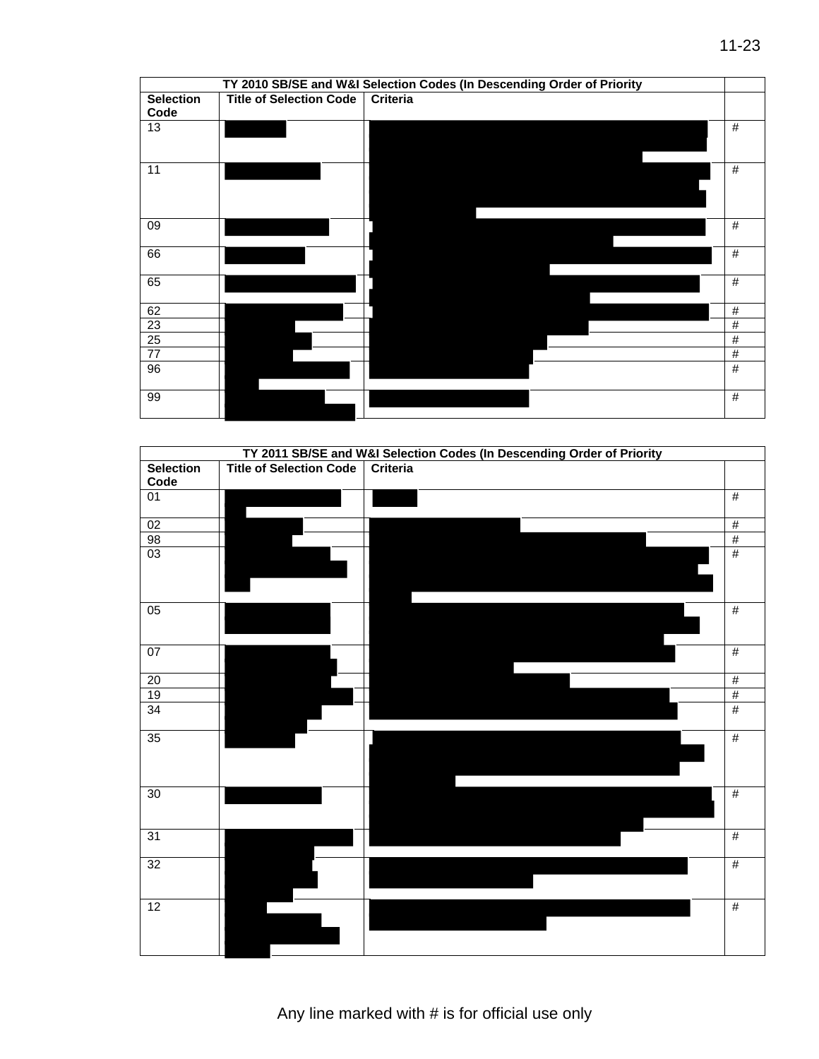| TY 2010 SB/SE and W&I Selection Codes (In Descending Order of Priority | | | |
|---|---|---|---|
| **Selection Code** | **Title of Selection Code** | **Criteria** | |
| 13 | | | # |
| 11 | | | # |
| 09 | | | # |
| 66 | | | # |
| 65 | | | # |
| 62 | | | # |
| 23 | | | # |
| 25 | | | # |
| 77 | | | # |
| 96 | | | # |
| 99 | | | # |

| TY 2011 SB/SE and W&I Selection Codes (In Descending Order of Priority | | | |
|---|---|---|---|
| **Selection Code** | **Title of Selection Code** | **Criteria** | |
| 01 | | | # |
| 02 | | | # |
| 98 | | | # |
| 03 | | | # |
| 05 | | | # |
| 07 | | | # |
| 20 | | | # |
| 19 | | | # |
| 34 | | | # |
| 35 | | | # |
| 30 | | | # |
| 31 | | | # |
| 32 | | | # |
| 12 | | | # |

Any line marked with # is for official use only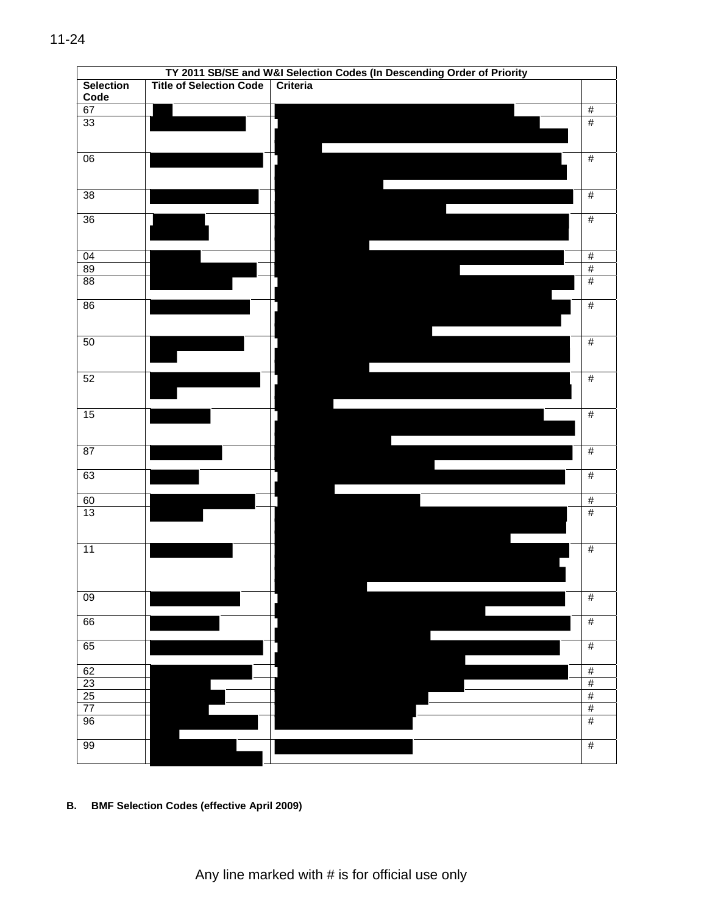| TY 2011 SB/SE and W&I Selection Codes (In Descending Order of Priority | | | |
|---|---|---|---|
| Selection Code | Title of Selection Code | Criteria | |
| 67 | | | # |
| 33 | | | # |
| 06 | | | # |
| 38 | | | # |
| 36 | | | # |
| 04 | | | # |
| 89 | | | # |
| 88 | | | # |
| 86 | | | # |
| 50 | | | # |
| 52 | | | # |
| 15 | | | # |
| 87 | | | # |
| 63 | | | # |
| 60 | | | # |
| 13 | | | # |
| 11 | | | # |
| 09 | | | # |
| 66 | | | # |
| 65 | | | # |
| 62 | | | # |
| 23 | | | # |
| 25 | | | # |
| 77 | | | # |
| 96 | | | # |
| 99 | | | # |

**B. BMF Selection Codes (effective April 2009)**

Any line marked with # is for official use only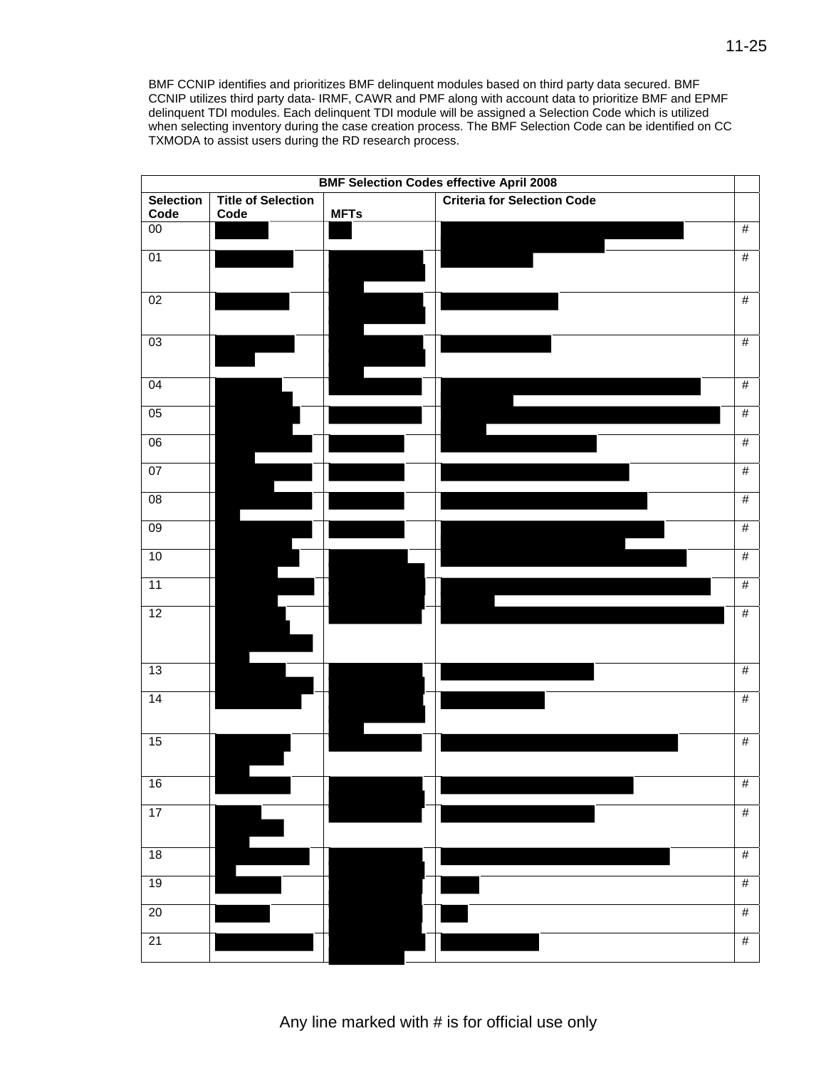BMF CCNIP identifies and prioritizes BMF delinquent modules based on third party data secured. BMF CCNIP utilizes third party data- IRMF, CAWR and PMF along with account data to prioritize BMF and EPMF delinquent TDI modules. Each delinquent TDI module will be assigned a Selection Code which is utilized when selecting inventory during the case creation process. The BMF Selection Code can be identified on CC TXMODA to assist users during the RD research process.

| BMF Selection Codes effective April 2008 | | | | |
|---|---|---|---|---|
| **Selection Code** | **Title of Selection Code** | **MFTs** | **Criteria for Selection Code** | |
| 00 | | | | # |
| 01 | | | | # |
| 02 | | | | # |
| 03 | | | | # |
| 04 | | | | # |
| 05 | | | | # |
| 06 | | | | # |
| 07 | | | | # |
| 08 | | | | # |
| 09 | | | | # |
| 10 | | | | # |
| 11 | | | | # |
| 12 | | | | # |
| 13 | | | | # |
| 14 | | | | # |
| 15 | | | | # |
| 16 | | | | # |
| 17 | | | | # |
| 18 | | | | # |
| 19 | | | | # |
| 20 | | | | # |
| 21 | | | | # |

Any line marked with # is for official use only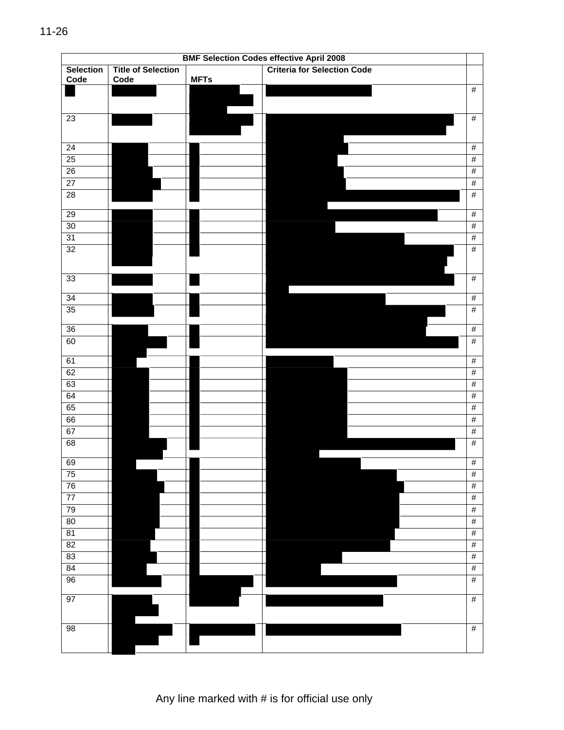| BMF Selection Codes effective April 2008 | | | | |
|---|---|---|---|---|
| Selection Code | Title of Selection Code | MFTs | Criteria for Selection Code | |
| | | | | # |
| 23 | | | | # |
| 24 | | | | # |
| 25 | | | | # |
| 26 | | | | # |
| 27 | | | | # |
| 28 | | | | # |
| 29 | | | | # |
| 30 | | | | # |
| 31 | | | | # |
| 32 | | | | # |
| 33 | | | | # |
| 34 | | | | # |
| 35 | | | | # |
| 36 | | | | # |
| 60 | | | | # |
| 61 | | | | # |
| 62 | | | | # |
| 63 | | | | # |
| 64 | | | | # |
| 65 | | | | # |
| 66 | | | | # |
| 67 | | | | # |
| 68 | | | | # |
| 69 | | | | # |
| 75 | | | | # |
| 76 | | | | # |
| 77 | | | | # |
| 79 | | | | # |
| 80 | | | | # |
| 81 | | | | # |
| 82 | | | | # |
| 83 | | | | # |
| 84 | | | | # |
| 96 | | | | # |
| 97 | | | | # |
| 98 | | | | # |

Any line marked with # is for official use only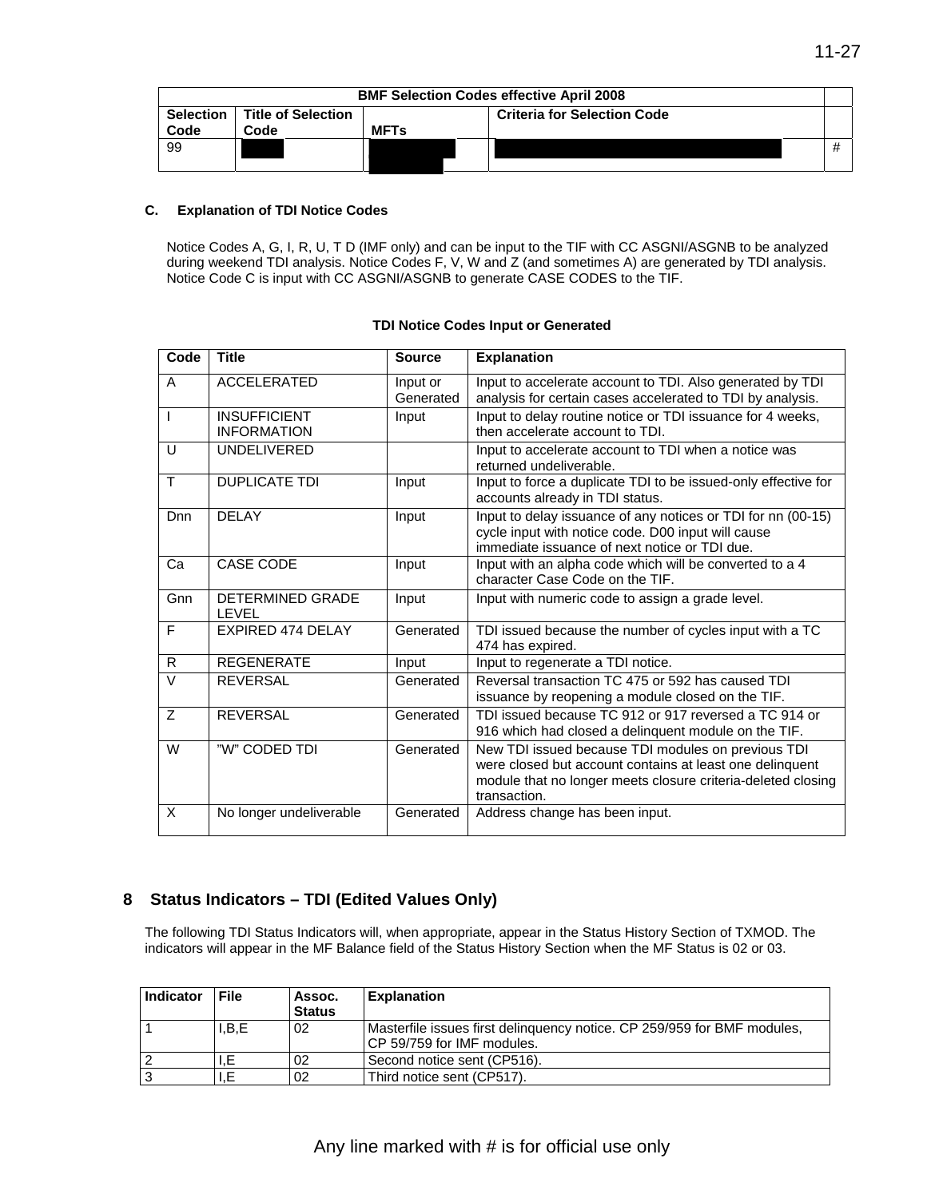| BMF Selection Codes effective April 2008 | | | | |
|---|---|---|---|---|
| Selection Code | Title of Selection Code | MFTs | Criteria for Selection Code | |
| 99 | | | | # |

C. Explanation of TDI Notice Codes

Notice Codes A, G, I, R, U, T D (IMF only) and can be input to the TIF with CC ASGNI/ASGNB to be analyzed during weekend TDI analysis. Notice Codes F, V, W and Z (and sometimes A) are generated by TDI analysis. Notice Code C is input with CC ASGNI/ASGNB to generate CASE CODES to the TIF.

**TDI Notice Codes Input or Generated**

| Code | Title | Source | Explanation |
|---|---|---|---|
| A | ACCELERATED | Input or Generated | Input to accelerate account to TDI. Also generated by TDI analysis for certain cases accelerated to TDI by analysis. |
| I | INSUFFICIENT INFORMATION | Input | Input to delay routine notice or TDI issuance for 4 weeks, then accelerate account to TDI. |
| U | UNDELIVERED | | Input to accelerate account to TDI when a notice was returned undeliverable. |
| T | DUPLICATE TDI | Input | Input to force a duplicate TDI to be issued-only effective for accounts already in TDI status. |
| Dnn | DELAY | Input | Input to delay issuance of any notices or TDI for nn (00-15) cycle input with notice code. D00 input will cause immediate issuance of next notice or TDI due. |
| Ca | CASE CODE | Input | Input with an alpha code which will be converted to a 4 character Case Code on the TIF. |
| Gnn | DETERMINED GRADE LEVEL | Input | Input with numeric code to assign a grade level. |
| F | EXPIRED 474 DELAY | Generated | TDI issued because the number of cycles input with a TC 474 has expired. |
| R | REGENERATE | Input | Input to regenerate a TDI notice. |
| V | REVERSAL | Generated | Reversal transaction TC 475 or 592 has caused TDI issuance by reopening a module closed on the TIF. |
| Z | REVERSAL | Generated | TDI issued because TC 912 or 917 reversed a TC 914 or 916 which had closed a delinquent module on the TIF. |
| W | "W" CODED TDI | Generated | New TDI issued because TDI modules on previous TDI were closed but account contains at least one delinquent module that no longer meets closure criteria-deleted closing transaction. |
| X | No longer undeliverable | Generated | Address change has been input. |

## 8 Status Indicators – TDI (Edited Values Only)

The following TDI Status Indicators will, when appropriate, appear in the Status History Section of TXMOD. The indicators will appear in the MF Balance field of the Status History Section when the MF Status is 02 or 03.

| Indicator | File | Assoc. Status | Explanation |
|---|---|---|---|
| 1 | I,B,E | 02 | Masterfile issues first delinquency notice. CP 259/959 for BMF modules, CP 59/759 for IMF modules. |
| 2 | I,E | 02 | Second notice sent (CP516). |
| 3 | I,E | 02 | Third notice sent (CP517). |

Any line marked with # is for official use only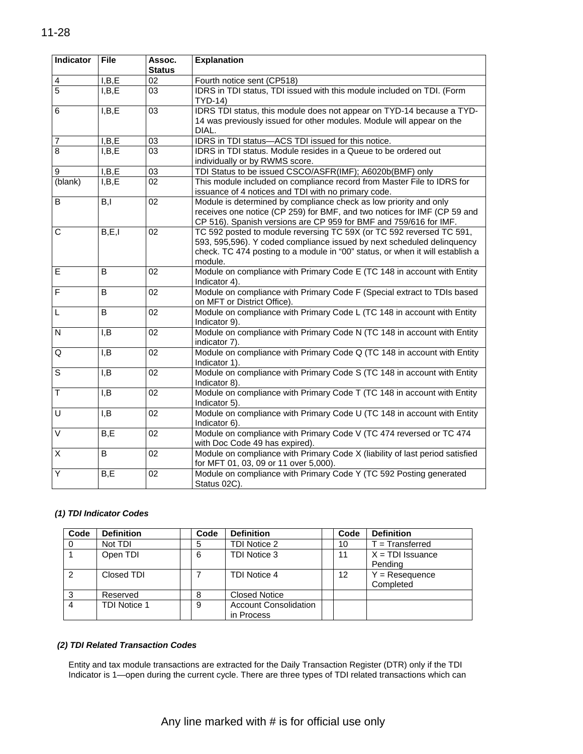| Indicator | File | Assoc. Status | Explanation |
|---|---|---|---|
| 4 | I,B,E | 02 | Fourth notice sent (CP518) |
| 5 | I,B,E | 03 | IDRS in TDI status, TDI issued with this module included on TDI. (Form TYD-14) |
| 6 | I,B,E | 03 | IDRS TDI status, this module does not appear on TYD-14 because a TYD-14 was previously issued for other modules. Module will appear on the DIAL. |
| 7 | I,B,E | 03 | IDRS in TDI status—ACS TDI issued for this notice. |
| 8 | I,B,E | 03 | IDRS in TDI status. Module resides in a Queue to be ordered out individually or by RWMS score. |
| 9 | I,B,E | 03 | TDI Status to be issued CSCO/ASFR(IMF); A6020b(BMF) only |
| (blank) | I,B,E | 02 | This module included on compliance record from Master File to IDRS for issuance of 4 notices and TDI with no primary code. |
| B | B,I | 02 | Module is determined by compliance check as low priority and only receives one notice (CP 259) for BMF, and two notices for IMF (CP 59 and CP 516). Spanish versions are CP 959 for BMF and 759/616 for IMF. |
| C | B,E,I | 02 | TC 592 posted to module reversing TC 59X (or TC 592 reversed TC 591, 593, 595,596). Y coded compliance issued by next scheduled delinquency check. TC 474 posting to a module in "00" status, or when it will establish a module. |
| E | B | 02 | Module on compliance with Primary Code E (TC 148 in account with Entity Indicator 4). |
| F | B | 02 | Module on compliance with Primary Code F (Special extract to TDIs based on MFT or District Office). |
| L | B | 02 | Module on compliance with Primary Code L (TC 148 in account with Entity Indicator 9). |
| N | I,B | 02 | Module on compliance with Primary Code N (TC 148 in account with Entity indicator 7). |
| Q | I,B | 02 | Module on compliance with Primary Code Q (TC 148 in account with Entity Indicator 1). |
| S | I,B | 02 | Module on compliance with Primary Code S (TC 148 in account with Entity Indicator 8). |
| T | I,B | 02 | Module on compliance with Primary Code T (TC 148 in account with Entity Indicator 5). |
| U | I,B | 02 | Module on compliance with Primary Code U (TC 148 in account with Entity Indicator 6). |
| V | B,E | 02 | Module on compliance with Primary Code V (TC 474 reversed or TC 474 with Doc Code 49 has expired). |
| X | B | 02 | Module on compliance with Primary Code X (liability of last period satisfied for MFT 01, 03, 09 or 11 over 5,000). |
| Y | B,E | 02 | Module on compliance with Primary Code Y (TC 592 Posting generated Status 02C). |

***(1) TDI Indicator Codes***

| Code | Definition | | Code | Definition | | Code | Definition |
|---|---|---|---|---|---|---|---|
| 0 | Not TDI | | 5 | TDI Notice 2 | | 10 | T = Transferred |
| 1 | Open TDI | | 6 | TDI Notice 3 | | 11 | X = TDI Issuance Pending |
| 2 | Closed TDI | | 7 | TDI Notice 4 | | 12 | Y = Resequence Completed |
| 3 | Reserved | | 8 | Closed Notice | | | |
| 4 | TDI Notice 1 | | 9 | Account Consolidation in Process | | | |

***(2) TDI Related Transaction Codes***

Entity and tax module transactions are extracted for the Daily Transaction Register (DTR) only if the TDI Indicator is 1—open during the current cycle. There are three types of TDI related transactions which can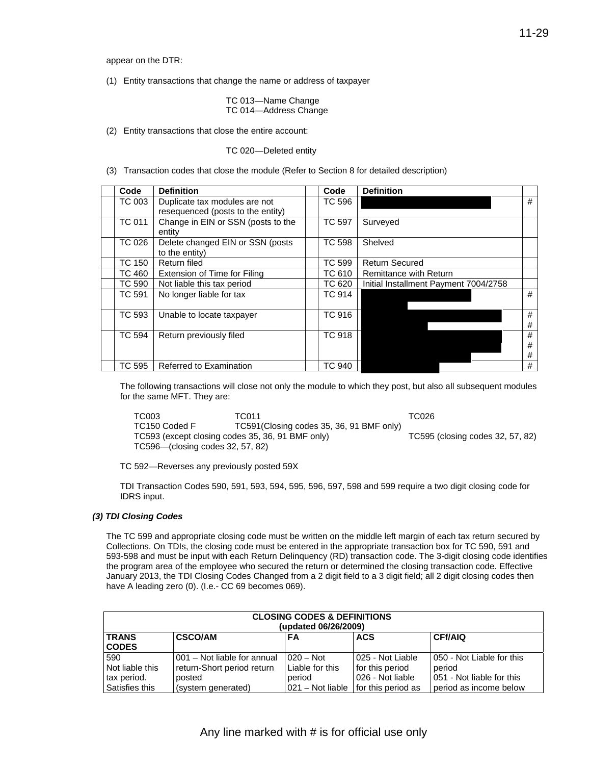appear on the DTR:

(1) Entity transactions that change the name or address of taxpayer

TC 013—Name Change
TC 014—Address Change

(2) Entity transactions that close the entire account:

TC 020—Deleted entity

(3) Transaction codes that close the module (Refer to Section 8 for detailed description)

| Code | Definition | Code | Definition | |
|---|---|---|---|---|
| TC 003 | Duplicate tax modules are not resequenced (posts to the entity) | TC 596 | | # |
| TC 011 | Change in EIN or SSN (posts to the entity | TC 597 | Surveyed | |
| TC 026 | Delete changed EIN or SSN (posts to the entity) | TC 598 | Shelved | |
| TC 150 | Return filed | TC 599 | Return Secured | |
| TC 460 | Extension of Time for Filing | TC 610 | Remittance with Return | |
| TC 590 | Not liable this tax period | TC 620 | Initial Installment Payment 7004/2758 | |
| TC 591 | No longer liable for tax | TC 914 | | # |
| TC 593 | Unable to locate taxpayer | TC 916 | | # # |
| TC 594 | Return previously filed | TC 918 | | # # # |
| TC 595 | Referred to Examination | TC 940 | | # |

The following transactions will close not only the module to which they post, but also all subsequent modules for the same MFT. They are:

TC003 TC011 TC026
TC150 Coded F TC591(Closing codes 35, 36, 91 BMF only)
TC593 (except closing codes 35, 36, 91 BMF only) TC595 (closing codes 32, 57, 82)
TC596—(closing codes 32, 57, 82)

TC 592—Reverses any previously posted 59X

TDI Transaction Codes 590, 591, 593, 594, 595, 596, 597, 598 and 599 require a two digit closing code for IDRS input.

***(3) TDI Closing Codes***

The TC 599 and appropriate closing code must be written on the middle left margin of each tax return secured by Collections. On TDIs, the closing code must be entered in the appropriate transaction box for TC 590, 591 and 593-598 and must be input with each Return Delinquency (RD) transaction code. The 3-digit closing code identifies the program area of the employee who secured the return or determined the closing transaction code. Effective January 2013, the TDI Closing Codes Changed from a 2 digit field to a 3 digit field; all 2 digit closing codes then have A leading zero (0). (I.e.- CC 69 becomes 069).

| CLOSING CODES & DEFINITIONS (updated 06/26/2009) | | | | |
|---|---|---|---|---|
| **TRANS CODES** | **CSCO/AM** | **FA** | **ACS** | **CFf/AIQ** |
| 590 Not liable this tax period. Satisfies this | 001 – Not liable for annual return-Short period return posted (system generated) | 020 – Not Liable for this period 021 – Not liable | 025 - Not Liable for this period 026 - Not liable for this period as | 050 - Not Liable for this period 051 - Not liable for this period as income below |

Any line marked with # is for official use only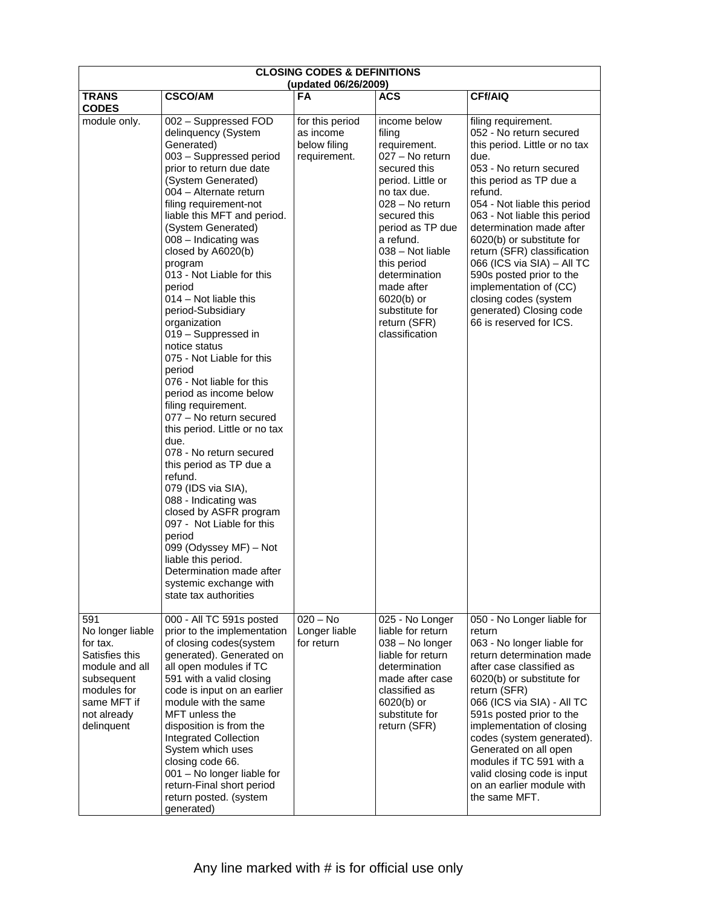| CLOSING CODES & DEFINITIONS (updated 06/26/2009) | | | | |
|---|---|---|---|---|
| **TRANS CODES** | **CSCO/AM** | **FA** | **ACS** | **CFf/AIQ** |
| module only. | 002 – Suppressed FOD delinquency (System Generated)<br>003 – Suppressed period prior to return due date (System Generated)<br>004 – Alternate return filing requirement-not liable this MFT and period. (System Generated)<br>008 – Indicating was closed by A6020(b) program<br>013 - Not Liable for this period<br>014 – Not liable this period-Subsidiary organization<br>019 – Suppressed in notice status<br>075 - Not Liable for this period<br>076 - Not liable for this period as income below filing requirement.<br>077 – No return secured this period. Little or no tax due.<br>078 - No return secured this period as TP due a refund.<br>079 (IDS via SIA),<br>088 - Indicating was closed by ASFR program<br>097 - Not Liable for this period<br>099 (Odyssey MF) – Not liable this period. Determination made after systemic exchange with state tax authorities | for this period as income below filing requirement. | income below filing requirement.<br>027 – No return secured this period. Little or no tax due.<br>028 – No return secured this period as TP due a refund.<br>038 – Not liable this period determination made after 6020(b) or substitute for return (SFR) classification | filing requirement.<br>052 - No return secured this period. Little or no tax due.<br>053 - No return secured this period as TP due a refund.<br>054 - Not liable this period<br>063 - Not liable this period determination made after 6020(b) or substitute for return (SFR) classification<br>066 (ICS via SIA) – All TC 590s posted prior to the implementation of (CC) closing codes (system generated) Closing code 66 is reserved for ICS. |
| 591<br>No longer liable for tax. Satisfies this module and all subsequent modules for same MFT if not already delinquent | 000 - All TC 591s posted prior to the implementation of closing codes(system generated). Generated on all open modules if TC 591 with a valid closing code is input on an earlier module with the same MFT unless the disposition is from the Integrated Collection System which uses closing code 66.<br>001 – No longer liable for return-Final short period return posted. (system generated) | 020 – No Longer liable for return | 025 - No Longer liable for return<br>038 – No longer liable for return determination made after case classified as 6020(b) or substitute for return (SFR) | 050 - No Longer liable for return<br>063 - No longer liable for return determination made after case classified as 6020(b) or substitute for return (SFR)<br>066 (ICS via SIA) - All TC 591s posted prior to the implementation of closing codes (system generated). Generated on all open modules if TC 591 with a valid closing code is input on an earlier module with the same MFT. |

Any line marked with # is for official use only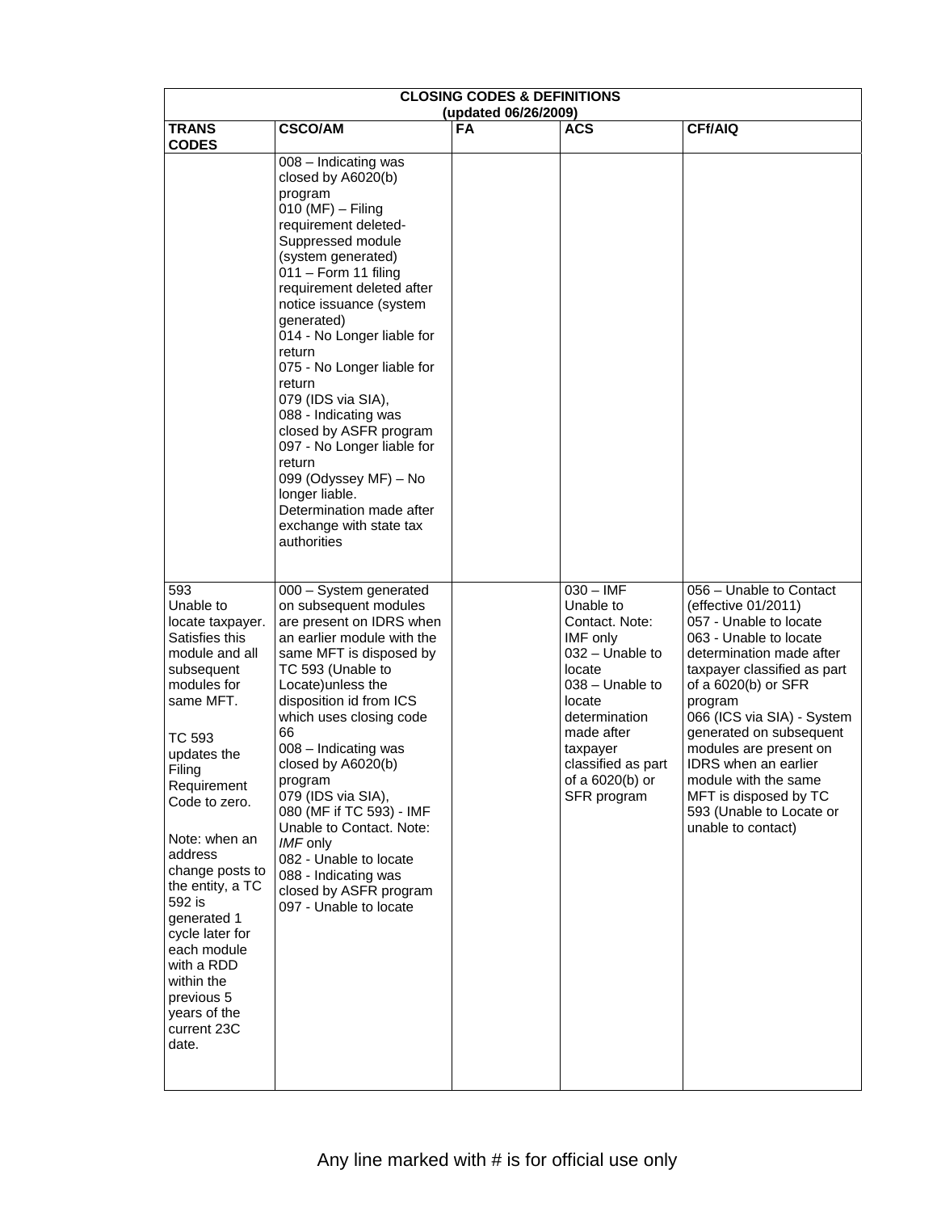| CLOSING CODES & DEFINITIONS (updated 06/26/2009) | | | | |
|---|---|---|---|---|
| **TRANS CODES** | **CSCO/AM** | **FA** | **ACS** | **CFf/AIQ** |
| | 008 – Indicating was closed by A6020(b) program<br>010 (MF) – Filing requirement deleted- Suppressed module (system generated)<br>011 – Form 11 filing requirement deleted after notice issuance (system generated)<br>014 - No Longer liable for return<br>075 - No Longer liable for return<br>079 (IDS via SIA),<br>088 - Indicating was closed by ASFR program<br>097 - No Longer liable for return<br>099 (Odyssey MF) – No longer liable. Determination made after exchange with state tax authorities | | | |
| 593<br>Unable to locate taxpayer. Satisfies this module and all subsequent modules for same MFT.<br><br>TC 593 updates the Filing Requirement Code to zero.<br><br>Note: when an address change posts to the entity, a TC 592 is generated 1 cycle later for each module with a RDD within the previous 5 years of the current 23C date. | 000 – System generated on subsequent modules are present on IDRS when an earlier module with the same MFT is disposed by TC 593 (Unable to Locate)unless the disposition id from ICS which uses closing code 66<br>008 – Indicating was closed by A6020(b) program<br>079 (IDS via SIA),<br>080 (MF if TC 593) - IMF Unable to Contact. Note: *IMF* only<br>082 - Unable to locate<br>088 - Indicating was closed by ASFR program<br>097 - Unable to locate | | 030 – IMF Unable to Contact. Note: IMF only<br>032 – Unable to locate<br>038 – Unable to locate determination made after taxpayer classified as part of a 6020(b) or SFR program | 056 – Unable to Contact (effective 01/2011)<br>057 - Unable to locate<br>063 - Unable to locate determination made after taxpayer classified as part of a 6020(b) or SFR program<br>066 (ICS via SIA) - System generated on subsequent modules are present on IDRS when an earlier module with the same MFT is disposed by TC 593 (Unable to Locate or unable to contact) |

Any line marked with # is for official use only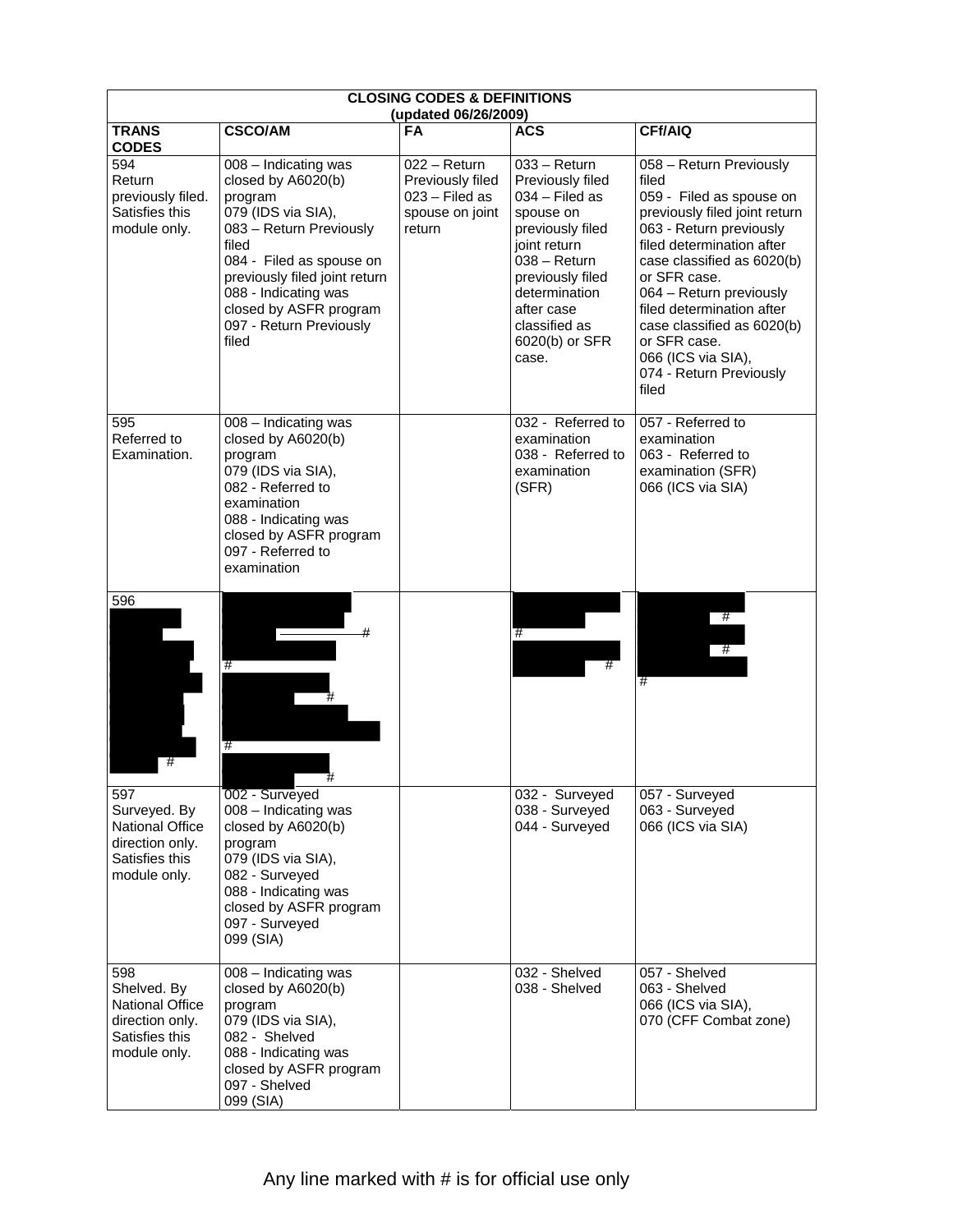| CLOSING CODES & DEFINITIONS (updated 06/26/2009) | | | | |
|---|---|---|---|---|
| **TRANS CODES** | **CSCO/AM** | **FA** | **ACS** | **CFf/AIQ** |
| 594 Return previously filed. Satisfies this module only. | 008 – Indicating was closed by A6020(b) program<br>079 (IDS via SIA),<br>083 – Return Previously filed<br>084 - Filed as spouse on previously filed joint return<br>088 - Indicating was closed by ASFR program<br>097 - Return Previously filed | 022 – Return Previously filed<br>023 – Filed as spouse on joint return | 033 – Return Previously filed<br>034 – Filed as spouse on previously filed joint return<br>038 – Return previously filed determination after case classified as 6020(b) or SFR case. | 058 – Return Previously filed<br>059 - Filed as spouse on previously filed joint return<br>063 - Return previously filed determination after case classified as 6020(b) or SFR case.<br>064 – Return previously filed determination after case classified as 6020(b) or SFR case.<br>066 (ICS via SIA),<br>074 - Return Previously filed |
| 595 Referred to Examination. | 008 – Indicating was closed by A6020(b) program<br>079 (IDS via SIA),<br>082 - Referred to examination<br>088 - Indicating was closed by ASFR program<br>097 - Referred to examination | | 032 - Referred to examination<br>038 - Referred to examination (SFR) | 057 - Referred to examination<br>063 - Referred to examination (SFR)<br>066 (ICS via SIA) |
| 596 # | #<br>#<br>#<br>#<br># | | #<br># | #<br>#<br># |
| 597 Surveyed. By National Office direction only. Satisfies this module only. | 002 - Surveyed<br>008 – Indicating was closed by A6020(b) program<br>079 (IDS via SIA),<br>082 - Surveyed<br>088 - Indicating was closed by ASFR program<br>097 - Surveyed<br>099 (SIA) | | 032 - Surveyed<br>038 - Surveyed<br>044 - Surveyed | 057 - Surveyed<br>063 - Surveyed<br>066 (ICS via SIA) |
| 598 Shelved. By National Office direction only. Satisfies this module only. | 008 – Indicating was closed by A6020(b) program<br>079 (IDS via SIA),<br>082 - Shelved<br>088 - Indicating was closed by ASFR program<br>097 - Shelved<br>099 (SIA) | | 032 - Shelved<br>038 - Shelved | 057 - Shelved<br>063 - Shelved<br>066 (ICS via SIA),<br>070 (CFF Combat zone) |

Any line marked with # is for official use only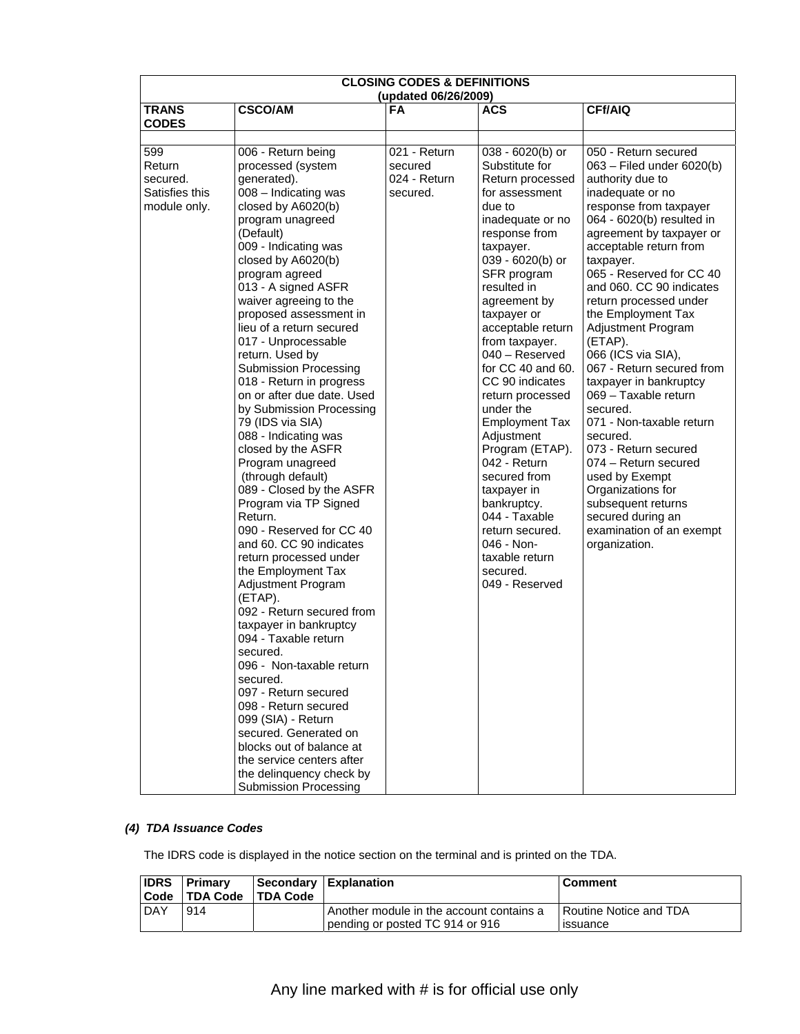| CLOSING CODES & DEFINITIONS (updated 06/26/2009) | | | | |
|---|---|---|---|---|
| **TRANS CODES** | **CSCO/AM** | **FA** | **ACS** | **CFf/AIQ** |
| 599 Return secured. Satisfies this module only. | 006 - Return being processed (system generated). 008 – Indicating was closed by A6020(b) program unagreed (Default) 009 - Indicating was closed by A6020(b) program agreed 013 - A signed ASFR waiver agreeing to the proposed assessment in lieu of a return secured 017 - Unprocessable return. Used by Submission Processing 018 - Return in progress on or after due date. Used by Submission Processing 79 (IDS via SIA) 088 - Indicating was closed by the ASFR Program unagreed (through default) 089 - Closed by the ASFR Program via TP Signed Return. 090 - Reserved for CC 40 and 60. CC 90 indicates return processed under the Employment Tax Adjustment Program (ETAP). 092 - Return secured from taxpayer in bankruptcy 094 - Taxable return secured. 096 - Non-taxable return secured. 097 - Return secured 098 - Return secured 099 (SIA) - Return secured. Generated on blocks out of balance at the service centers after the delinquency check by Submission Processing | 021 - Return secured 024 - Return secured. | 038 - 6020(b) or Substitute for Return processed for assessment due to inadequate or no response from taxpayer. 039 - 6020(b) or SFR program resulted in agreement by taxpayer or acceptable return from taxpayer. 040 – Reserved for CC 40 and 60. CC 90 indicates return processed under the Employment Tax Adjustment Program (ETAP). 042 - Return secured from taxpayer in bankruptcy. 044 - Taxable return secured. 046 - Non-taxable return secured. 049 - Reserved | 050 - Return secured 063 – Filed under 6020(b) authority due to inadequate or no response from taxpayer 064 - 6020(b) resulted in agreement by taxpayer or acceptable return from taxpayer. 065 - Reserved for CC 40 and 060. CC 90 indicates return processed under the Employment Tax Adjustment Program (ETAP). 066 (ICS via SIA), 067 - Return secured from taxpayer in bankruptcy 069 – Taxable return secured. 071 - Non-taxable return secured. 073 - Return secured 074 – Return secured used by Exempt Organizations for subsequent returns secured during an examination of an exempt organization. |

***(4) TDA Issuance Codes***

The IDRS code is displayed in the notice section on the terminal and is printed on the TDA.

| IDRS Code | Primary TDA Code | Secondary TDA Code | Explanation | Comment |
|---|---|---|---|---|
| DAY | 914 | | Another module in the account contains a pending or posted TC 914 or 916 | Routine Notice and TDA issuance |

Any line marked with # is for official use only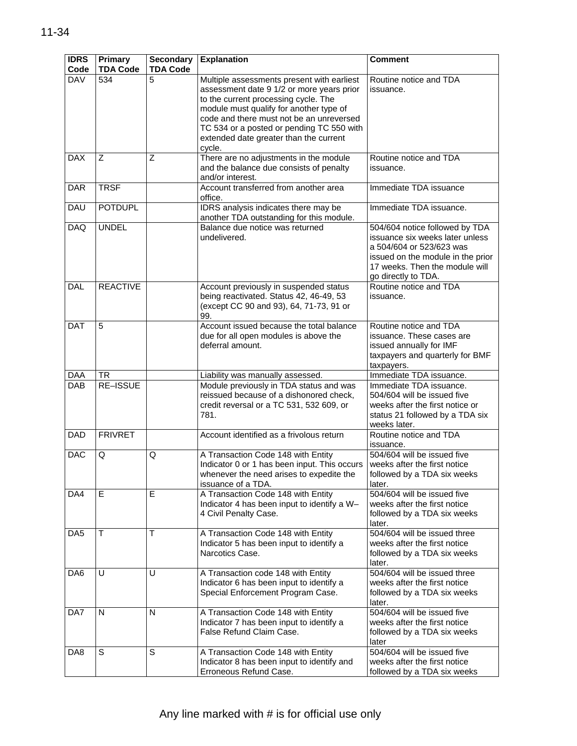| IDRS Code | Primary TDA Code | Secondary TDA Code | Explanation | Comment |
|---|---|---|---|---|
| DAV | 534 | 5 | Multiple assessments present with earliest assessment date 9 1/2 or more years prior to the current processing cycle. The module must qualify for another type of code and there must not be an unreversed TC 534 or a posted or pending TC 550 with extended date greater than the current cycle. | Routine notice and TDA issuance. |
| DAX | Z | Z | There are no adjustments in the module and the balance due consists of penalty and/or interest. | Routine notice and TDA issuance. |
| DAR | TRSF | | Account transferred from another area office. | Immediate TDA issuance |
| DAU | POTDUPL | | IDRS analysis indicates there may be another TDA outstanding for this module. | Immediate TDA issuance. |
| DAQ | UNDEL | | Balance due notice was returned undelivered. | 504/604 notice followed by TDA issuance six weeks later unless a 504/604 or 523/623 was issued on the module in the prior 17 weeks. Then the module will go directly to TDA. |
| DAL | REACTIVE | | Account previously in suspended status being reactivated. Status 42, 46-49, 53 (except CC 90 and 93), 64, 71-73, 91 or 99. | Routine notice and TDA issuance. |
| DAT | 5 | | Account issued because the total balance due for all open modules is above the deferral amount. | Routine notice and TDA issuance. These cases are issued annually for IMF taxpayers and quarterly for BMF taxpayers. |
| DAA | TR | | Liability was manually assessed. | Immediate TDA issuance. |
| DAB | RE–ISSUE | | Module previously in TDA status and was reissued because of a dishonored check, credit reversal or a TC 531, 532 609, or 781. | Immediate TDA issuance. 504/604 will be issued five weeks after the first notice or status 21 followed by a TDA six weeks later. |
| DAD | FRIVRET | | Account identified as a frivolous return | Routine notice and TDA issuance. |
| DAC | Q | Q | A Transaction Code 148 with Entity Indicator 0 or 1 has been input. This occurs whenever the need arises to expedite the issuance of a TDA. | 504/604 will be issued five weeks after the first notice followed by a TDA six weeks later. |
| DA4 | E | E | A Transaction Code 148 with Entity Indicator 4 has been input to identify a W–4 Civil Penalty Case. | 504/604 will be issued five weeks after the first notice followed by a TDA six weeks later. |
| DA5 | T | T | A Transaction Code 148 with Entity Indicator 5 has been input to identify a Narcotics Case. | 504/604 will be issued three weeks after the first notice followed by a TDA six weeks later. |
| DA6 | U | U | A Transaction code 148 with Entity Indicator 6 has been input to identify a Special Enforcement Program Case. | 504/604 will be issued three weeks after the first notice followed by a TDA six weeks later. |
| DA7 | N | N | A Transaction Code 148 with Entity Indicator 7 has been input to identify a False Refund Claim Case. | 504/604 will be issued five weeks after the first notice followed by a TDA six weeks later |
| DA8 | S | S | A Transaction Code 148 with Entity Indicator 8 has been input to identify and Erroneous Refund Case. | 504/604 will be issued five weeks after the first notice followed by a TDA six weeks |

Any line marked with # is for official use only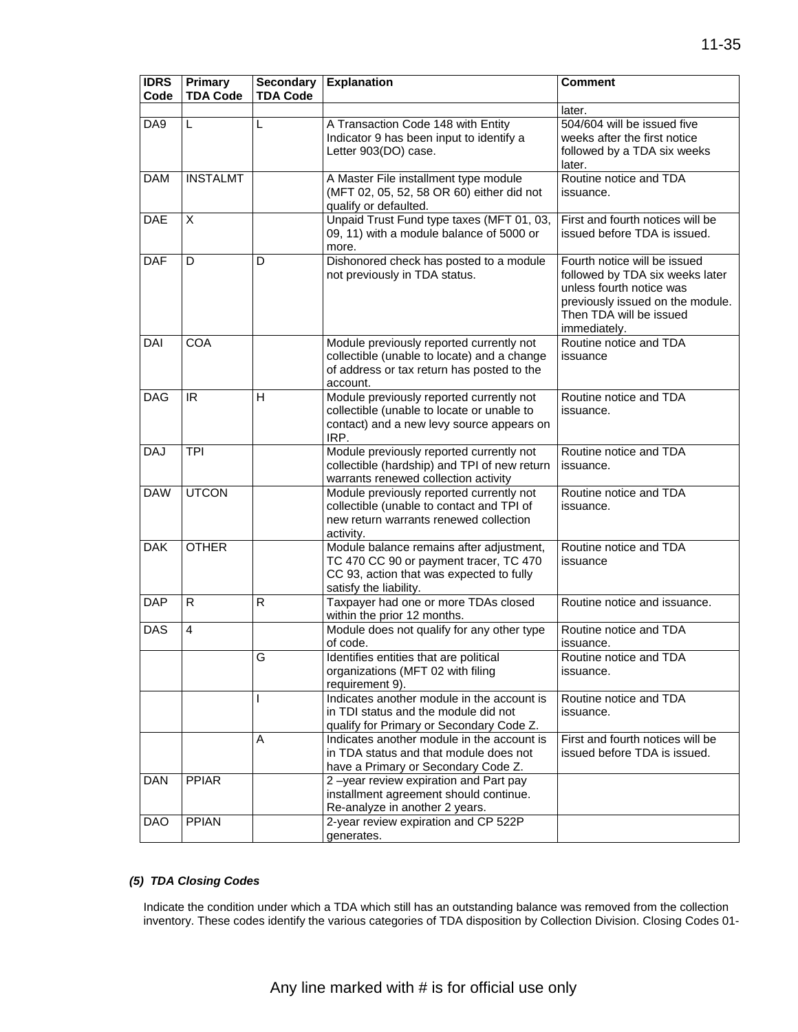| IDRS Code | Primary TDA Code | Secondary TDA Code | Explanation | Comment |
|---|---|---|---|---|
| | | | | later. |
| DA9 | L | L | A Transaction Code 148 with Entity Indicator 9 has been input to identify a Letter 903(DO) case. | 504/604 will be issued five weeks after the first notice followed by a TDA six weeks later. |
| DAM | INSTALMT | | A Master File installment type module (MFT 02, 05, 52, 58 OR 60) either did not qualify or defaulted. | Routine notice and TDA issuance. |
| DAE | X | | Unpaid Trust Fund type taxes (MFT 01, 03, 09, 11) with a module balance of 5000 or more. | First and fourth notices will be issued before TDA is issued. |
| DAF | D | D | Dishonored check has posted to a module not previously in TDA status. | Fourth notice will be issued followed by TDA six weeks later unless fourth notice was previously issued on the module. Then TDA will be issued immediately. |
| DAI | COA | | Module previously reported currently not collectible (unable to locate) and a change of address or tax return has posted to the account. | Routine notice and TDA issuance |
| DAG | IR | H | Module previously reported currently not collectible (unable to locate or unable to contact) and a new levy source appears on IRP. | Routine notice and TDA issuance. |
| DAJ | TPI | | Module previously reported currently not collectible (hardship) and TPI of new return warrants renewed collection activity | Routine notice and TDA issuance. |
| DAW | UTCON | | Module previously reported currently not collectible (unable to contact and TPI of new return warrants renewed collection activity. | Routine notice and TDA issuance. |
| DAK | OTHER | | Module balance remains after adjustment, TC 470 CC 90 or payment tracer, TC 470 CC 93, action that was expected to fully satisfy the liability. | Routine notice and TDA issuance |
| DAP | R | R | Taxpayer had one or more TDAs closed within the prior 12 months. | Routine notice and issuance. |
| DAS | 4 | | Module does not qualify for any other type of code. | Routine notice and TDA issuance. |
| | | G | Identifies entities that are political organizations (MFT 02 with filing requirement 9). | Routine notice and TDA issuance. |
| | | I | Indicates another module in the account is in TDI status and the module did not qualify for Primary or Secondary Code Z. | Routine notice and TDA issuance. |
| | | A | Indicates another module in the account is in TDA status and that module does not have a Primary or Secondary Code Z. | First and fourth notices will be issued before TDA is issued. |
| DAN | PPIAR | | 2 –year review expiration and Part pay installment agreement should continue. Re-analyze in another 2 years. | |
| DAO | PPIAN | | 2-year review expiration and CP 522P generates. | |

***(5) TDA Closing Codes***

Indicate the condition under which a TDA which still has an outstanding balance was removed from the collection inventory. These codes identify the various categories of TDA disposition by Collection Division. Closing Codes 01-

Any line marked with # is for official use only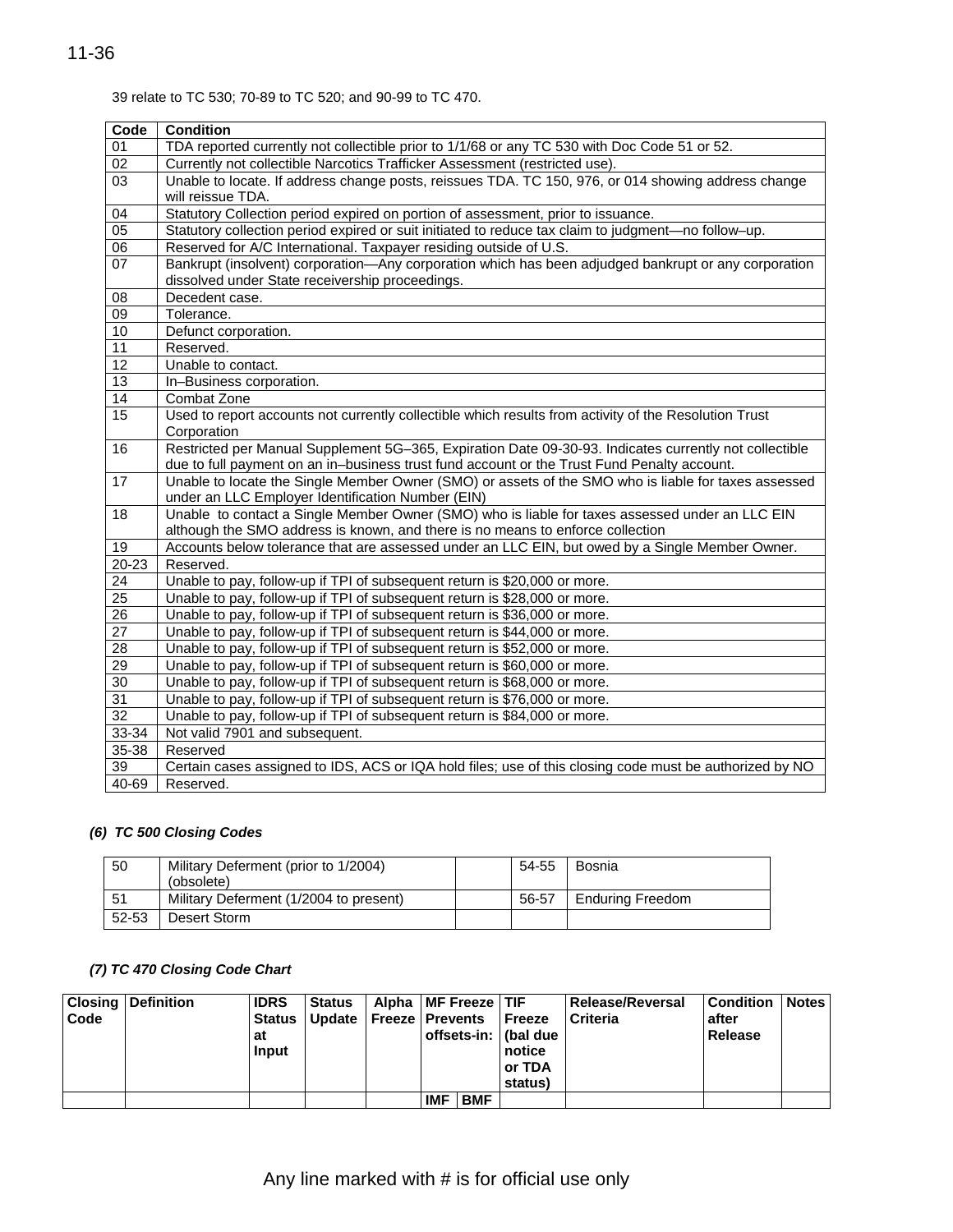39 relate to TC 530; 70-89 to TC 520; and 90-99 to TC 470.

| Code | Condition |
|---|---|
| 01 | TDA reported currently not collectible prior to 1/1/68 or any TC 530 with Doc Code 51 or 52. |
| 02 | Currently not collectible Narcotics Trafficker Assessment (restricted use). |
| 03 | Unable to locate. If address change posts, reissues TDA. TC 150, 976, or 014 showing address change will reissue TDA. |
| 04 | Statutory Collection period expired on portion of assessment, prior to issuance. |
| 05 | Statutory collection period expired or suit initiated to reduce tax claim to judgment—no follow–up. |
| 06 | Reserved for A/C International. Taxpayer residing outside of U.S. |
| 07 | Bankrupt (insolvent) corporation—Any corporation which has been adjudged bankrupt or any corporation dissolved under State receivership proceedings. |
| 08 | Decedent case. |
| 09 | Tolerance. |
| 10 | Defunct corporation. |
| 11 | Reserved. |
| 12 | Unable to contact. |
| 13 | In–Business corporation. |
| 14 | Combat Zone |
| 15 | Used to report accounts not currently collectible which results from activity of the Resolution Trust Corporation |
| 16 | Restricted per Manual Supplement 5G–365, Expiration Date 09-30-93. Indicates currently not collectible due to full payment on an in–business trust fund account or the Trust Fund Penalty account. |
| 17 | Unable to locate the Single Member Owner (SMO) or assets of the SMO who is liable for taxes assessed under an LLC Employer Identification Number (EIN) |
| 18 | Unable to contact a Single Member Owner (SMO) who is liable for taxes assessed under an LLC EIN although the SMO address is known, and there is no means to enforce collection |
| 19 | Accounts below tolerance that are assessed under an LLC EIN, but owed by a Single Member Owner. |
| 20-23 | Reserved. |
| 24 | Unable to pay, follow-up if TPI of subsequent return is $20,000 or more. |
| 25 | Unable to pay, follow-up if TPI of subsequent return is $28,000 or more. |
| 26 | Unable to pay, follow-up if TPI of subsequent return is $36,000 or more. |
| 27 | Unable to pay, follow-up if TPI of subsequent return is $44,000 or more. |
| 28 | Unable to pay, follow-up if TPI of subsequent return is $52,000 or more. |
| 29 | Unable to pay, follow-up if TPI of subsequent return is $60,000 or more. |
| 30 | Unable to pay, follow-up if TPI of subsequent return is $68,000 or more. |
| 31 | Unable to pay, follow-up if TPI of subsequent return is $76,000 or more. |
| 32 | Unable to pay, follow-up if TPI of subsequent return is $84,000 or more. |
| 33-34 | Not valid 7901 and subsequent. |
| 35-38 | Reserved |
| 39 | Certain cases assigned to IDS, ACS or IQA hold files; use of this closing code must be authorized by NO |
| 40-69 | Reserved. |

### *(6) TC 500 Closing Codes*

| | | | | |
|---|---|---|---|---|
| 50 | Military Deferment (prior to 1/2004) (obsolete) | | 54-55 | Bosnia |
| 51 | Military Deferment (1/2004 to present) | | 56-57 | Enduring Freedom |
| 52-53 | Desert Storm | | | |

### *(7) TC 470 Closing Code Chart*

| Closing Code | Definition | IDRS Status at Input | Status Update | Alpha Freeze | MF Freeze Prevents offsets-in: | | TIF Freeze (bal due notice or TDA status) | Release/Reversal Criteria | Condition after Release | Notes |
|---|---|---|---|---|---|---|---|---|---|---|
| | | | | | IMF | BMF | | | | |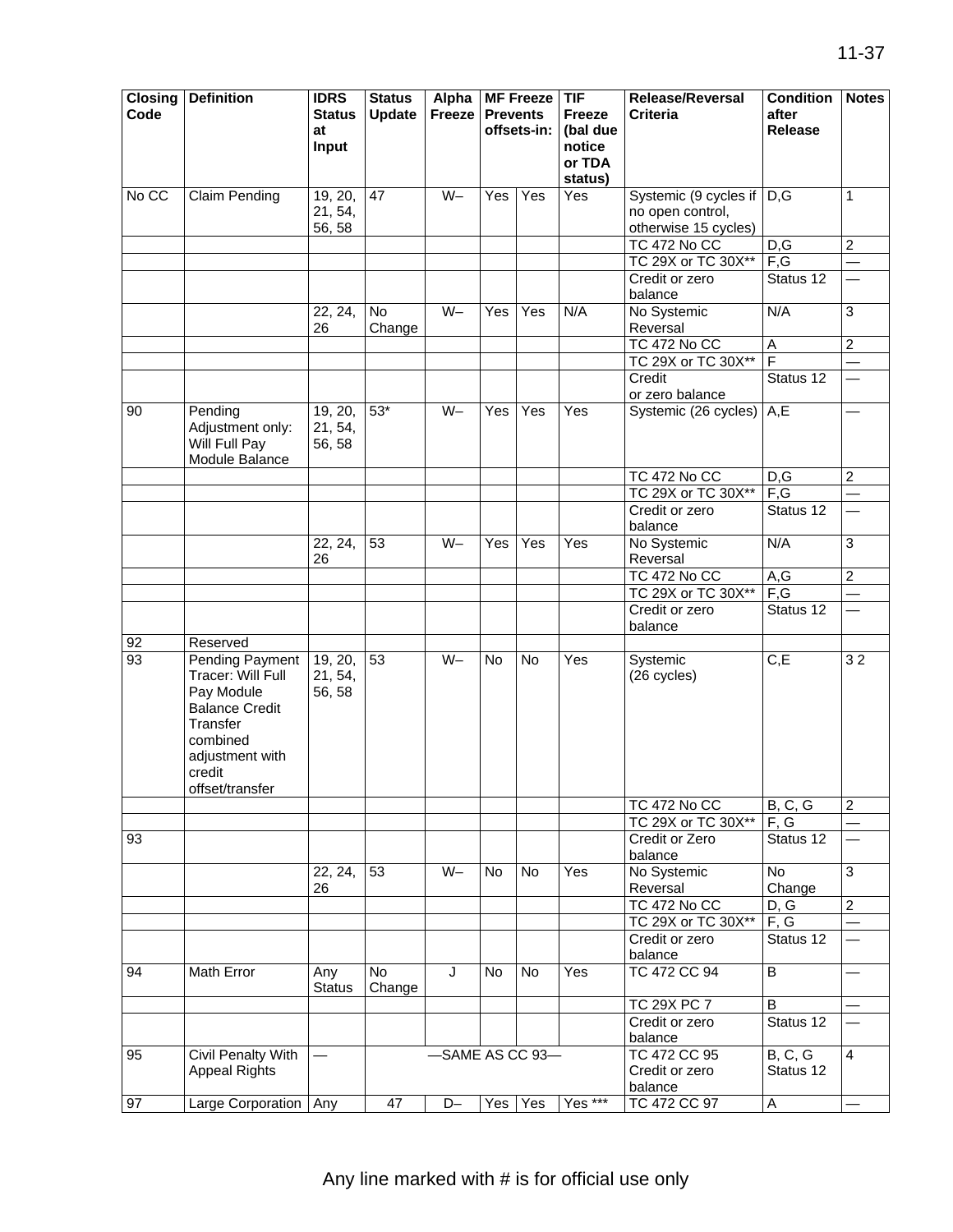| Closing Code | Definition | IDRS Status at Input | Status Update | Alpha Freeze | MF Freeze Prevents offsets-in: | | TIF Freeze (bal due notice or TDA status) | Release/Reversal Criteria | Condition after Release | Notes |
|---|---|---|---|---|---|---|---|---|---|---|
| No CC | Claim Pending | 19, 20, 21, 54, 56, 58 | 47 | W– | Yes | Yes | Yes | Systemic (9 cycles if no open control, otherwise 15 cycles) | D,G | 1 |
| | | | | | | | | TC 472 No CC | D,G | 2 |
| | | | | | | | | TC 29X or TC 30X** | F,G | — |
| | | | | | | | | Credit or zero balance | Status 12 | — |
| | | 22, 24, 26 | No Change | W– | Yes | Yes | N/A | No Systemic Reversal | N/A | 3 |
| | | | | | | | | TC 472 No CC | A | 2 |
| | | | | | | | | TC 29X or TC 30X** | F | — |
| | | | | | | | | Credit or zero balance | Status 12 | — |
| 90 | Pending Adjustment only: Will Full Pay Module Balance | 19, 20, 21, 54, 56, 58 | 53* | W– | Yes | Yes | Yes | Systemic (26 cycles) | A,E | — |
| | | | | | | | | TC 472 No CC | D,G | 2 |
| | | | | | | | | TC 29X or TC 30X** | F,G | — |
| | | | | | | | | Credit or zero balance | Status 12 | — |
| | | 22, 24, 26 | 53 | W– | Yes | Yes | Yes | No Systemic Reversal | N/A | 3 |
| | | | | | | | | TC 472 No CC | A,G | 2 |
| | | | | | | | | TC 29X or TC 30X** | F,G | — |
| | | | | | | | | Credit or zero balance | Status 12 | — |
| 92 | Reserved | | | | | | | | | |
| 93 | Pending Payment Tracer: Will Full Pay Module Balance Credit Transfer combined adjustment with credit offset/transfer | 19, 20, 21, 54, 56, 58 | 53 | W– | No | No | Yes | Systemic (26 cycles) | C,E | 3 2 |
| | | | | | | | | TC 472 No CC | B, C, G | 2 |
| | | | | | | | | TC 29X or TC 30X** | F, G | — |
| 93 | | | | | | | | Credit or Zero balance | Status 12 | — |
| | | 22, 24, 26 | 53 | W– | No | No | Yes | No Systemic Reversal | No Change | 3 |
| | | | | | | | | TC 472 No CC | D, G | 2 |
| | | | | | | | | TC 29X or TC 30X** | F, G | — |
| | | | | | | | | Credit or zero balance | Status 12 | — |
| 94 | Math Error | Any Status | No Change | J | No | No | Yes | TC 472 CC 94 | B | — |
| | | | | | | | | TC 29X PC 7 | B | — |
| | | | | | | | | Credit or zero balance | Status 12 | — |
| 95 | Civil Penalty With Appeal Rights | — | —SAME AS CC 93— | | | | | TC 472 CC 95 Credit or zero balance | B, C, G Status 12 | 4 |
| 97 | Large Corporation | Any | 47 | D– | Yes | Yes | Yes *** | TC 472 CC 97 | A | — |

Any line marked with # is for official use only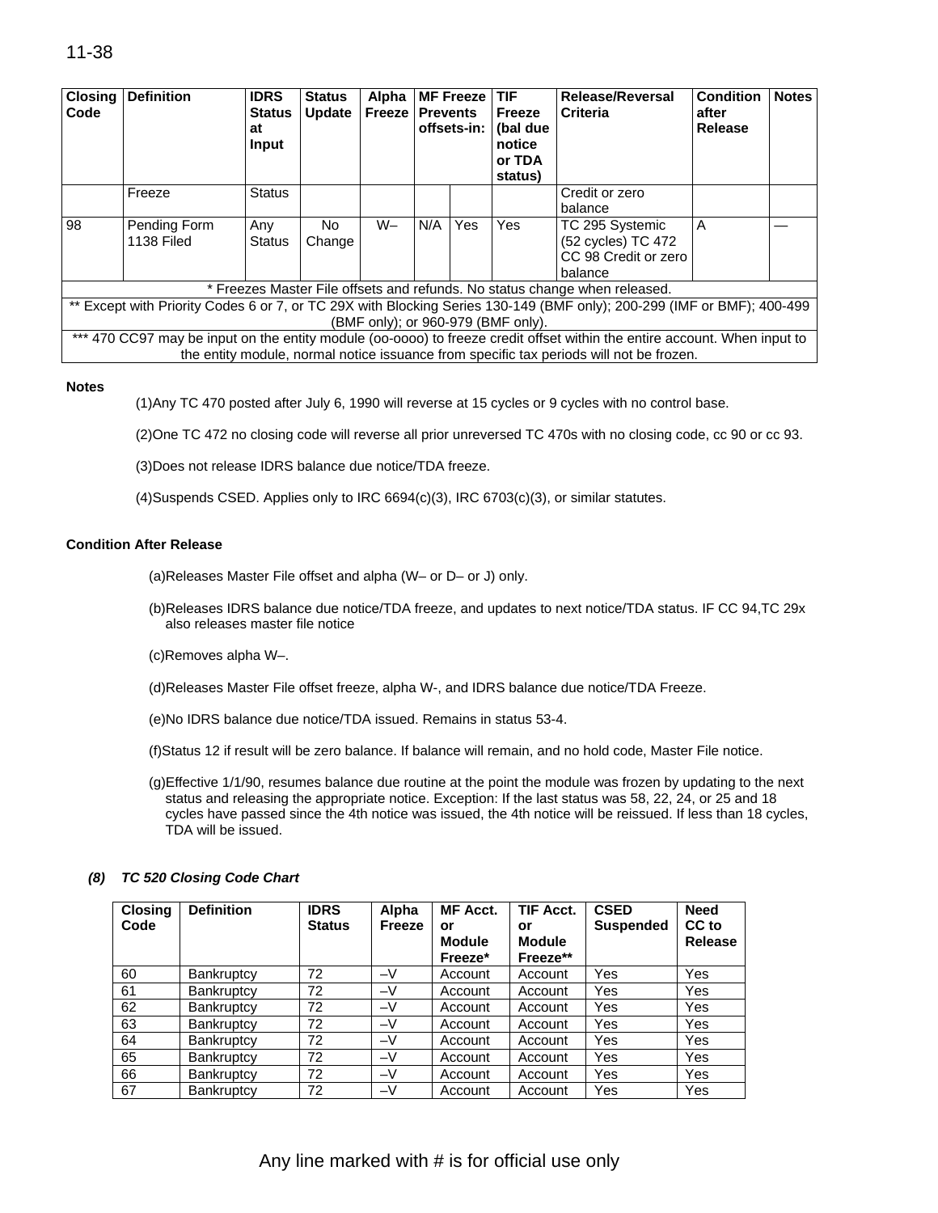| Closing Code | Definition | IDRS Status at Input | Status Update | Alpha Freeze | MF Freeze Prevents offsets-in: | | TIF Freeze (bal due notice or TDA status) | Release/Reversal Criteria | Condition after Release | Notes |
|---|---|---|---|---|---|---|---|---|---|---|
| | Freeze | Status | | | | | | Credit or zero balance | | |
| 98 | Pending Form 1138 Filed | Any Status | No Change | W– | N/A | Yes | Yes | TC 295 Systemic (52 cycles) TC 472 CC 98 Credit or zero balance | A | — |

\* Freezes Master File offsets and refunds. No status change when released.

\*\* Except with Priority Codes 6 or 7, or TC 29X with Blocking Series 130-149 (BMF only); 200-299 (IMF or BMF); 400-499 (BMF only); or 960-979 (BMF only).

\*\*\* 470 CC97 may be input on the entity module (oo-oooo) to freeze credit offset within the entire account. When input to the entity module, normal notice issuance from specific tax periods will not be frozen.

**Notes**

(1)Any TC 470 posted after July 6, 1990 will reverse at 15 cycles or 9 cycles with no control base.

(2)One TC 472 no closing code will reverse all prior unreversed TC 470s with no closing code, cc 90 or cc 93.

(3)Does not release IDRS balance due notice/TDA freeze.

(4)Suspends CSED. Applies only to IRC 6694(c)(3), IRC 6703(c)(3), or similar statutes.

**Condition After Release**

(a)Releases Master File offset and alpha (W– or D– or J) only.

(b)Releases IDRS balance due notice/TDA freeze, and updates to next notice/TDA status. IF CC 94,TC 29x also releases master file notice

(c)Removes alpha W–.

(d)Releases Master File offset freeze, alpha W-, and IDRS balance due notice/TDA Freeze.

(e)No IDRS balance due notice/TDA issued. Remains in status 53-4.

(f)Status 12 if result will be zero balance. If balance will remain, and no hold code, Master File notice.

(g)Effective 1/1/90, resumes balance due routine at the point the module was frozen by updating to the next status and releasing the appropriate notice. Exception: If the last status was 58, 22, 24, or 25 and 18 cycles have passed since the 4th notice was issued, the 4th notice will be reissued. If less than 18 cycles, TDA will be issued.

***(8) TC 520 Closing Code Chart***

| Closing Code | Definition | IDRS Status | Alpha Freeze | MF Acct. or Module Freeze* | TIF Acct. or Module Freeze** | CSED Suspended | Need CC to Release |
|---|---|---|---|---|---|---|---|
| 60 | Bankruptcy | 72 | –V | Account | Account | Yes | Yes |
| 61 | Bankruptcy | 72 | –V | Account | Account | Yes | Yes |
| 62 | Bankruptcy | 72 | –V | Account | Account | Yes | Yes |
| 63 | Bankruptcy | 72 | –V | Account | Account | Yes | Yes |
| 64 | Bankruptcy | 72 | –V | Account | Account | Yes | Yes |
| 65 | Bankruptcy | 72 | –V | Account | Account | Yes | Yes |
| 66 | Bankruptcy | 72 | –V | Account | Account | Yes | Yes |
| 67 | Bankruptcy | 72 | –V | Account | Account | Yes | Yes |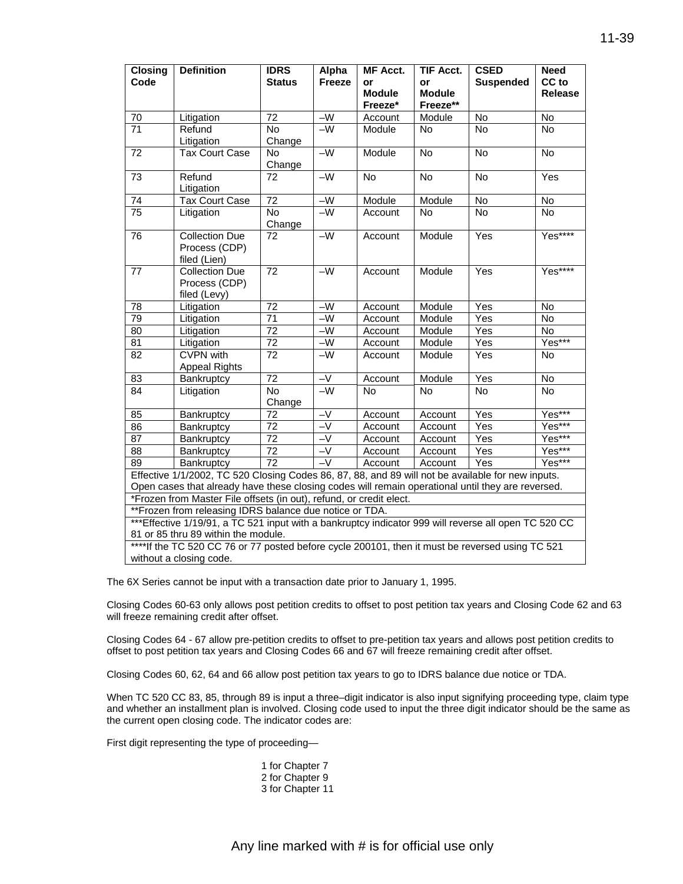| Closing Code | Definition | IDRS Status | Alpha Freeze | MF Acct. or Module Freeze* | TIF Acct. or Module Freeze** | CSED Suspended | Need CC to Release |
|---|---|---|---|---|---|---|---|
| 70 | Litigation | 72 | –W | Account | Module | No | No |
| 71 | Refund Litigation | No Change | –W | Module | No | No | No |
| 72 | Tax Court Case | No Change | –W | Module | No | No | No |
| 73 | Refund Litigation | 72 | –W | No | No | No | Yes |
| 74 | Tax Court Case | 72 | –W | Module | Module | No | No |
| 75 | Litigation | No Change | –W | Account | No | No | No |
| 76 | Collection Due Process (CDP) filed (Lien) | 72 | –W | Account | Module | Yes | Yes**** |
| 77 | Collection Due Process (CDP) filed (Levy) | 72 | –W | Account | Module | Yes | Yes**** |
| 78 | Litigation | 72 | –W | Account | Module | Yes | No |
| 79 | Litigation | 71 | –W | Account | Module | Yes | No |
| 80 | Litigation | 72 | –W | Account | Module | Yes | No |
| 81 | Litigation | 72 | –W | Account | Module | Yes | Yes*** |
| 82 | CVPN with Appeal Rights | 72 | –W | Account | Module | Yes | No |
| 83 | Bankruptcy | 72 | –V | Account | Module | Yes | No |
| 84 | Litigation | No Change | –W | No | No | No | No |
| 85 | Bankruptcy | 72 | –V | Account | Account | Yes | Yes*** |
| 86 | Bankruptcy | 72 | –V | Account | Account | Yes | Yes*** |
| 87 | Bankruptcy | 72 | –V | Account | Account | Yes | Yes*** |
| 88 | Bankruptcy | 72 | –V | Account | Account | Yes | Yes*** |
| 89 | Bankruptcy | 72 | –V | Account | Account | Yes | Yes*** |

Effective 1/1/2002, TC 520 Closing Codes 86, 87, 88, and 89 will not be available for new inputs. Open cases that already have these closing codes will remain operational until they are reversed.

*Frozen from Master File offsets (in out), refund, or credit elect.

**Frozen from releasing IDRS balance due notice or TDA.

***Effective 1/19/91, a TC 521 input with a bankruptcy indicator 999 will reverse all open TC 520 CC 81 or 85 thru 89 within the module.

****If the TC 520 CC 76 or 77 posted before cycle 200101, then it must be reversed using TC 521 without a closing code.

The 6X Series cannot be input with a transaction date prior to January 1, 1995.

Closing Codes 60-63 only allows post petition credits to offset to post petition tax years and Closing Code 62 and 63 will freeze remaining credit after offset.

Closing Codes 64 - 67 allow pre-petition credits to offset to pre-petition tax years and allows post petition credits to offset to post petition tax years and Closing Codes 66 and 67 will freeze remaining credit after offset.

Closing Codes 60, 62, 64 and 66 allow post petition tax years to go to IDRS balance due notice or TDA.

When TC 520 CC 83, 85, through 89 is input a three–digit indicator is also input signifying proceeding type, claim type and whether an installment plan is involved. Closing code used to input the three digit indicator should be the same as the current open closing code. The indicator codes are:

First digit representing the type of proceeding—

1 for Chapter 7  
2 for Chapter 9  
3 for Chapter 11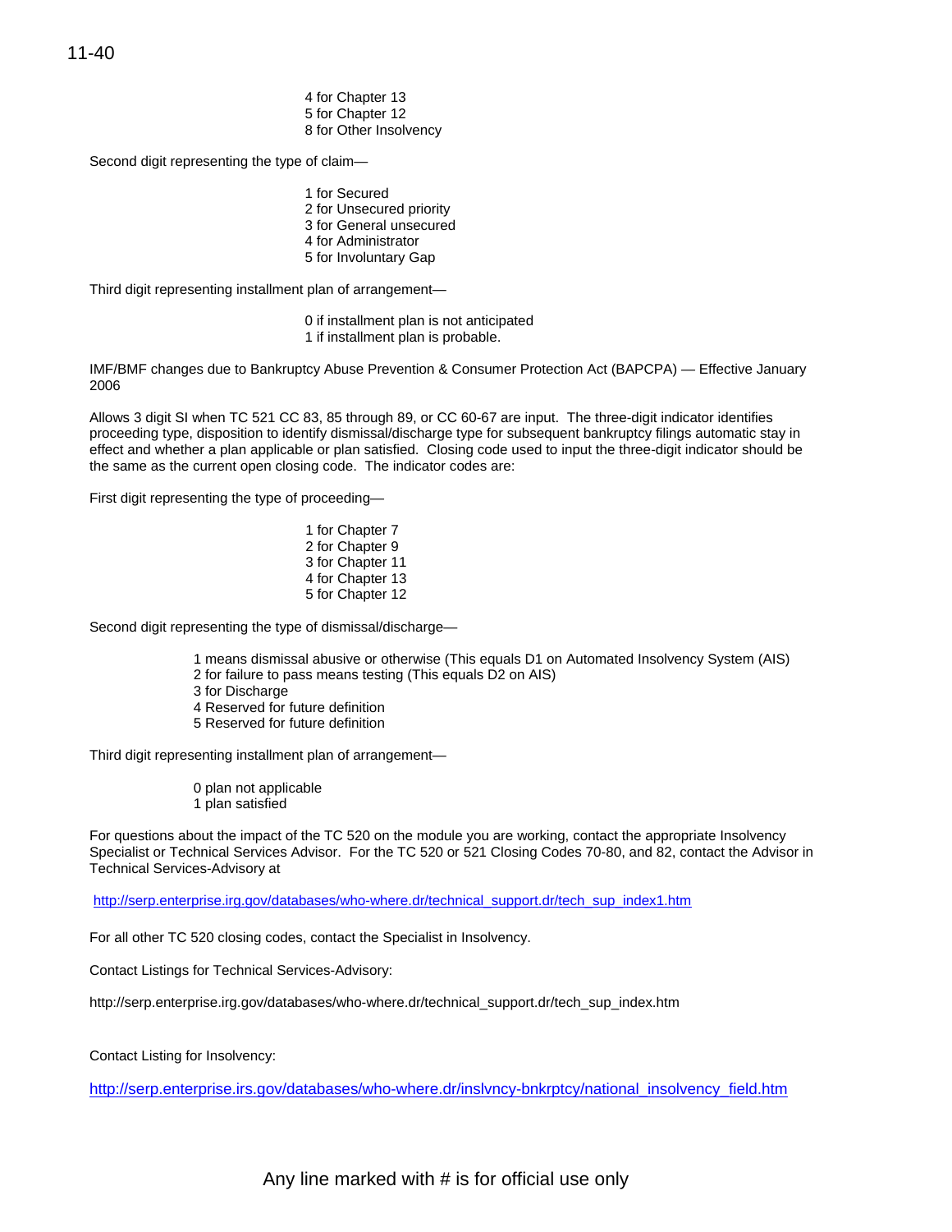4 for Chapter 13
5 for Chapter 12
8 for Other Insolvency

Second digit representing the type of claim—

1 for Secured
2 for Unsecured priority
3 for General unsecured
4 for Administrator
5 for Involuntary Gap

Third digit representing installment plan of arrangement—

0 if installment plan is not anticipated
1 if installment plan is probable.

IMF/BMF changes due to Bankruptcy Abuse Prevention & Consumer Protection Act (BAPCPA) — Effective January 2006

Allows 3 digit SI when TC 521 CC 83, 85 through 89, or CC 60-67 are input. The three-digit indicator identifies proceeding type, disposition to identify dismissal/discharge type for subsequent bankruptcy filings automatic stay in effect and whether a plan applicable or plan satisfied. Closing code used to input the three-digit indicator should be the same as the current open closing code. The indicator codes are:

First digit representing the type of proceeding—

1 for Chapter 7
2 for Chapter 9
3 for Chapter 11
4 for Chapter 13
5 for Chapter 12

Second digit representing the type of dismissal/discharge—

1 means dismissal abusive or otherwise (This equals D1 on Automated Insolvency System (AIS)
2 for failure to pass means testing (This equals D2 on AIS)
3 for Discharge
4 Reserved for future definition
5 Reserved for future definition

Third digit representing installment plan of arrangement—

0 plan not applicable
1 plan satisfied

For questions about the impact of the TC 520 on the module you are working, contact the appropriate Insolvency Specialist or Technical Services Advisor. For the TC 520 or 521 Closing Codes 70-80, and 82, contact the Advisor in Technical Services-Advisory at

http://serp.enterprise.irg.gov/databases/who-where.dr/technical_support.dr/tech_sup_index1.htm

For all other TC 520 closing codes, contact the Specialist in Insolvency.

Contact Listings for Technical Services-Advisory:

http://serp.enterprise.irg.gov/databases/who-where.dr/technical_support.dr/tech_sup_index.htm

Contact Listing for Insolvency:

http://serp.enterprise.irs.gov/databases/who-where.dr/inslvncy-bnkrptcy/national_insolvency_field.htm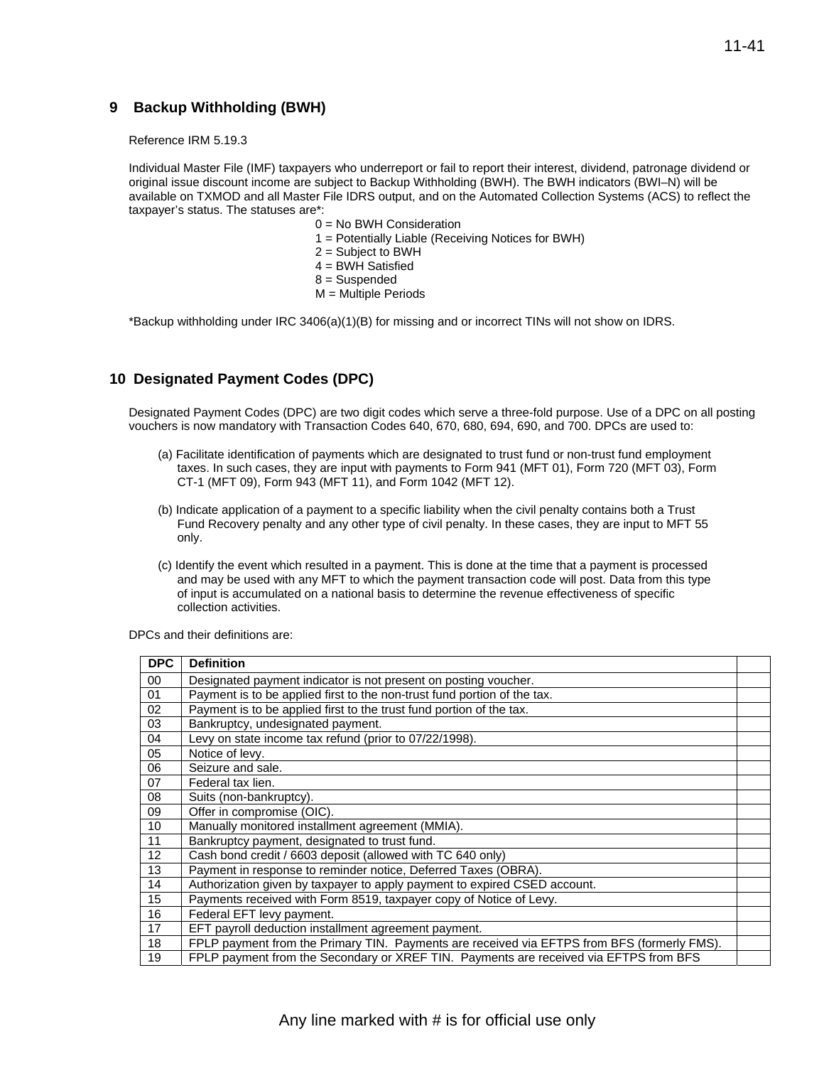## 9 Backup Withholding (BWH)

Reference IRM 5.19.3

Individual Master File (IMF) taxpayers who underreport or fail to report their interest, dividend, patronage dividend or original issue discount income are subject to Backup Withholding (BWH). The BWH indicators (BWI–N) will be available on TXMOD and all Master File IDRS output, and on the Automated Collection Systems (ACS) to reflect the taxpayer's status. The statuses are*:

0 = No BWH Consideration
1 = Potentially Liable (Receiving Notices for BWH)
2 = Subject to BWH
4 = BWH Satisfied
8 = Suspended
M = Multiple Periods

*Backup withholding under IRC 3406(a)(1)(B) for missing and or incorrect TINs will not show on IDRS.

## 10 Designated Payment Codes (DPC)

Designated Payment Codes (DPC) are two digit codes which serve a three-fold purpose. Use of a DPC on all posting vouchers is now mandatory with Transaction Codes 640, 670, 680, 694, 690, and 700. DPCs are used to:

(a) Facilitate identification of payments which are designated to trust fund or non-trust fund employment taxes. In such cases, they are input with payments to Form 941 (MFT 01), Form 720 (MFT 03), Form CT-1 (MFT 09), Form 943 (MFT 11), and Form 1042 (MFT 12).

(b) Indicate application of a payment to a specific liability when the civil penalty contains both a Trust Fund Recovery penalty and any other type of civil penalty. In these cases, they are input to MFT 55 only.

(c) Identify the event which resulted in a payment. This is done at the time that a payment is processed and may be used with any MFT to which the payment transaction code will post. Data from this type of input is accumulated on a national basis to determine the revenue effectiveness of specific collection activities.

DPCs and their definitions are:

| DPC | Definition | |
|---|---|---|
| 00 | Designated payment indicator is not present on posting voucher. | |
| 01 | Payment is to be applied first to the non-trust fund portion of the tax. | |
| 02 | Payment is to be applied first to the trust fund portion of the tax. | |
| 03 | Bankruptcy, undesignated payment. | |
| 04 | Levy on state income tax refund (prior to 07/22/1998). | |
| 05 | Notice of levy. | |
| 06 | Seizure and sale. | |
| 07 | Federal tax lien. | |
| 08 | Suits (non-bankruptcy). | |
| 09 | Offer in compromise (OIC). | |
| 10 | Manually monitored installment agreement (MMIA). | |
| 11 | Bankruptcy payment, designated to trust fund. | |
| 12 | Cash bond credit / 6603 deposit (allowed with TC 640 only) | |
| 13 | Payment in response to reminder notice, Deferred Taxes (OBRA). | |
| 14 | Authorization given by taxpayer to apply payment to expired CSED account. | |
| 15 | Payments received with Form 8519, taxpayer copy of Notice of Levy. | |
| 16 | Federal EFT levy payment. | |
| 17 | EFT payroll deduction installment agreement payment. | |
| 18 | FPLP payment from the Primary TIN. Payments are received via EFTPS from BFS (formerly FMS). | |
| 19 | FPLP payment from the Secondary or XREF TIN. Payments are received via EFTPS from BFS | |

Any line marked with # is for official use only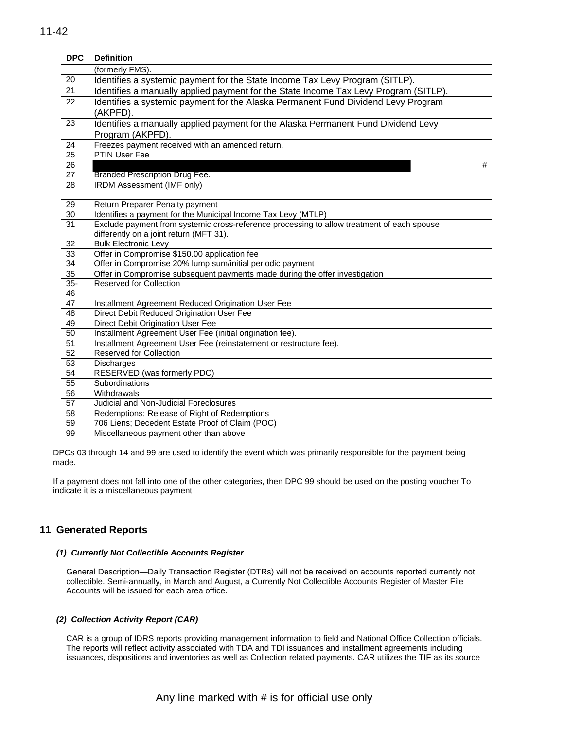| DPC | Definition | |
|---|---|---|
| | (formerly FMS). | |
| 20 | Identifies a systemic payment for the State Income Tax Levy Program (SITLP). | |
| 21 | Identifies a manually applied payment for the State Income Tax Levy Program (SITLP). | |
| 22 | Identifies a systemic payment for the Alaska Permanent Fund Dividend Levy Program (AKPFD). | |
| 23 | Identifies a manually applied payment for the Alaska Permanent Fund Dividend Levy Program (AKPFD). | |
| 24 | Freezes payment received with an amended return. | |
| 25 | PTIN User Fee | |
| 26 | | # |
| 27 | Branded Prescription Drug Fee. | |
| 28 | IRDM Assessment (IMF only) | |
| 29 | Return Preparer Penalty payment | |
| 30 | Identifies a payment for the Municipal Income Tax Levy (MTLP) | |
| 31 | Exclude payment from systemic cross-reference processing to allow treatment of each spouse differently on a joint return (MFT 31). | |
| 32 | Bulk Electronic Levy | |
| 33 | Offer in Compromise $150.00 application fee | |
| 34 | Offer in Compromise 20% lump sum/initial periodic payment | |
| 35 | Offer in Compromise subsequent payments made during the offer investigation | |
| 35-46 | Reserved for Collection | |
| 47 | Installment Agreement Reduced Origination User Fee | |
| 48 | Direct Debit Reduced Origination User Fee | |
| 49 | Direct Debit Origination User Fee | |
| 50 | Installment Agreement User Fee (initial origination fee). | |
| 51 | Installment Agreement User Fee (reinstatement or restructure fee). | |
| 52 | Reserved for Collection | |
| 53 | Discharges | |
| 54 | RESERVED (was formerly PDC) | |
| 55 | Subordinations | |
| 56 | Withdrawals | |
| 57 | Judicial and Non-Judicial Foreclosures | |
| 58 | Redemptions; Release of Right of Redemptions | |
| 59 | 706 Liens; Decedent Estate Proof of Claim (POC) | |
| 99 | Miscellaneous payment other than above | |

DPCs 03 through 14 and 99 are used to identify the event which was primarily responsible for the payment being made.

If a payment does not fall into one of the other categories, then DPC 99 should be used on the posting voucher To indicate it is a miscellaneous payment

## 11 Generated Reports

***(1) Currently Not Collectible Accounts Register***

General Description—Daily Transaction Register (DTRs) will not be received on accounts reported currently not collectible. Semi-annually, in March and August, a Currently Not Collectible Accounts Register of Master File Accounts will be issued for each area office.

***(2) Collection Activity Report (CAR)***

CAR is a group of IDRS reports providing management information to field and National Office Collection officials. The reports will reflect activity associated with TDA and TDI issuances and installment agreements including issuances, dispositions and inventories as well as Collection related payments. CAR utilizes the TIF as its source

Any line marked with # is for official use only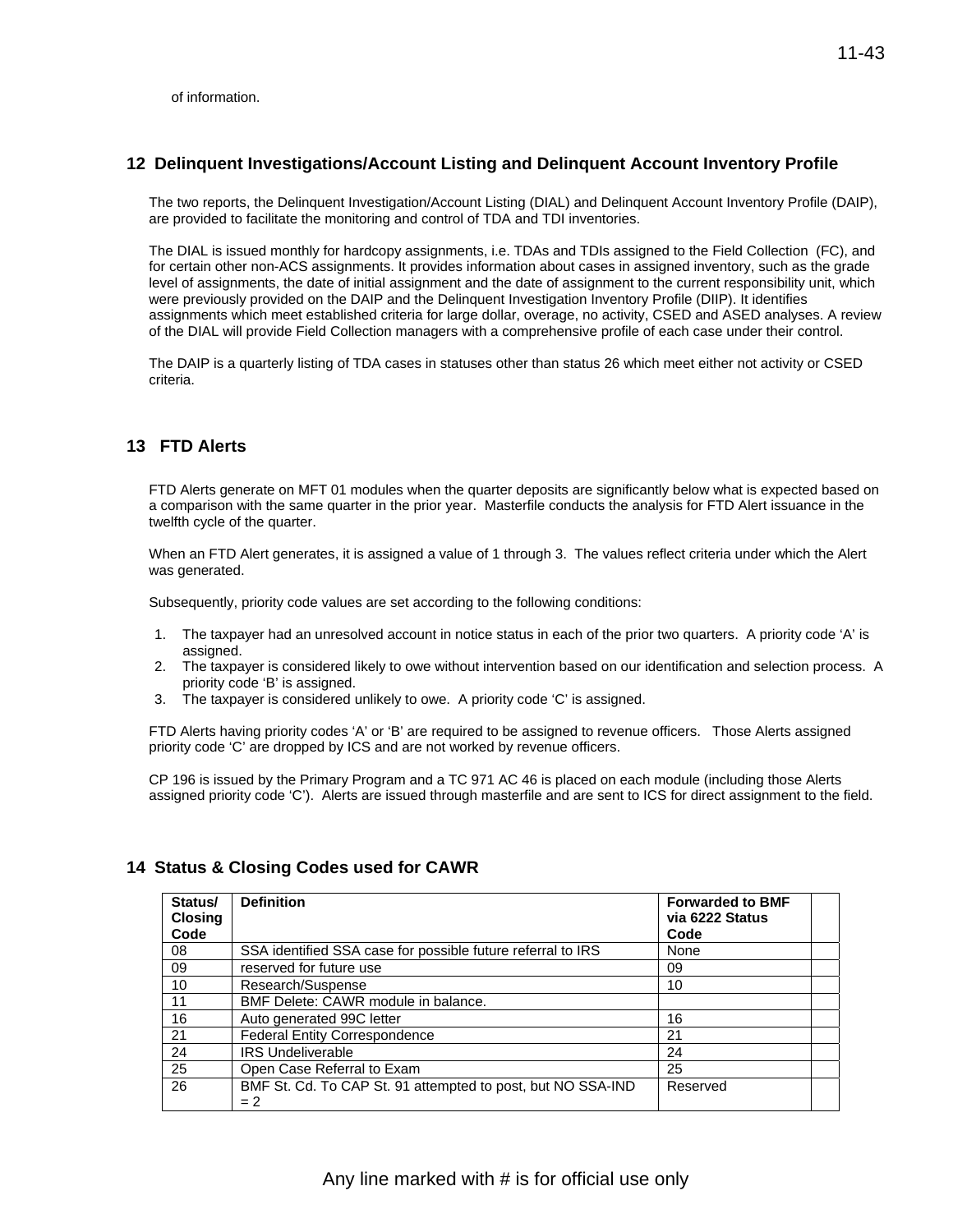of information.

## 12 Delinquent Investigations/Account Listing and Delinquent Account Inventory Profile

The two reports, the Delinquent Investigation/Account Listing (DIAL) and Delinquent Account Inventory Profile (DAIP), are provided to facilitate the monitoring and control of TDA and TDI inventories.

The DIAL is issued monthly for hardcopy assignments, i.e. TDAs and TDIs assigned to the Field Collection (FC), and for certain other non-ACS assignments. It provides information about cases in assigned inventory, such as the grade level of assignments, the date of initial assignment and the date of assignment to the current responsibility unit, which were previously provided on the DAIP and the Delinquent Investigation Inventory Profile (DIIP). It identifies assignments which meet established criteria for large dollar, overage, no activity, CSED and ASED analyses. A review of the DIAL will provide Field Collection managers with a comprehensive profile of each case under their control.

The DAIP is a quarterly listing of TDA cases in statuses other than status 26 which meet either not activity or CSED criteria.

## 13 FTD Alerts

FTD Alerts generate on MFT 01 modules when the quarter deposits are significantly below what is expected based on a comparison with the same quarter in the prior year. Masterfile conducts the analysis for FTD Alert issuance in the twelfth cycle of the quarter.

When an FTD Alert generates, it is assigned a value of 1 through 3. The values reflect criteria under which the Alert was generated.

Subsequently, priority code values are set according to the following conditions:

1. The taxpayer had an unresolved account in notice status in each of the prior two quarters. A priority code ‘A’ is assigned.
2. The taxpayer is considered likely to owe without intervention based on our identification and selection process. A priority code ‘B’ is assigned.
3. The taxpayer is considered unlikely to owe. A priority code ‘C’ is assigned.

FTD Alerts having priority codes ‘A’ or ‘B’ are required to be assigned to revenue officers. Those Alerts assigned priority code ‘C’ are dropped by ICS and are not worked by revenue officers.

CP 196 is issued by the Primary Program and a TC 971 AC 46 is placed on each module (including those Alerts assigned priority code ‘C’). Alerts are issued through masterfile and are sent to ICS for direct assignment to the field.

## 14 Status & Closing Codes used for CAWR

| Status/ Closing Code | Definition | Forwarded to BMF via 6222 Status Code | |
|---|---|---|---|
| 08 | SSA identified SSA case for possible future referral to IRS | None | |
| 09 | reserved for future use | 09 | |
| 10 | Research/Suspense | 10 | |
| 11 | BMF Delete: CAWR module in balance. | | |
| 16 | Auto generated 99C letter | 16 | |
| 21 | Federal Entity Correspondence | 21 | |
| 24 | IRS Undeliverable | 24 | |
| 25 | Open Case Referral to Exam | 25 | |
| 26 | BMF St. Cd. To CAP St. 91 attempted to post, but NO SSA-IND = 2 | Reserved | |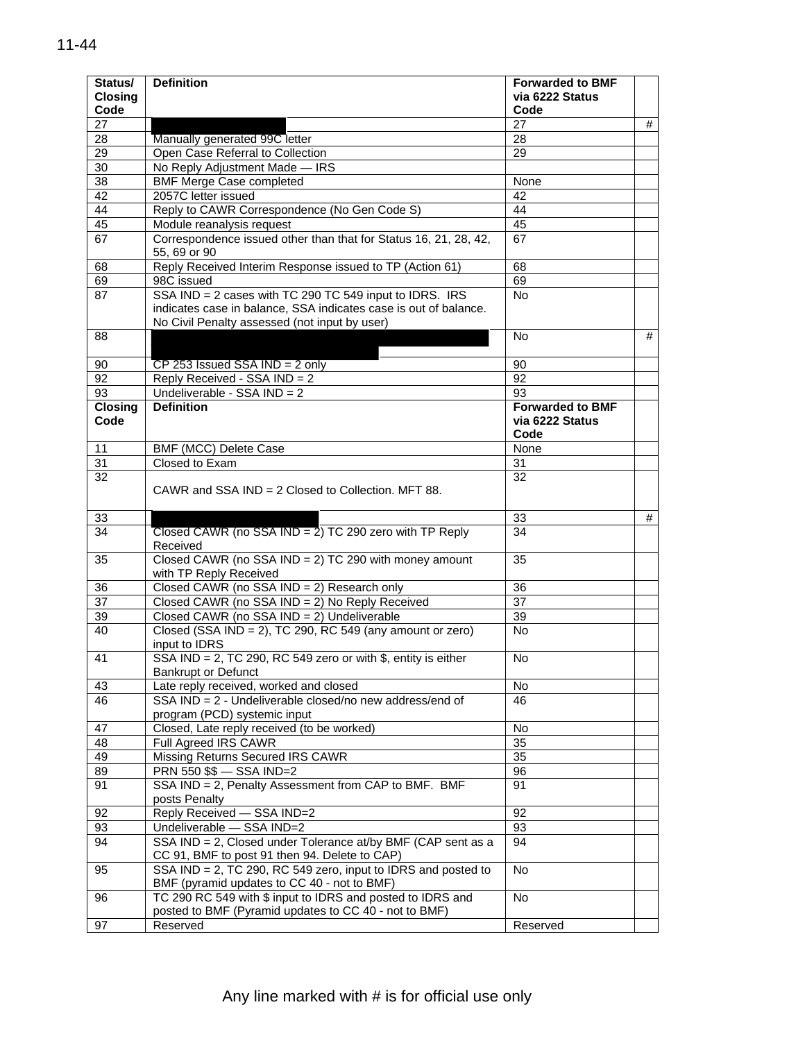| Status/ Closing Code | Definition | Forwarded to BMF via 6222 Status Code | |
|---|---|---|---|
| 27 | | 27 | # |
| 28 | Manually generated 99C letter | 28 | |
| 29 | Open Case Referral to Collection | 29 | |
| 30 | No Reply Adjustment Made — IRS | | |
| 38 | BMF Merge Case completed | None | |
| 42 | 2057C letter issued | 42 | |
| 44 | Reply to CAWR Correspondence (No Gen Code S) | 44 | |
| 45 | Module reanalysis request | 45 | |
| 67 | Correspondence issued other than that for Status 16, 21, 28, 42, 55, 69 or 90 | 67 | |
| 68 | Reply Received Interim Response issued to TP (Action 61) | 68 | |
| 69 | 98C issued | 69 | |
| 87 | SSA IND = 2 cases with TC 290 TC 549 input to IDRS. IRS indicates case in balance, SSA indicates case is out of balance. No Civil Penalty assessed (not input by user) | No | |
| 88 | | No | # |
| 90 | CP 253 Issued SSA IND = 2 only | 90 | |
| 92 | Reply Received - SSA IND = 2 | 92 | |
| 93 | Undeliverable - SSA IND = 2 | 93 | |
| **Closing Code** | **Definition** | **Forwarded to BMF via 6222 Status Code** | |
| 11 | BMF (MCC) Delete Case | None | |
| 31 | Closed to Exam | 31 | |
| 32 | CAWR and SSA IND = 2 Closed to Collection. MFT 88. | 32 | |
| 33 | | 33 | # |
| 34 | Closed CAWR (no SSA IND = 2) TC 290 zero with TP Reply Received | 34 | |
| 35 | Closed CAWR (no SSA IND = 2) TC 290 with money amount with TP Reply Received | 35 | |
| 36 | Closed CAWR (no SSA IND = 2) Research only | 36 | |
| 37 | Closed CAWR (no SSA IND = 2) No Reply Received | 37 | |
| 39 | Closed CAWR (no SSA IND = 2) Undeliverable | 39 | |
| 40 | Closed (SSA IND = 2), TC 290, RC 549 (any amount or zero) input to IDRS | No | |
| 41 | SSA IND = 2, TC 290, RC 549 zero or with $, entity is either Bankrupt or Defunct | No | |
| 43 | Late reply received, worked and closed | No | |
| 46 | SSA IND = 2 - Undeliverable closed/no new address/end of program (PCD) systemic input | 46 | |
| 47 | Closed, Late reply received (to be worked) | No | |
| 48 | Full Agreed IRS CAWR | 35 | |
| 49 | Missing Returns Secured IRS CAWR | 35 | |
| 89 | PRN 550 $$ — SSA IND=2 | 96 | |
| 91 | SSA IND = 2, Penalty Assessment from CAP to BMF. BMF posts Penalty | 91 | |
| 92 | Reply Received — SSA IND=2 | 92 | |
| 93 | Undeliverable — SSA IND=2 | 93 | |
| 94 | SSA IND = 2, Closed under Tolerance at/by BMF (CAP sent as a CC 91, BMF to post 91 then 94. Delete to CAP) | 94 | |
| 95 | SSA IND = 2, TC 290, RC 549 zero, input to IDRS and posted to BMF (pyramid updates to CC 40 - not to BMF) | No | |
| 96 | TC 290 RC 549 with $ input to IDRS and posted to IDRS and posted to BMF (Pyramid updates to CC 40 - not to BMF) | No | |
| 97 | Reserved | Reserved | |

Any line marked with # is for official use only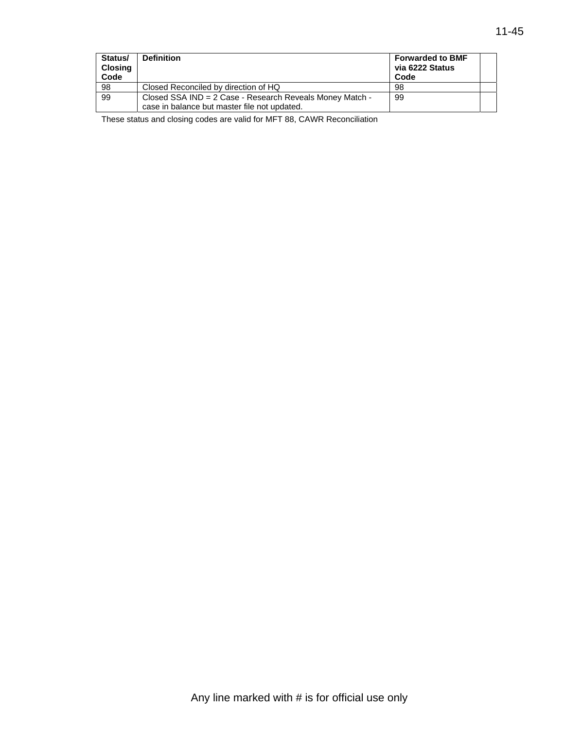| Status/ Closing Code | Definition | Forwarded to BMF via 6222 Status Code | |
|---|---|---|---|
| 98 | Closed Reconciled by direction of HQ | 98 | |
| 99 | Closed SSA IND = 2 Case - Research Reveals Money Match - case in balance but master file not updated. | 99 | |

These status and closing codes are valid for MFT 88, CAWR Reconciliation

Any line marked with # is for official use only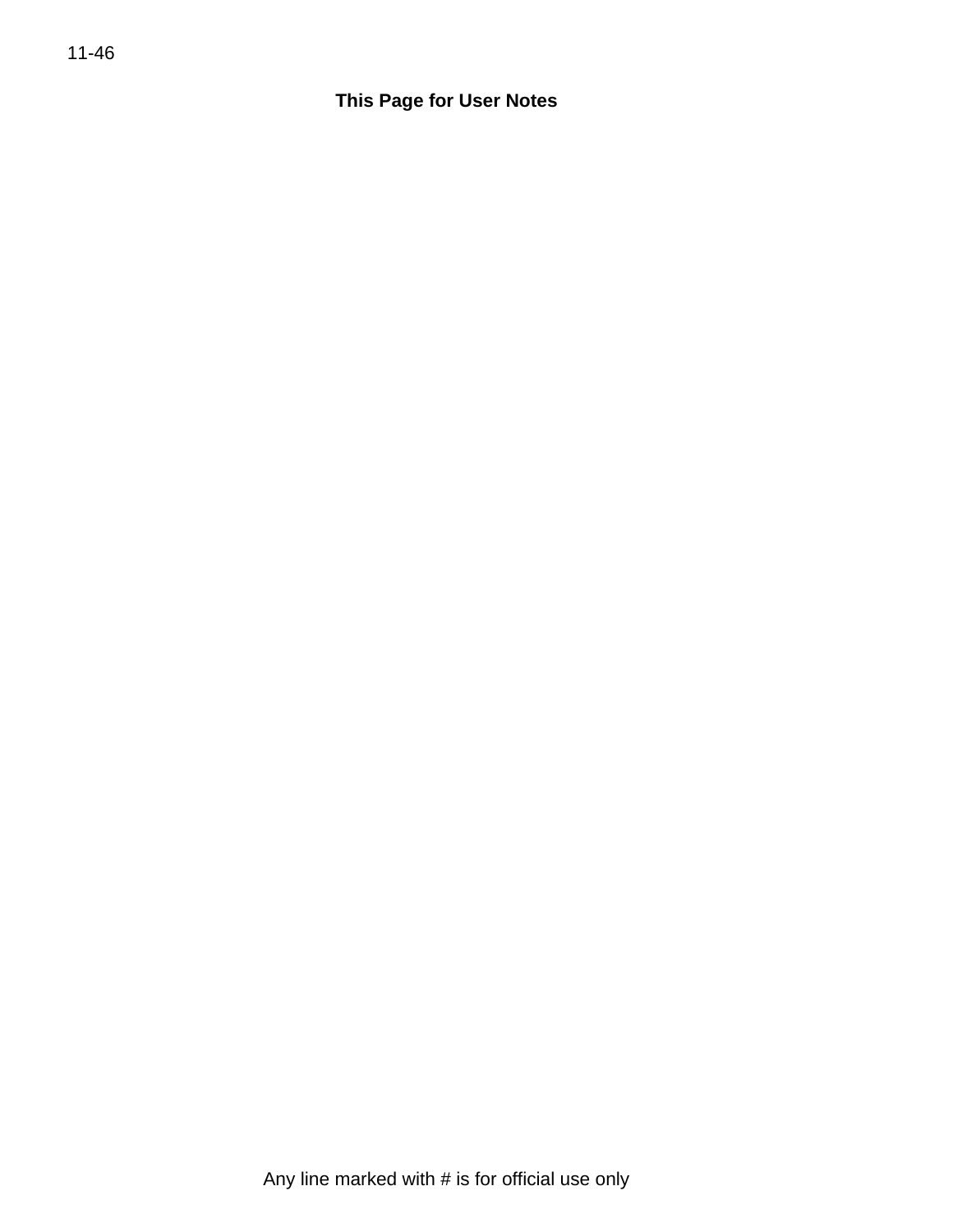**This Page for User Notes**

Any line marked with # is for official use only